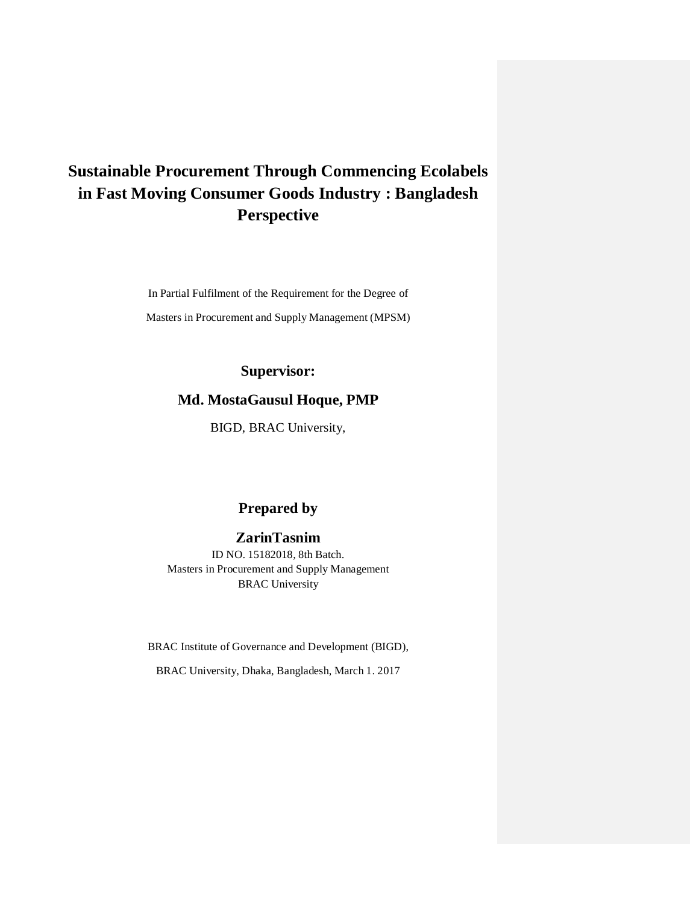# Sustainable Procurement Through Commencing Ecolabels in Fast Moving Consumer Goods Industry : Bangladesh Perspective

In Partial Fulfilment of the Requirement for the Degree of

Masters in Procurement and Supply Management (MPSM)

**Supervisor:**

**Md. MostaGausul Hoque, PMP**

BIGD, BRAC University,

**Prepared by**

**ZarinTasnim**

ID NO. 15182018, 8th Batch.
Masters in Procurement and Supply Management
BRAC University

BRAC Institute of Governance and Development (BIGD),

BRAC University, Dhaka, Bangladesh, March 1. 2017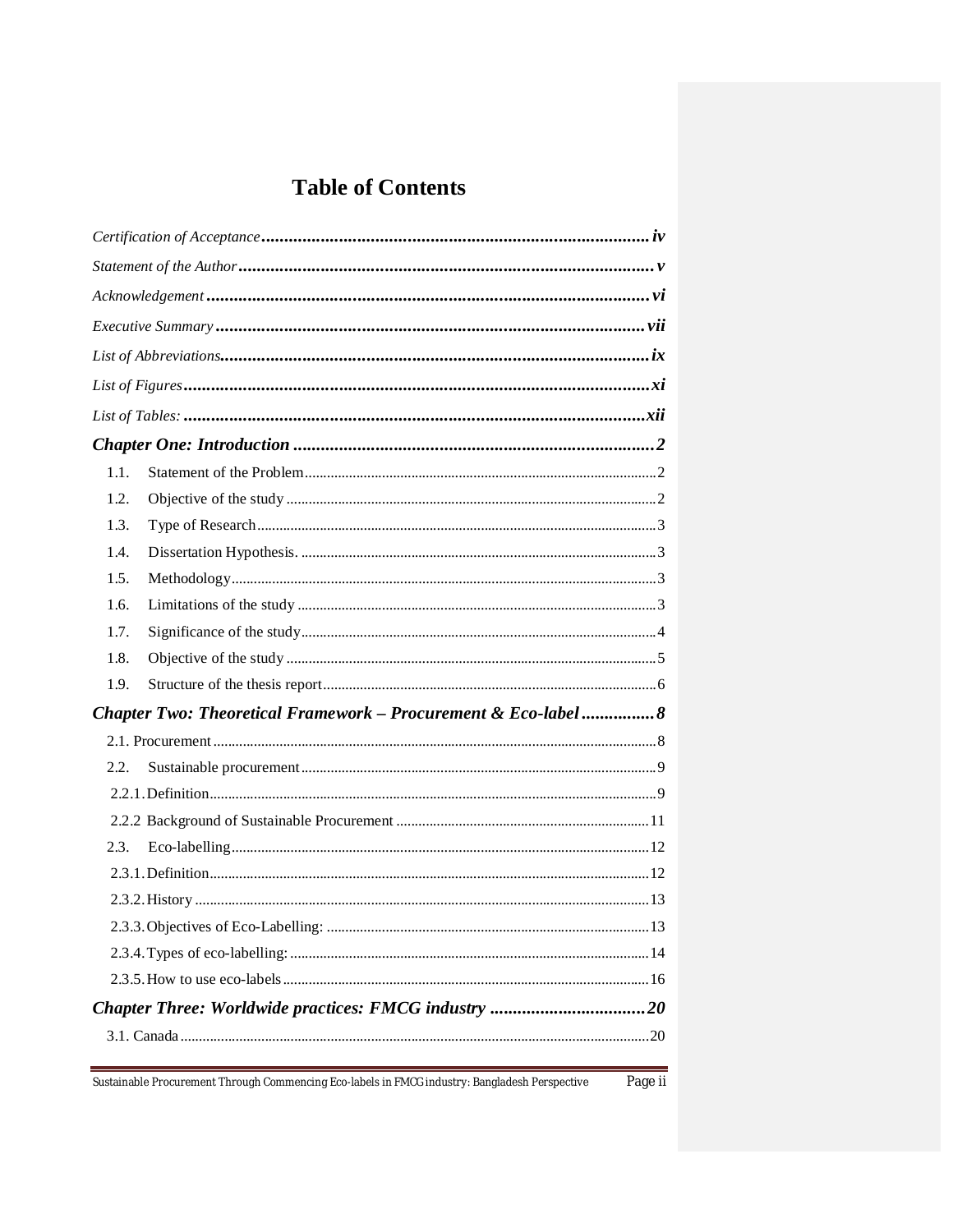# Table of Contents

*Certification of Acceptance* ..................... ***iv***

*Statement of the Author* ..................... ***v***

*Acknowledgement* ..................... ***vi***

*Executive Summary* ..................... ***vii***

*List of Abbreviations*..................... ***ix***

*List of Figures* ..................... ***xi***

*List of Tables:* ..................... ***xii***

***Chapter One: Introduction*** ..................... ***2***

1.1. Statement of the Problem ..................... 2

1.2. Objective of the study ..................... 2

1.3. Type of Research ..................... 3

1.4. Dissertation Hypothesis. ..................... 3

1.5. Methodology ..................... 3

1.6. Limitations of the study ..................... 3

1.7. Significance of the study ..................... 4

1.8. Objective of the study ..................... 5

1.9. Structure of the thesis report ..................... 6

***Chapter Two: Theoretical Framework – Procurement & Eco-label*** ..................... ***8***

2.1. Procurement ..................... 8

2.2. Sustainable procurement ..................... 9

2.2.1. Definition ..................... 9

2.2.2 Background of Sustainable Procurement ..................... 11

2.3. Eco-labelling ..................... 12

2.3.1. Definition ..................... 12

2.3.2. History ..................... 13

2.3.3. Objectives of Eco-Labelling: ..................... 13

2.3.4. Types of eco-labelling: ..................... 14

2.3.5. How to use eco-labels ..................... 16

***Chapter Three: Worldwide practices: FMCG industry*** ..................... ***20***

3.1. Canada ..................... 20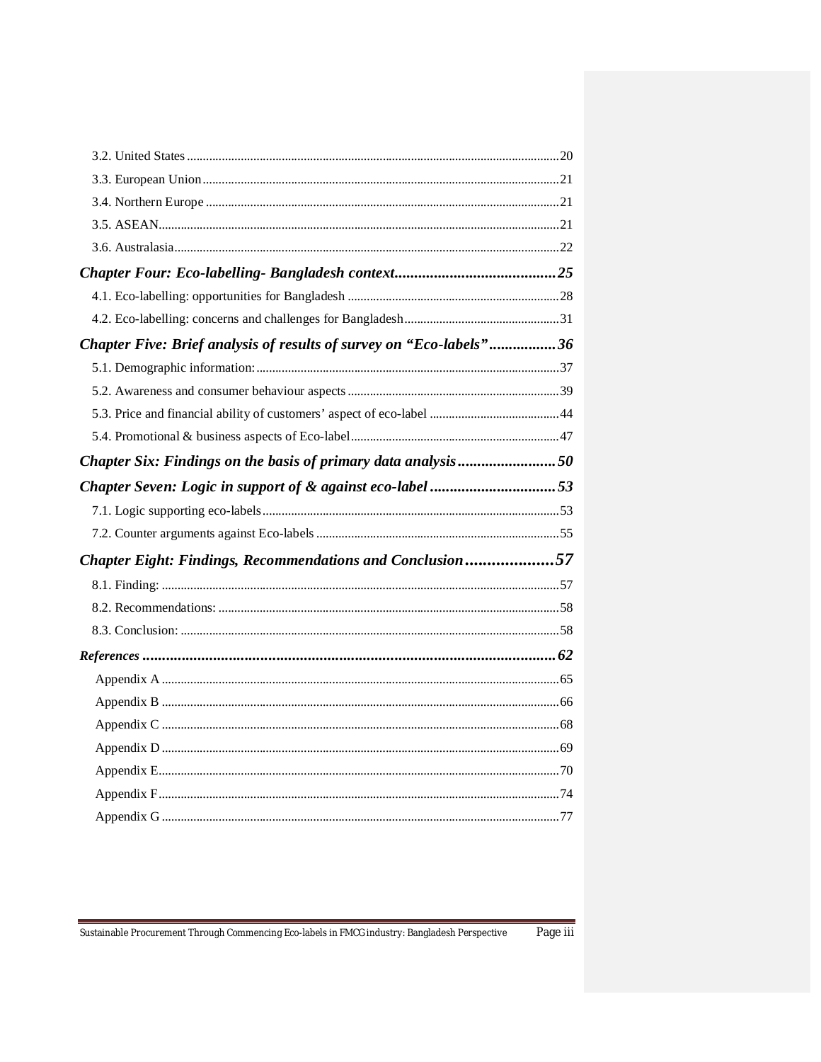3.2. United States ..... 20

3.3. European Union ..... 21

3.4. Northern Europe ..... 21

3.5. ASEAN ..... 21

3.6. Australasia ..... 22

***Chapter Four: Eco-labelling- Bangladesh context ..... 25***

4.1. Eco-labelling: opportunities for Bangladesh ..... 28

4.2. Eco-labelling: concerns and challenges for Bangladesh ..... 31

***Chapter Five: Brief analysis of results of survey on "Eco-labels" ..... 36***

5.1. Demographic information: ..... 37

5.2. Awareness and consumer behaviour aspects ..... 39

5.3. Price and financial ability of customers' aspect of eco-label ..... 44

5.4. Promotional & business aspects of Eco-label ..... 47

***Chapter Six: Findings on the basis of primary data analysis ..... 50***

***Chapter Seven: Logic in support of & against eco-label ..... 53***

7.1. Logic supporting eco-labels ..... 53

7.2. Counter arguments against Eco-labels ..... 55

***Chapter Eight: Findings, Recommendations and Conclusion ..... 57***

8.1. Finding: ..... 57

8.2. Recommendations: ..... 58

8.3. Conclusion: ..... 58

***References ..... 62***

Appendix A ..... 65

Appendix B ..... 66

Appendix C ..... 68

Appendix D ..... 69

Appendix E ..... 70

Appendix F ..... 74

Appendix G ..... 77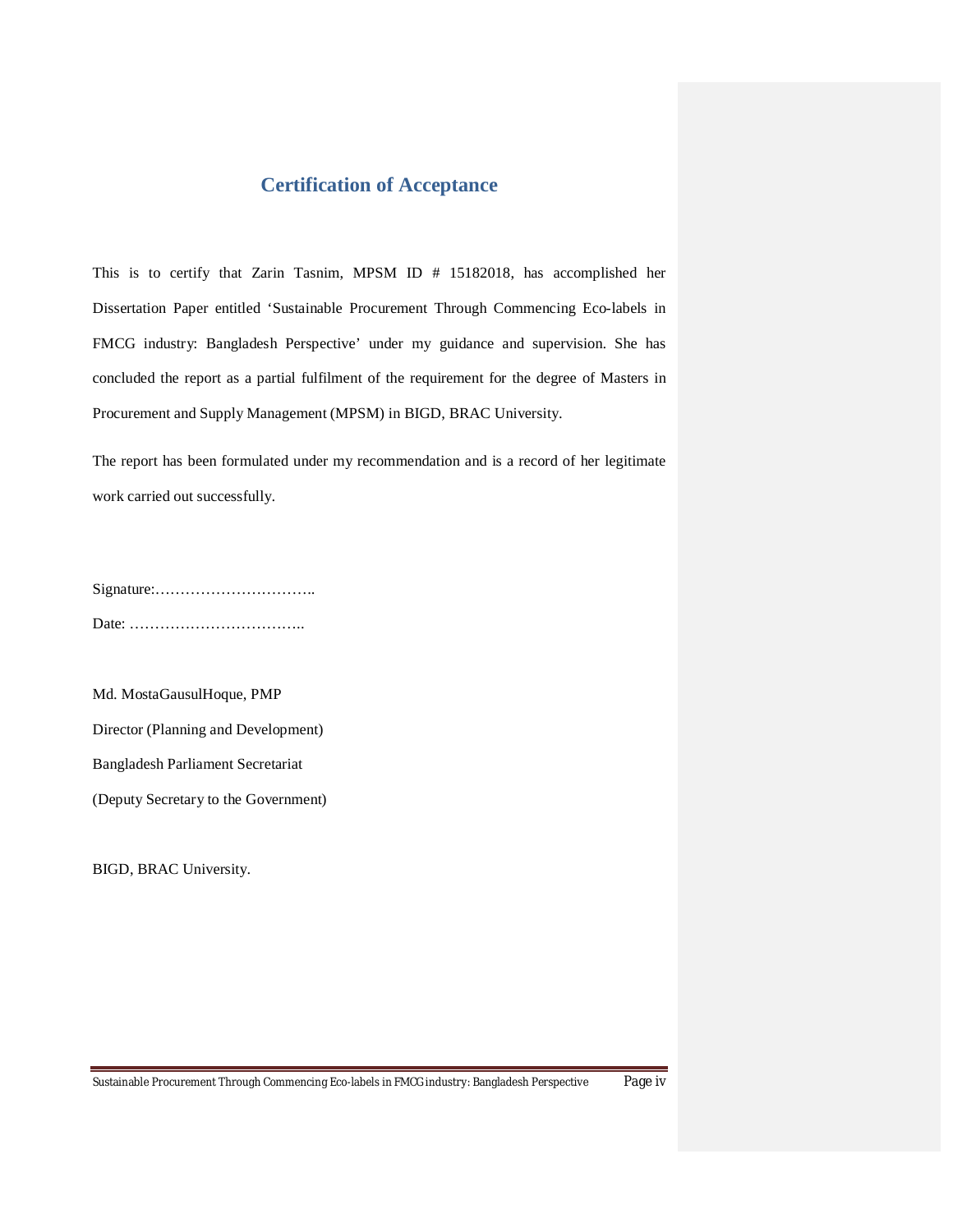## Certification of Acceptance

This is to certify that Zarin Tasnim, MPSM ID # 15182018, has accomplished her Dissertation Paper entitled 'Sustainable Procurement Through Commencing Eco-labels in FMCG industry: Bangladesh Perspective' under my guidance and supervision. She has concluded the report as a partial fulfilment of the requirement for the degree of Masters in Procurement and Supply Management (MPSM) in BIGD, BRAC University.

The report has been formulated under my recommendation and is a record of her legitimate work carried out successfully.

Signature:…………………………..

Date: ……………………………..

Md. MostaGausulHoque, PMP

Director (Planning and Development)

Bangladesh Parliament Secretariat

(Deputy Secretary to the Government)

BIGD, BRAC University.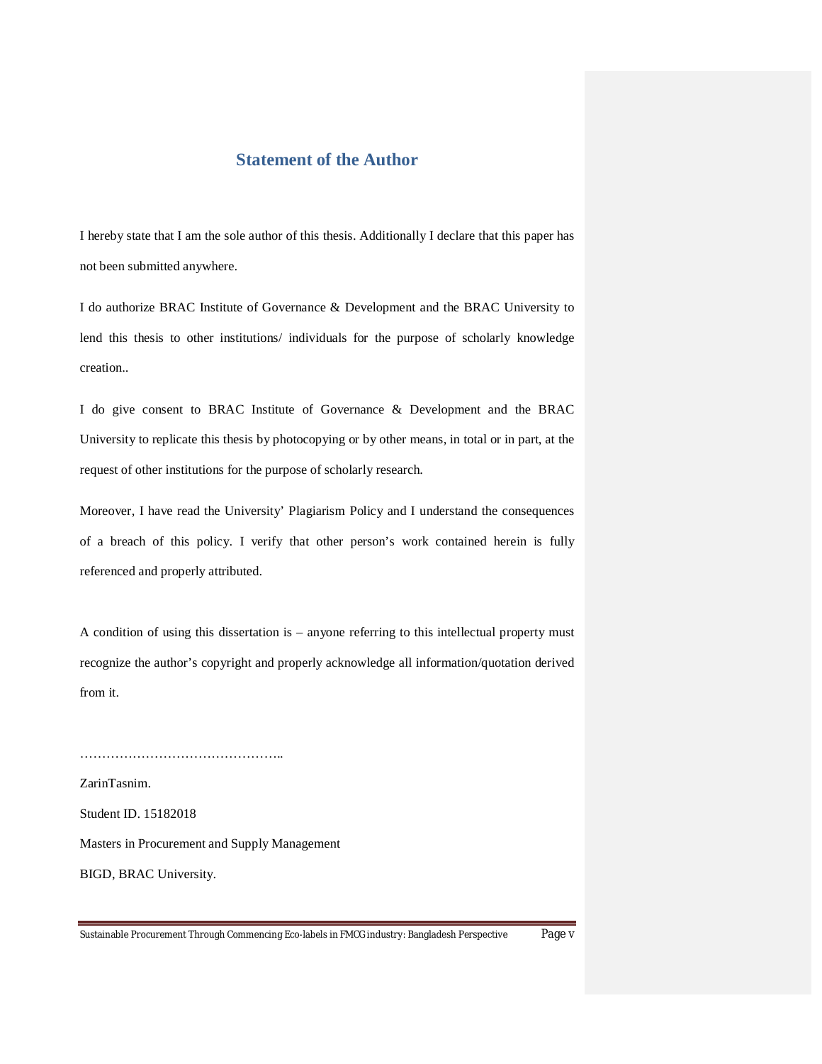## Statement of the Author

I hereby state that I am the sole author of this thesis. Additionally I declare that this paper has not been submitted anywhere.

I do authorize BRAC Institute of Governance & Development and the BRAC University to lend this thesis to other institutions/ individuals for the purpose of scholarly knowledge creation..

I do give consent to BRAC Institute of Governance & Development and the BRAC University to replicate this thesis by photocopying or by other means, in total or in part, at the request of other institutions for the purpose of scholarly research.

Moreover, I have read the University' Plagiarism Policy and I understand the consequences of a breach of this policy. I verify that other person's work contained herein is fully referenced and properly attributed.

A condition of using this dissertation is – anyone referring to this intellectual property must recognize the author's copyright and properly acknowledge all information/quotation derived from it.

………………………………………..

ZarinTasnim.

Student ID. 15182018

Masters in Procurement and Supply Management

BIGD, BRAC University.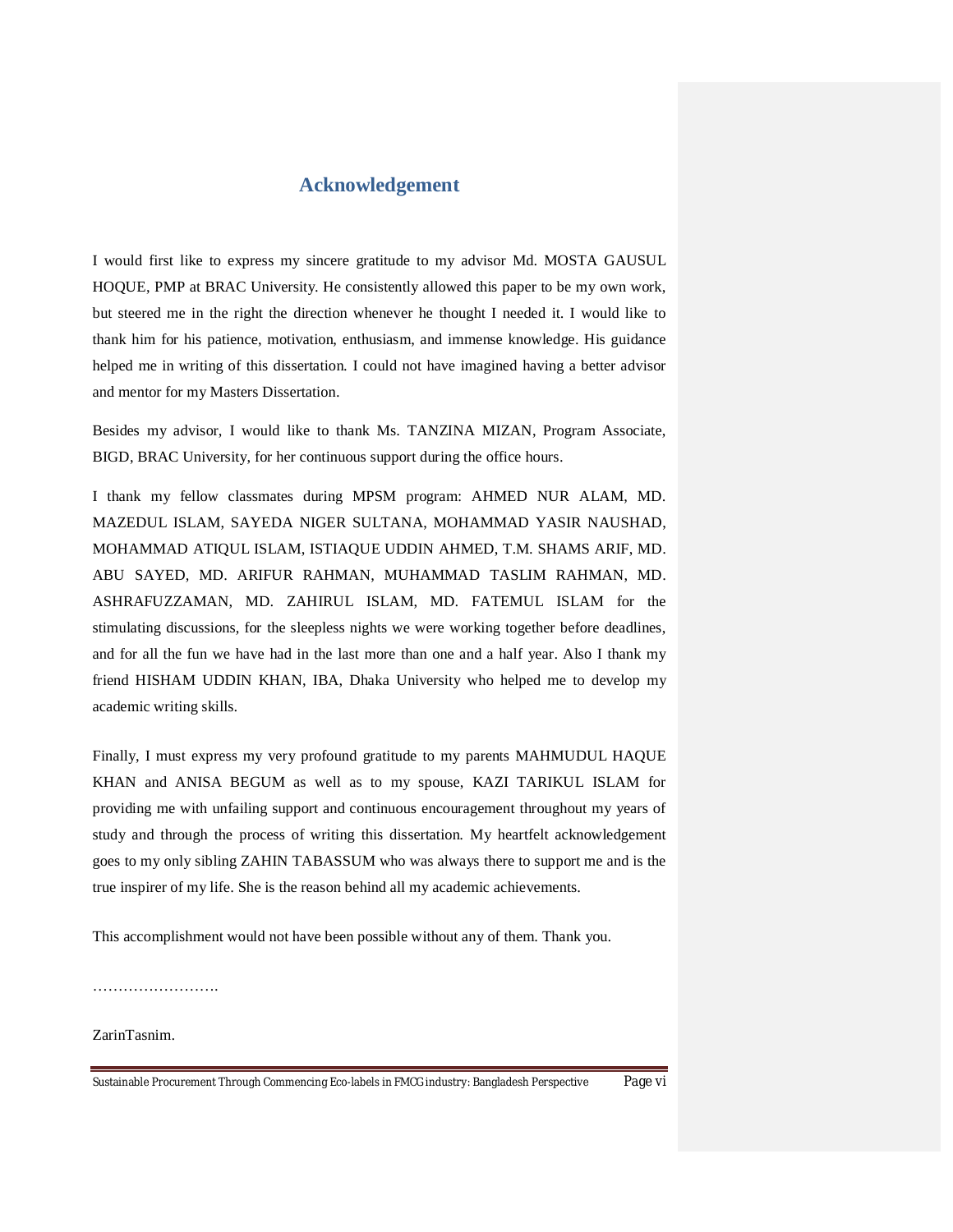# Acknowledgement

I would first like to express my sincere gratitude to my advisor Md. MOSTA GAUSUL HOQUE, PMP at BRAC University. He consistently allowed this paper to be my own work, but steered me in the right the direction whenever he thought I needed it. I would like to thank him for his patience, motivation, enthusiasm, and immense knowledge. His guidance helped me in writing of this dissertation. I could not have imagined having a better advisor and mentor for my Masters Dissertation.

Besides my advisor, I would like to thank Ms. TANZINA MIZAN, Program Associate, BIGD, BRAC University, for her continuous support during the office hours.

I thank my fellow classmates during MPSM program: AHMED NUR ALAM, MD. MAZEDUL ISLAM, SAYEDA NIGER SULTANA, MOHAMMAD YASIR NAUSHAD, MOHAMMAD ATIQUL ISLAM, ISTIAQUE UDDIN AHMED, T.M. SHAMS ARIF, MD. ABU SAYED, MD. ARIFUR RAHMAN, MUHAMMAD TASLIM RAHMAN, MD. ASHRAFUZZAMAN, MD. ZAHIRUL ISLAM, MD. FATEMUL ISLAM for the stimulating discussions, for the sleepless nights we were working together before deadlines, and for all the fun we have had in the last more than one and a half year. Also I thank my friend HISHAM UDDIN KHAN, IBA, Dhaka University who helped me to develop my academic writing skills.

Finally, I must express my very profound gratitude to my parents MAHMUDUL HAQUE KHAN and ANISA BEGUM as well as to my spouse, KAZI TARIKUL ISLAM for providing me with unfailing support and continuous encouragement throughout my years of study and through the process of writing this dissertation. My heartfelt acknowledgement goes to my only sibling ZAHIN TABASSUM who was always there to support me and is the true inspirer of my life. She is the reason behind all my academic achievements.

This accomplishment would not have been possible without any of them. Thank you.

…………………….

ZarinTasnim.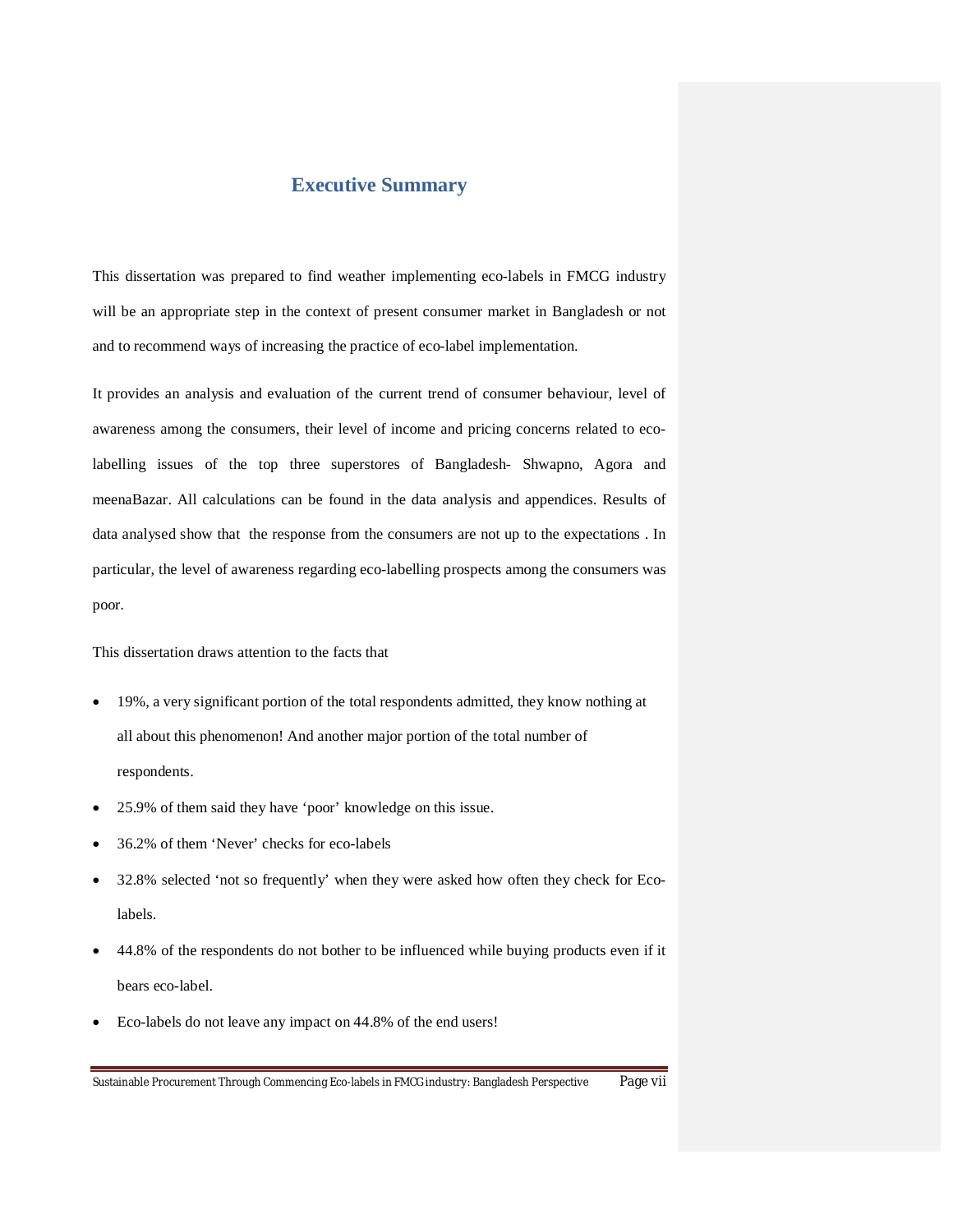# Executive Summary

This dissertation was prepared to find weather implementing eco-labels in FMCG industry will be an appropriate step in the context of present consumer market in Bangladesh or not and to recommend ways of increasing the practice of eco-label implementation.

It provides an analysis and evaluation of the current trend of consumer behaviour, level of awareness among the consumers, their level of income and pricing concerns related to eco-labelling issues of the top three superstores of Bangladesh- Shwapno, Agora and meenaBazar. All calculations can be found in the data analysis and appendices. Results of data analysed show that the response from the consumers are not up to the expectations . In particular, the level of awareness regarding eco-labelling prospects among the consumers was poor.

This dissertation draws attention to the facts that

- 19%, a very significant portion of the total respondents admitted, they know nothing at all about this phenomenon! And another major portion of the total number of respondents.
- 25.9% of them said they have 'poor' knowledge on this issue.
- 36.2% of them 'Never' checks for eco-labels
- 32.8% selected 'not so frequently' when they were asked how often they check for Eco-labels.
- 44.8% of the respondents do not bother to be influenced while buying products even if it bears eco-label.
- Eco-labels do not leave any impact on 44.8% of the end users!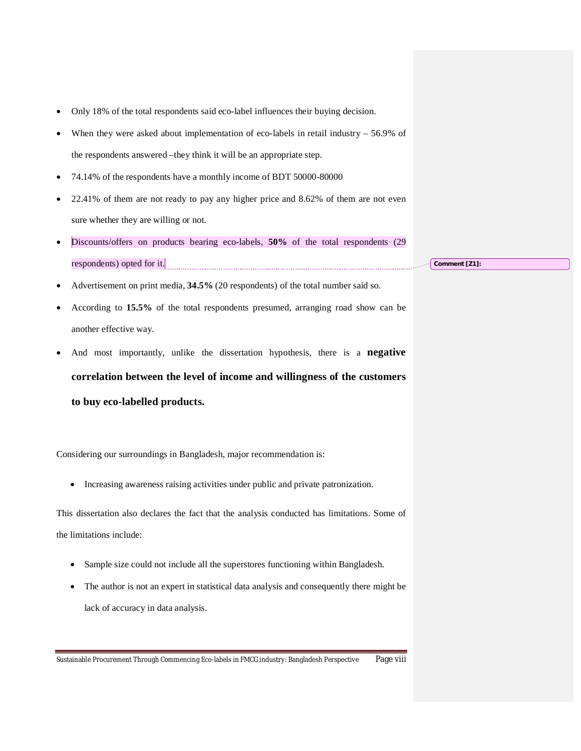- Only 18% of the total respondents said eco-label influences their buying decision.
- When they were asked about implementation of eco-labels in retail industry – 56.9% of the respondents answered –they think it will be an appropriate step.
- 74.14% of the respondents have a monthly income of BDT 50000-80000
- 22.41% of them are not ready to pay any higher price and 8.62% of them are not even sure whether they are willing or not.
- Discounts/offers on products bearing eco-labels, **50%** of the total respondents (29 respondents) opted for it.
- Advertisement on print media, **34.5%** (20 respondents) of the total number said so.
- According to **15.5%** of the total respondents presumed, arranging road show can be another effective way.
- And most importantly, unlike the dissertation hypothesis, there is a **negative correlation between the level of income and willingness of the customers to buy eco-labelled products.**

Considering our surroundings in Bangladesh, major recommendation is:

- Increasing awareness raising activities under public and private patronization.

This dissertation also declares the fact that the analysis conducted has limitations. Some of the limitations include:

- Sample size could not include all the superstores functioning within Bangladesh.
- The author is not an expert in statistical data analysis and consequently there might be lack of accuracy in data analysis.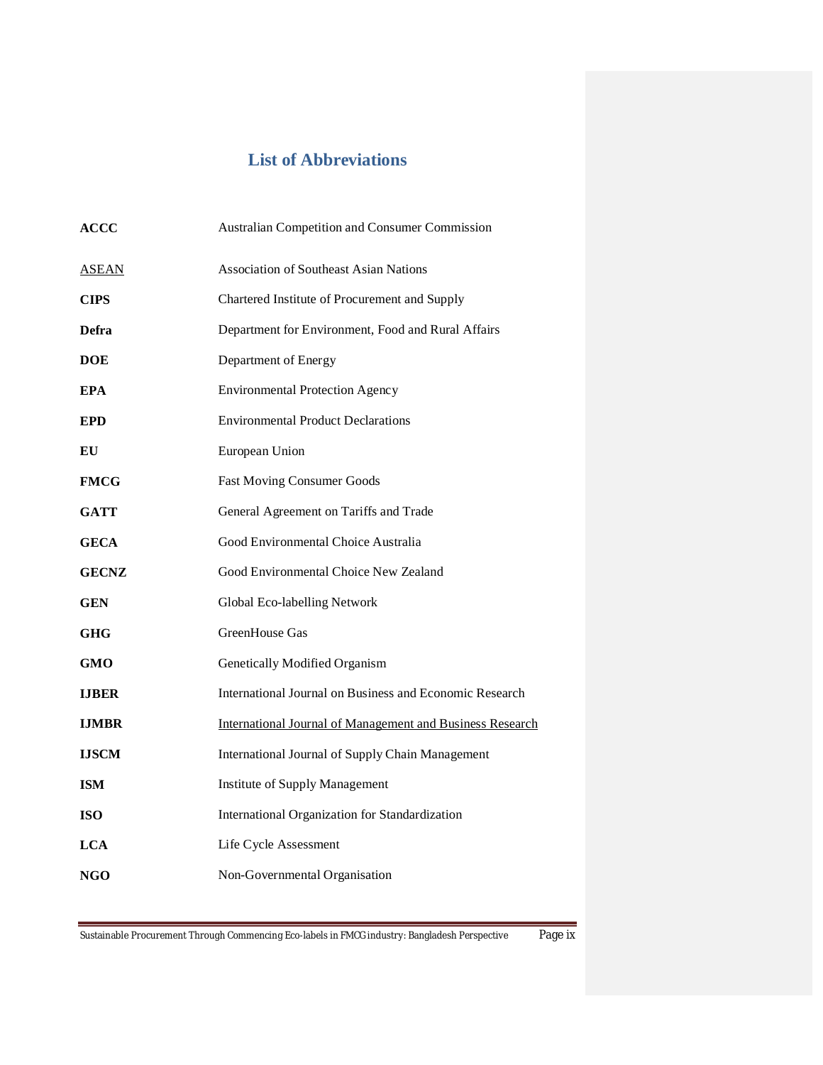# List of Abbreviations

| | |
|---|---|
| **ACCC** | Australian Competition and Consumer Commission |
| ASEAN | Association of Southeast Asian Nations |
| **CIPS** | Chartered Institute of Procurement and Supply |
| **Defra** | Department for Environment, Food and Rural Affairs |
| **DOE** | Department of Energy |
| **EPA** | Environmental Protection Agency |
| **EPD** | Environmental Product Declarations |
| **EU** | European Union |
| **FMCG** | Fast Moving Consumer Goods |
| **GATT** | General Agreement on Tariffs and Trade |
| **GECA** | Good Environmental Choice Australia |
| **GECNZ** | Good Environmental Choice New Zealand |
| **GEN** | Global Eco-labelling Network |
| **GHG** | GreenHouse Gas |
| **GMO** | Genetically Modified Organism |
| **IJBER** | International Journal on Business and Economic Research |
| **IJMBR** | International Journal of Management and Business Research |
| **IJSCM** | International Journal of Supply Chain Management |
| **ISM** | Institute of Supply Management |
| **ISO** | International Organization for Standardization |
| **LCA** | Life Cycle Assessment |
| **NGO** | Non-Governmental Organisation |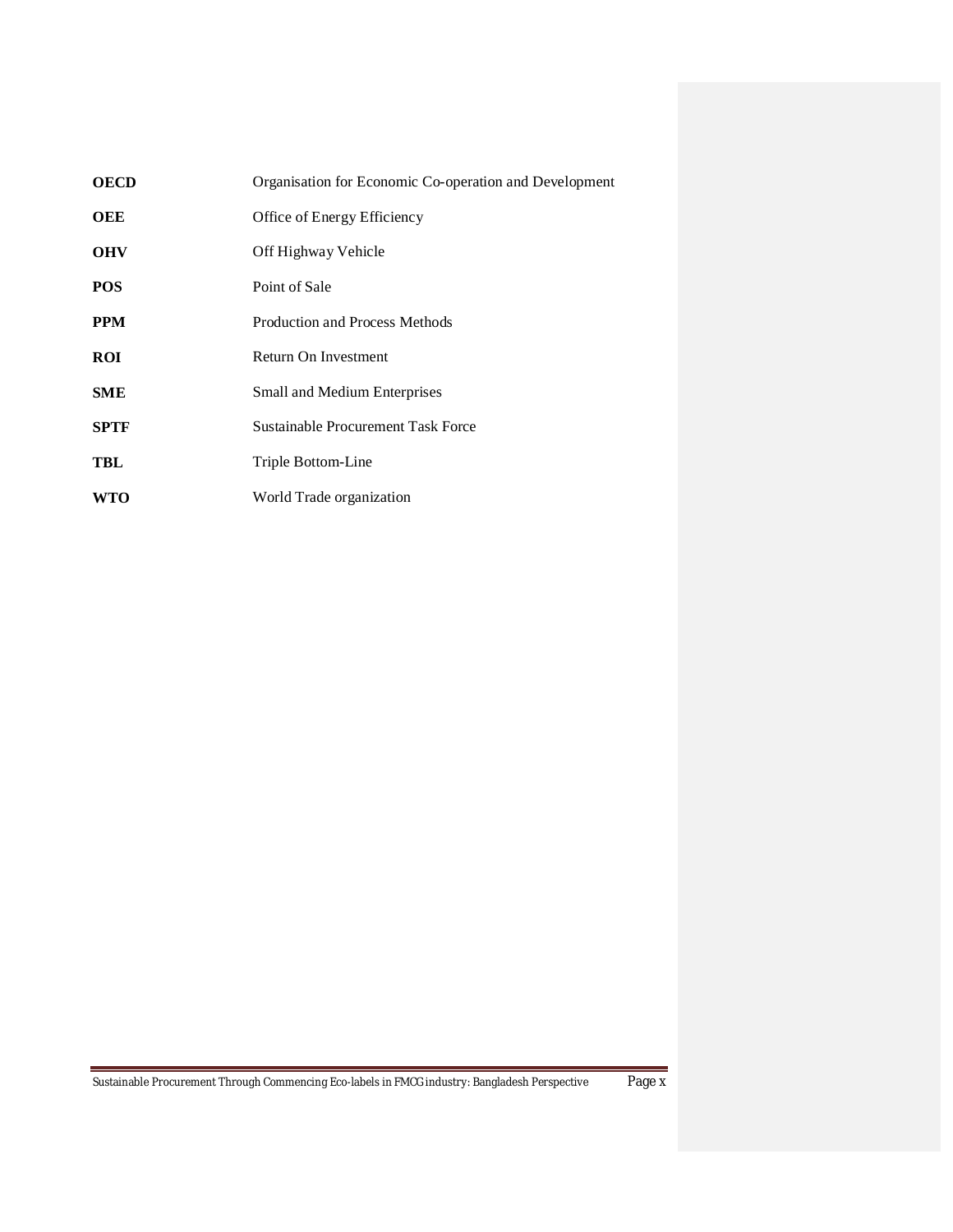| | |
|---|---|
| **OECD** | Organisation for Economic Co-operation and Development |
| **OEE** | Office of Energy Efficiency |
| **OHV** | Off Highway Vehicle |
| **POS** | Point of Sale |
| **PPM** | Production and Process Methods |
| **ROI** | Return On Investment |
| **SME** | Small and Medium Enterprises |
| **SPTF** | Sustainable Procurement Task Force |
| **TBL** | Triple Bottom-Line |
| **WTO** | World Trade organization |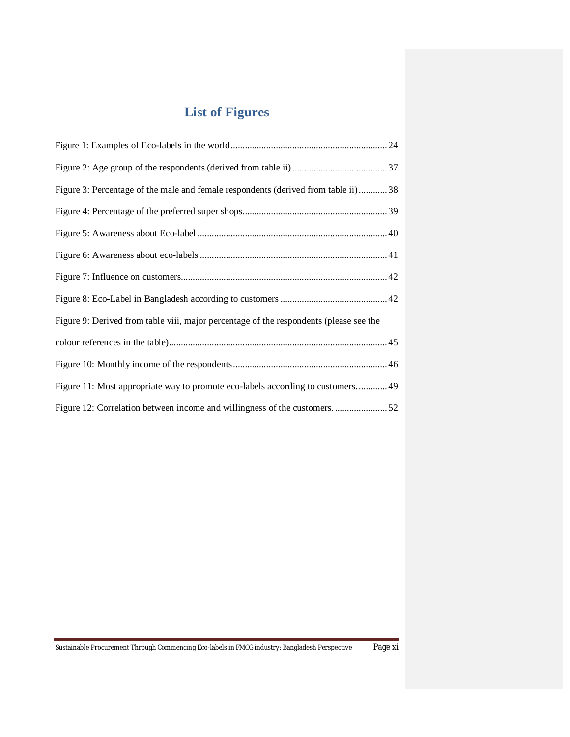# List of Figures

Figure 1: Examples of Eco-labels in the world .......... 24

Figure 2: Age group of the respondents (derived from table ii) .......... 37

Figure 3: Percentage of the male and female respondents (derived from table ii) .......... 38

Figure 4: Percentage of the preferred super shops .......... 39

Figure 5: Awareness about Eco-label .......... 40

Figure 6: Awareness about eco-labels .......... 41

Figure 7: Influence on customers .......... 42

Figure 8: Eco-Label in Bangladesh according to customers .......... 42

Figure 9: Derived from table viii, major percentage of the respondents (please see the colour references in the table) .......... 45

Figure 10: Monthly income of the respondents .......... 46

Figure 11: Most appropriate way to promote eco-labels according to customers. .......... 49

Figure 12: Correlation between income and willingness of the customers. .......... 52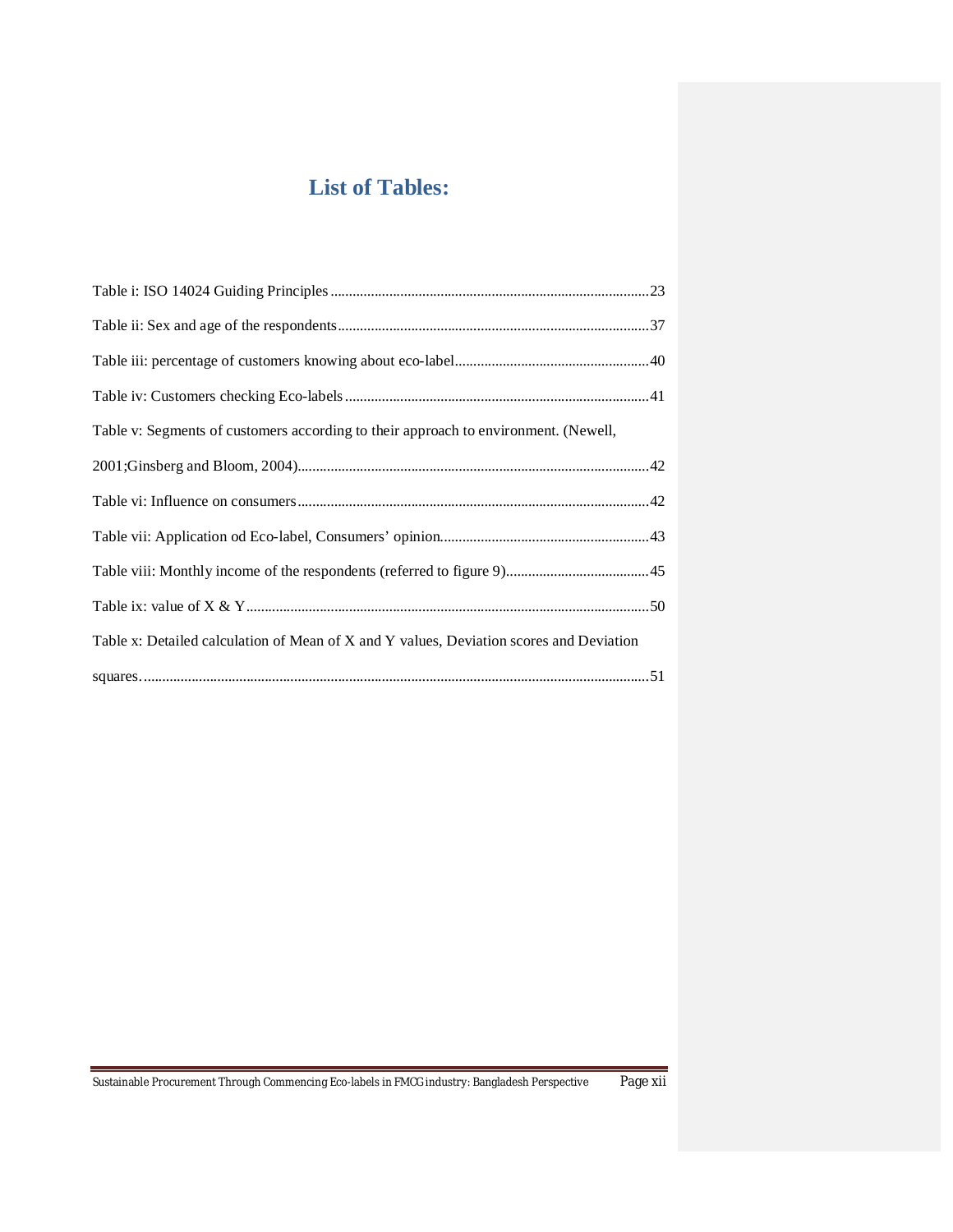# List of Tables:

Table i: ISO 14024 Guiding Principles ....................................................................................23

Table ii: Sex and age of the respondents....................................................................................37

Table iii: percentage of customers knowing about eco-label....................................................40

Table iv: Customers checking Eco-labels ..................................................................................41

Table v: Segments of customers according to their approach to environment. (Newell, 2001;Ginsberg and Bloom, 2004)...............................................................................................42

Table vi: Influence on consumers ...............................................................................................42

Table vii: Application od Eco-label, Consumers' opinion.........................................................43

Table viii: Monthly income of the respondents (referred to figure 9).......................................45

Table ix: value of X & Y............................................................................................................50

Table x: Detailed calculation of Mean of X and Y values, Deviation scores and Deviation squares. ........................................................................................................................................51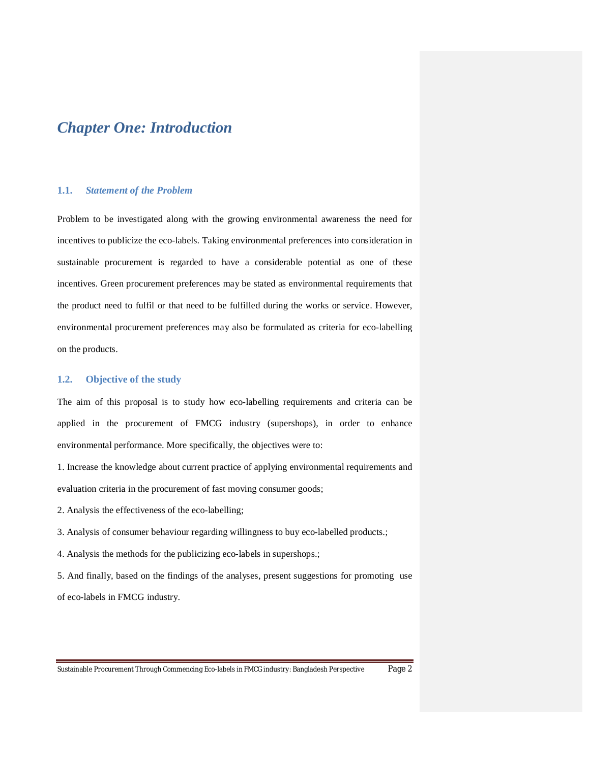# *Chapter One: Introduction*

## 1.1. *Statement of the Problem*

Problem to be investigated along with the growing environmental awareness the need for incentives to publicize the eco-labels. Taking environmental preferences into consideration in sustainable procurement is regarded to have a considerable potential as one of these incentives. Green procurement preferences may be stated as environmental requirements that the product need to fulfil or that need to be fulfilled during the works or service. However, environmental procurement preferences may also be formulated as criteria for eco-labelling on the products.

## 1.2. Objective of the study

The aim of this proposal is to study how eco-labelling requirements and criteria can be applied in the procurement of FMCG industry (supershops), in order to enhance environmental performance. More specifically, the objectives were to:

1. Increase the knowledge about current practice of applying environmental requirements and evaluation criteria in the procurement of fast moving consumer goods;

2. Analysis the effectiveness of the eco-labelling;

3. Analysis of consumer behaviour regarding willingness to buy eco-labelled products.;

4. Analysis the methods for the publicizing eco-labels in supershops.;

5. And finally, based on the findings of the analyses, present suggestions for promoting use of eco-labels in FMCG industry.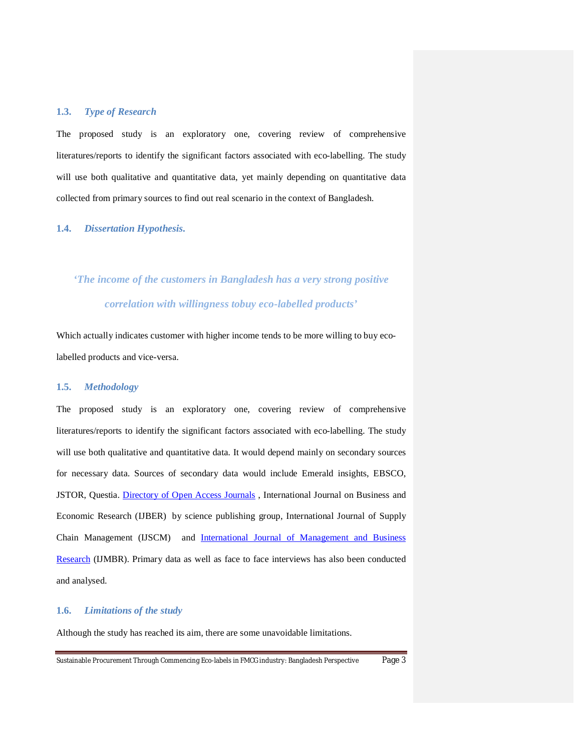### 1.3. *Type of Research*

The proposed study is an exploratory one, covering review of comprehensive literatures/reports to identify the significant factors associated with eco-labelling. The study will use both qualitative and quantitative data, yet mainly depending on quantitative data collected from primary sources to find out real scenario in the context of Bangladesh.

### 1.4. *Dissertation Hypothesis.*

***'The income of the customers in Bangladesh has a very strong positive correlation with willingness tobuy eco-labelled products'***

Which actually indicates customer with higher income tends to be more willing to buy eco-labelled products and vice-versa.

### 1.5. *Methodology*

The proposed study is an exploratory one, covering review of comprehensive literatures/reports to identify the significant factors associated with eco-labelling. The study will use both qualitative and quantitative data. It would depend mainly on secondary sources for necessary data. Sources of secondary data would include Emerald insights, EBSCO, JSTOR, Questia. Directory of Open Access Journals , International Journal on Business and Economic Research (IJBER) by science publishing group, International Journal of Supply Chain Management (IJSCM) and International Journal of Management and Business Research (IJMBR). Primary data as well as face to face interviews has also been conducted and analysed.

### 1.6. *Limitations of the study*

Although the study has reached its aim, there are some unavoidable limitations.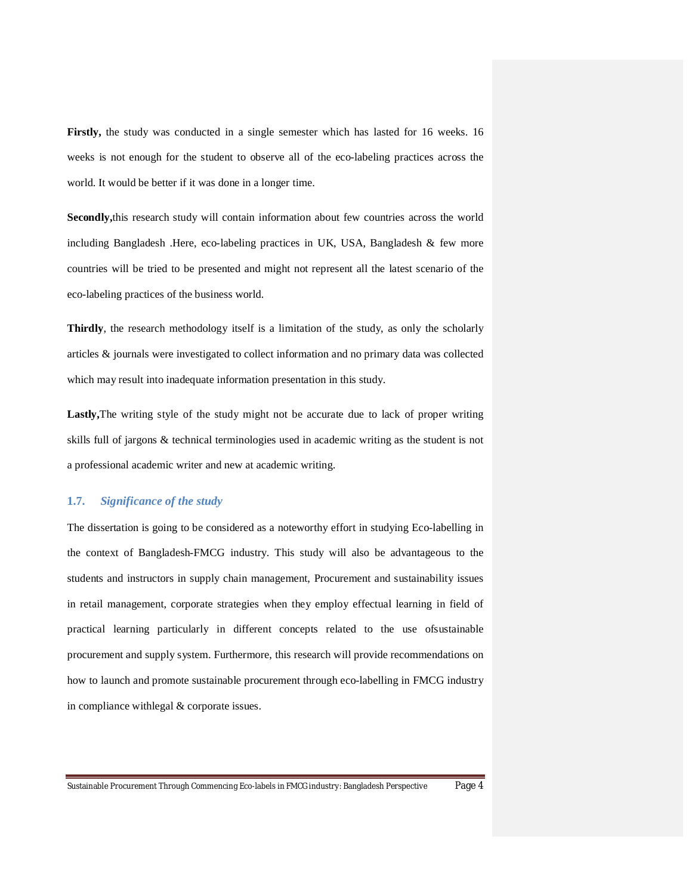**Firstly,** the study was conducted in a single semester which has lasted for 16 weeks. 16 weeks is not enough for the student to observe all of the eco-labeling practices across the world. It would be better if it was done in a longer time.

**Secondly,**this research study will contain information about few countries across the world including Bangladesh .Here, eco-labeling practices in UK, USA, Bangladesh & few more countries will be tried to be presented and might not represent all the latest scenario of the eco-labeling practices of the business world.

**Thirdly**, the research methodology itself is a limitation of the study, as only the scholarly articles & journals were investigated to collect information and no primary data was collected which may result into inadequate information presentation in this study.

**Lastly,**The writing style of the study might not be accurate due to lack of proper writing skills full of jargons & technical terminologies used in academic writing as the student is not a professional academic writer and new at academic writing.

### 1.7. *Significance of the study*

The dissertation is going to be considered as a noteworthy effort in studying Eco-labelling in the context of Bangladesh-FMCG industry. This study will also be advantageous to the students and instructors in supply chain management, Procurement and sustainability issues in retail management, corporate strategies when they employ effectual learning in field of practical learning particularly in different concepts related to the use ofsustainable procurement and supply system. Furthermore, this research will provide recommendations on how to launch and promote sustainable procurement through eco-labelling in FMCG industry in compliance withlegal & corporate issues.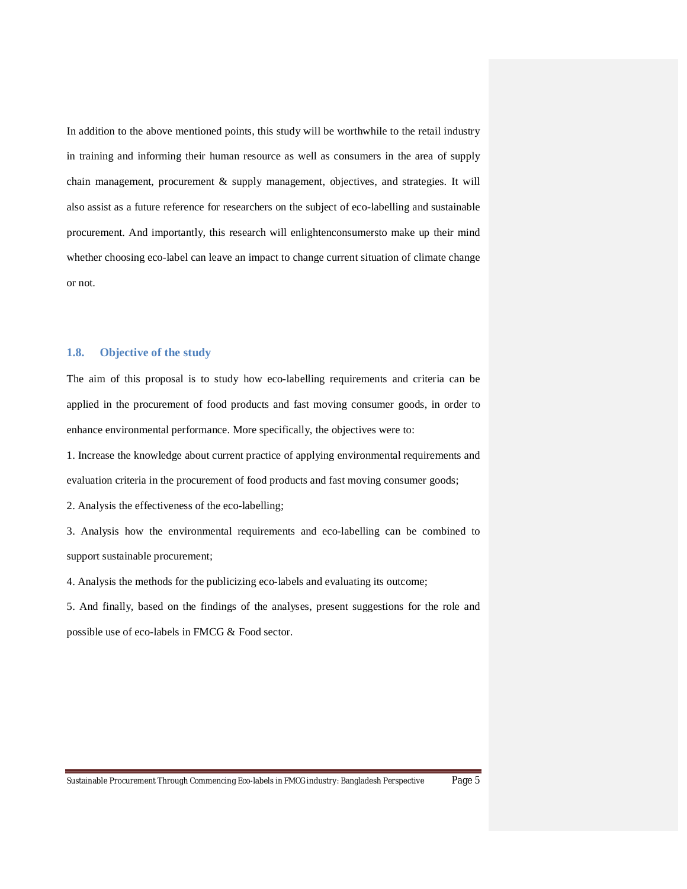In addition to the above mentioned points, this study will be worthwhile to the retail industry in training and informing their human resource as well as consumers in the area of supply chain management, procurement & supply management, objectives, and strategies. It will also assist as a future reference for researchers on the subject of eco-labelling and sustainable procurement. And importantly, this research will enlightenconsumersto make up their mind whether choosing eco-label can leave an impact to change current situation of climate change or not.

### 1.8. Objective of the study

The aim of this proposal is to study how eco-labelling requirements and criteria can be applied in the procurement of food products and fast moving consumer goods, in order to enhance environmental performance. More specifically, the objectives were to:

1. Increase the knowledge about current practice of applying environmental requirements and evaluation criteria in the procurement of food products and fast moving consumer goods;

2. Analysis the effectiveness of the eco-labelling;

3. Analysis how the environmental requirements and eco-labelling can be combined to support sustainable procurement;

4. Analysis the methods for the publicizing eco-labels and evaluating its outcome;

5. And finally, based on the findings of the analyses, present suggestions for the role and possible use of eco-labels in FMCG & Food sector.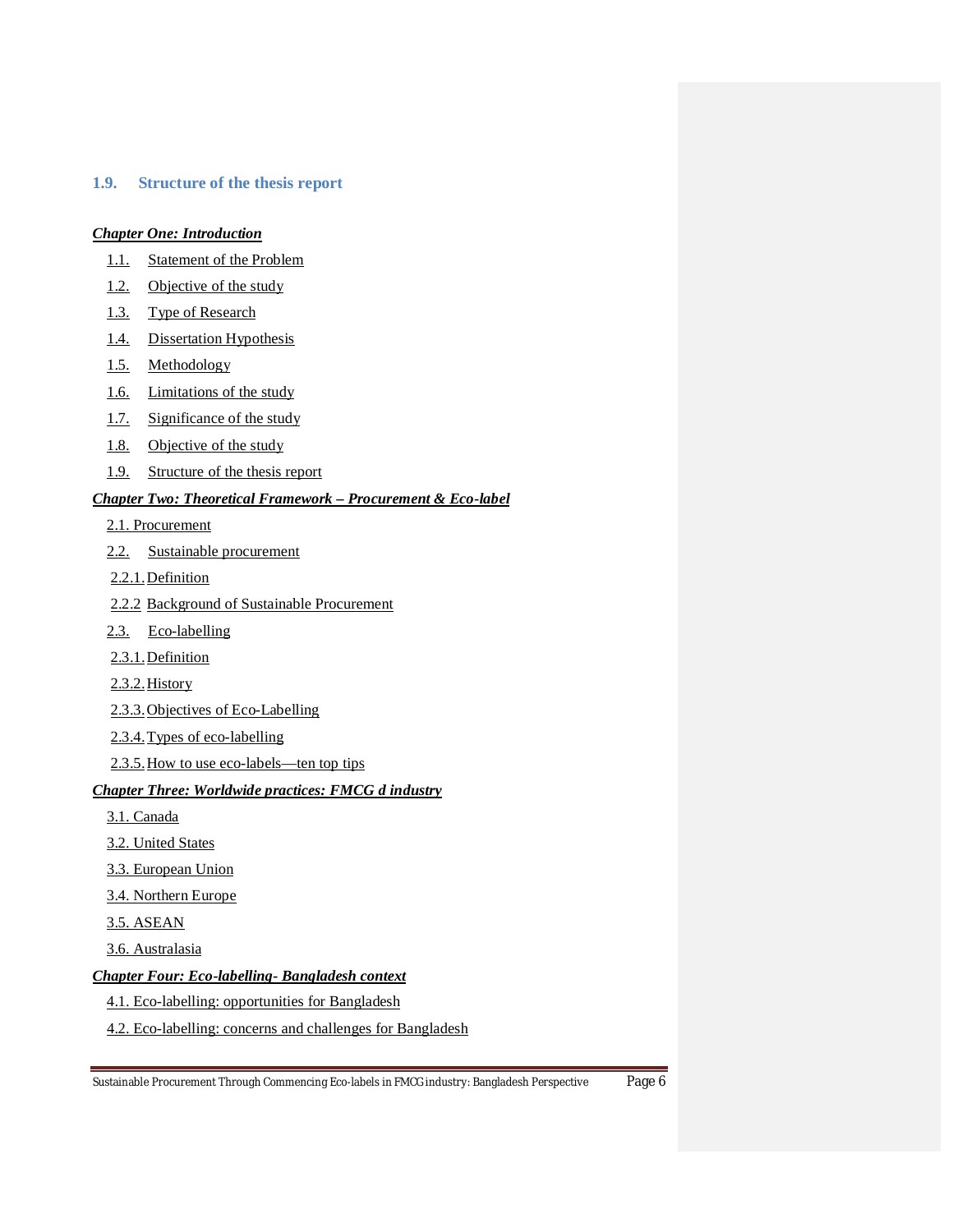## 1.9. Structure of the thesis report

***Chapter One: Introduction***

1.1. Statement of the Problem
1.2. Objective of the study
1.3. Type of Research
1.4. Dissertation Hypothesis
1.5. Methodology
1.6. Limitations of the study
1.7. Significance of the study
1.8. Objective of the study
1.9. Structure of the thesis report

***Chapter Two: Theoretical Framework – Procurement & Eco-label***

2.1. Procurement
2.2. Sustainable procurement
2.2.1. Definition
2.2.2 Background of Sustainable Procurement
2.3. Eco-labelling
2.3.1. Definition
2.3.2. History
2.3.3. Objectives of Eco-Labelling
2.3.4. Types of eco-labelling
2.3.5. How to use eco-labels—ten top tips

***Chapter Three: Worldwide practices: FMCG d industry***

3.1. Canada
3.2. United States
3.3. European Union
3.4. Northern Europe
3.5. ASEAN
3.6. Australasia

***Chapter Four: Eco-labelling- Bangladesh context***

4.1. Eco-labelling: opportunities for Bangladesh
4.2. Eco-labelling: concerns and challenges for Bangladesh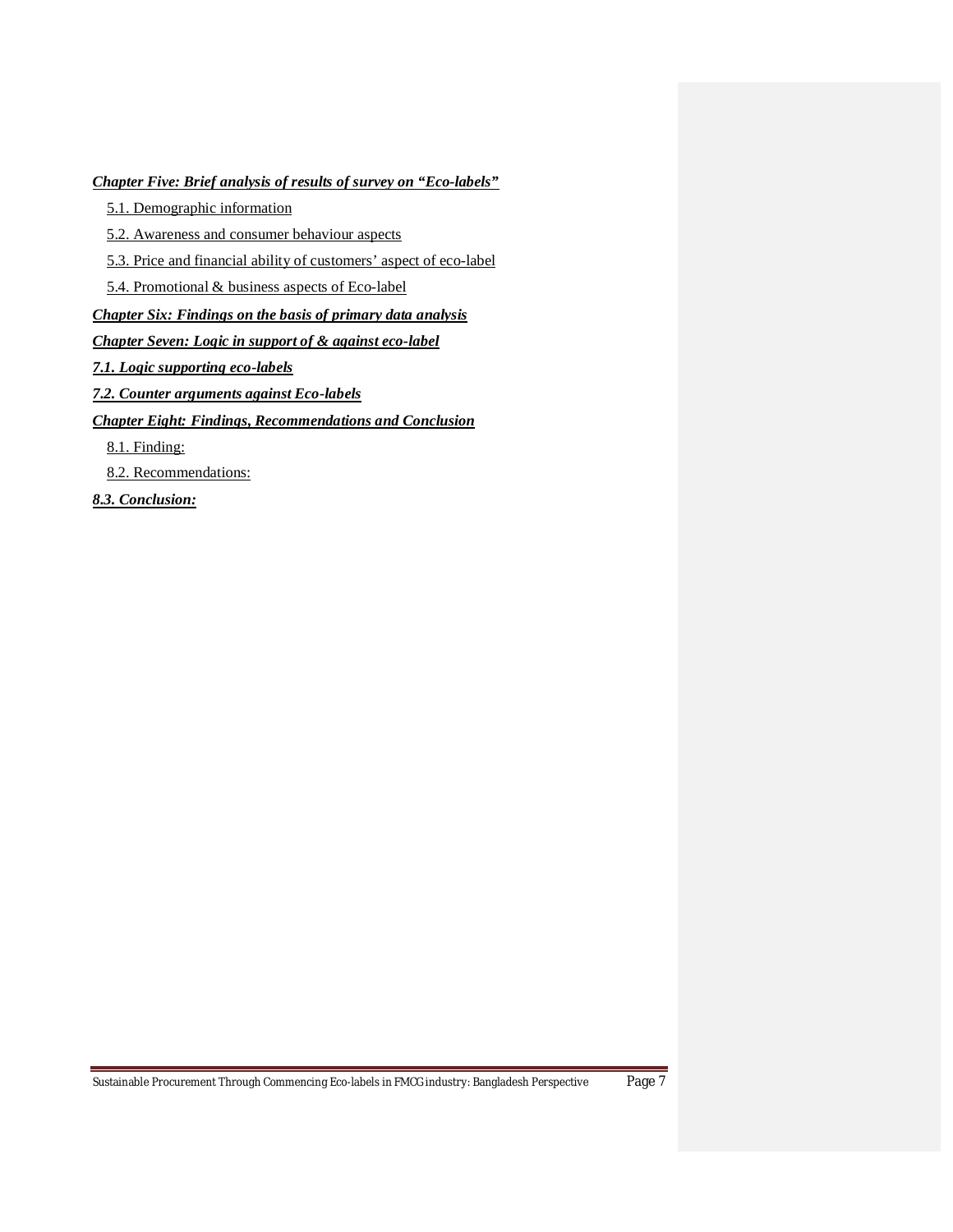***Chapter Five: Brief analysis of results of survey on "Eco-labels"***

5.1. Demographic information

5.2. Awareness and consumer behaviour aspects

5.3. Price and financial ability of customers' aspect of eco-label

5.4. Promotional & business aspects of Eco-label

***Chapter Six: Findings on the basis of primary data analysis***

***Chapter Seven: Logic in support of & against eco-label***

***7.1. Logic supporting eco-labels***

***7.2. Counter arguments against Eco-labels***

***Chapter Eight: Findings, Recommendations and Conclusion***

8.1. Finding:

8.2. Recommendations:

***8.3. Conclusion:***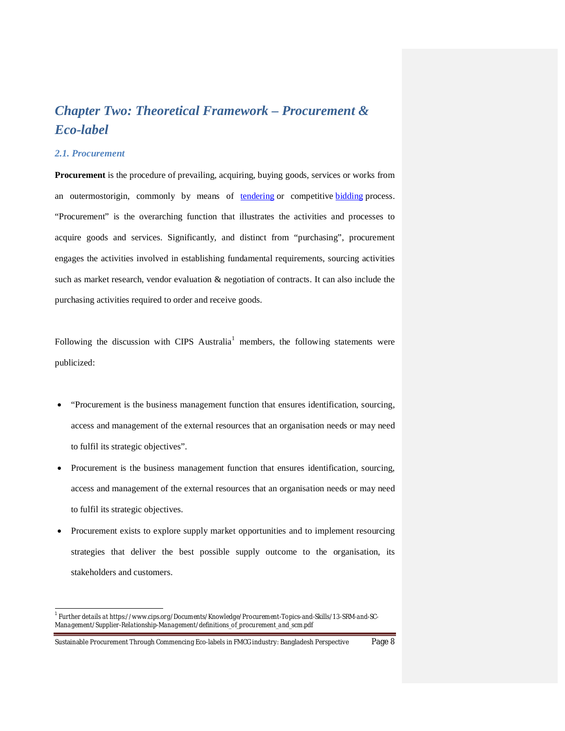# Chapter Two: Theoretical Framework – Procurement & Eco-label

## 2.1. Procurement

**Procurement** is the procedure of prevailing, acquiring, buying goods, services or works from an outermostorigin, commonly by means of tendering or competitive bidding process. "Procurement" is the overarching function that illustrates the activities and processes to acquire goods and services. Significantly, and distinct from "purchasing", procurement engages the activities involved in establishing fundamental requirements, sourcing activities such as market research, vendor evaluation & negotiation of contracts. It can also include the purchasing activities required to order and receive goods.

Following the discussion with CIPS Australia[1] members, the following statements were publicized:

- "Procurement is the business management function that ensures identification, sourcing, access and management of the external resources that an organisation needs or may need to fulfil its strategic objectives".
- Procurement is the business management function that ensures identification, sourcing, access and management of the external resources that an organisation needs or may need to fulfil its strategic objectives.
- Procurement exists to explore supply market opportunities and to implement resourcing strategies that deliver the best possible supply outcome to the organisation, its stakeholders and customers.

[1] Further details at https://www.cips.org/Documents/Knowledge/Procurement-Topics-and-Skills/13-SRM-and-SC-Management/Supplier-Relationship-Management/definitions_of_procurement_and_scm.pdf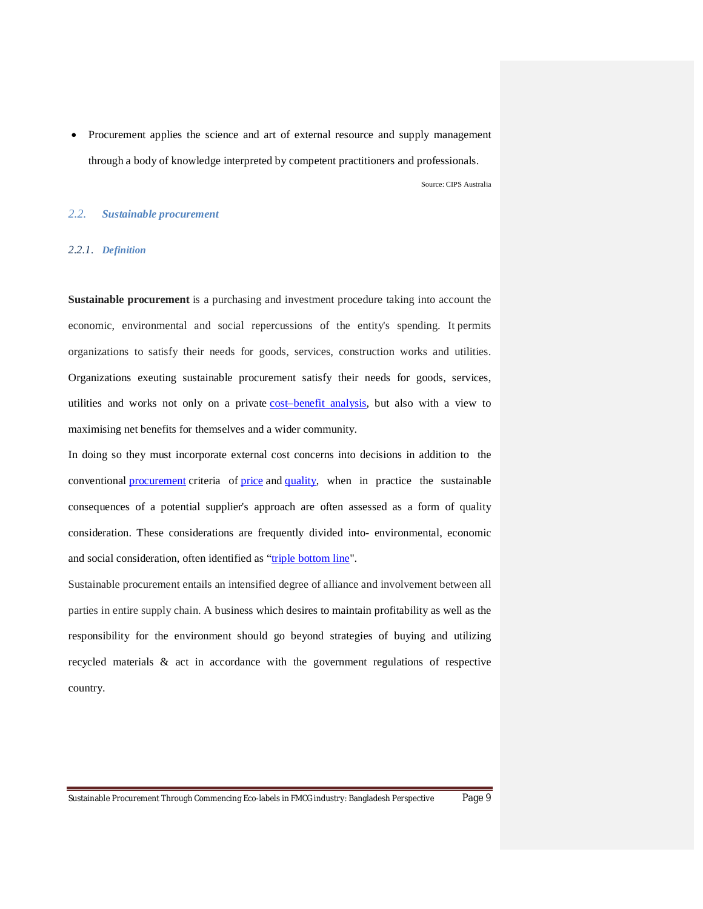- Procurement applies the science and art of external resource and supply management through a body of knowledge interpreted by competent practitioners and professionals.

Source: CIPS Australia

## 2.2. Sustainable procurement

### 2.2.1. Definition

**Sustainable procurement** is a purchasing and investment procedure taking into account the economic, environmental and social repercussions of the entity's spending. It permits organizations to satisfy their needs for goods, services, construction works and utilities. Organizations exeuting sustainable procurement satisfy their needs for goods, services, utilities and works not only on a private cost–benefit analysis, but also with a view to maximising net benefits for themselves and a wider community.

In doing so they must incorporate external cost concerns into decisions in addition to the conventional procurement criteria of price and quality, when in practice the sustainable consequences of a potential supplier's approach are often assessed as a form of quality consideration. These considerations are frequently divided into- environmental, economic and social consideration, often identified as "triple bottom line".

Sustainable procurement entails an intensified degree of alliance and involvement between all parties in entire supply chain. A business which desires to maintain profitability as well as the responsibility for the environment should go beyond strategies of buying and utilizing recycled materials & act in accordance with the government regulations of respective country.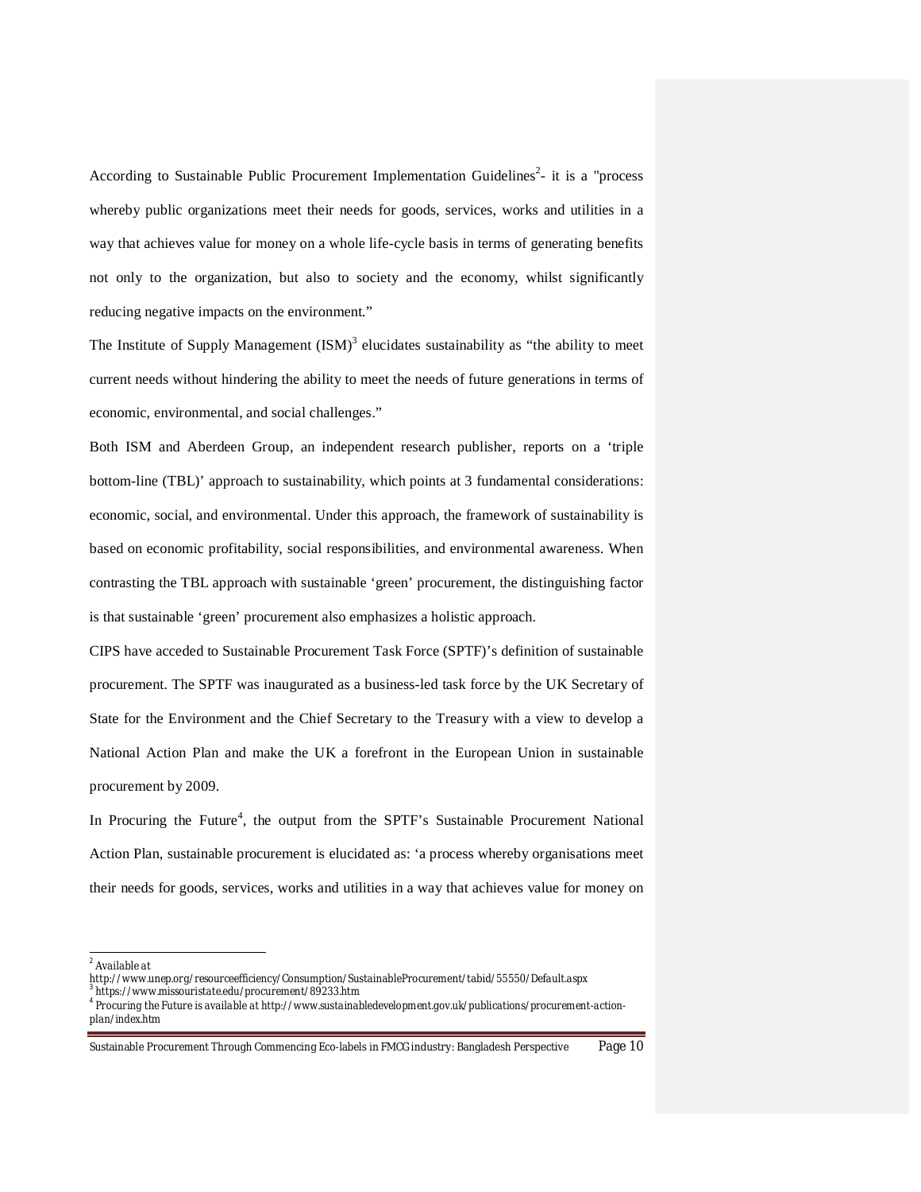According to Sustainable Public Procurement Implementation Guidelines[2]- it is a "process whereby public organizations meet their needs for goods, services, works and utilities in a way that achieves value for money on a whole life-cycle basis in terms of generating benefits not only to the organization, but also to society and the economy, whilst significantly reducing negative impacts on the environment."

The Institute of Supply Management (ISM)[3] elucidates sustainability as "the ability to meet current needs without hindering the ability to meet the needs of future generations in terms of economic, environmental, and social challenges."

Both ISM and Aberdeen Group, an independent research publisher, reports on a 'triple bottom-line (TBL)' approach to sustainability, which points at 3 fundamental considerations: economic, social, and environmental. Under this approach, the framework of sustainability is based on economic profitability, social responsibilities, and environmental awareness. When contrasting the TBL approach with sustainable 'green' procurement, the distinguishing factor is that sustainable 'green' procurement also emphasizes a holistic approach.

CIPS have acceded to Sustainable Procurement Task Force (SPTF)'s definition of sustainable procurement. The SPTF was inaugurated as a business-led task force by the UK Secretary of State for the Environment and the Chief Secretary to the Treasury with a view to develop a National Action Plan and make the UK a forefront in the European Union in sustainable procurement by 2009.

In Procuring the Future[4], the output from the SPTF's Sustainable Procurement National Action Plan, sustainable procurement is elucidated as: 'a process whereby organisations meet their needs for goods, services, works and utilities in a way that achieves value for money on

---

[2] Available at http://www.unep.org/resourceefficiency/Consumption/SustainableProcurement/tabid/55550/Default.aspx

[3] https://www.missouristate.edu/procurement/89233.htm

[4] Procuring the Future is available at http://www.sustainabledevelopment.gov.uk/publications/procurement-action-plan/index.htm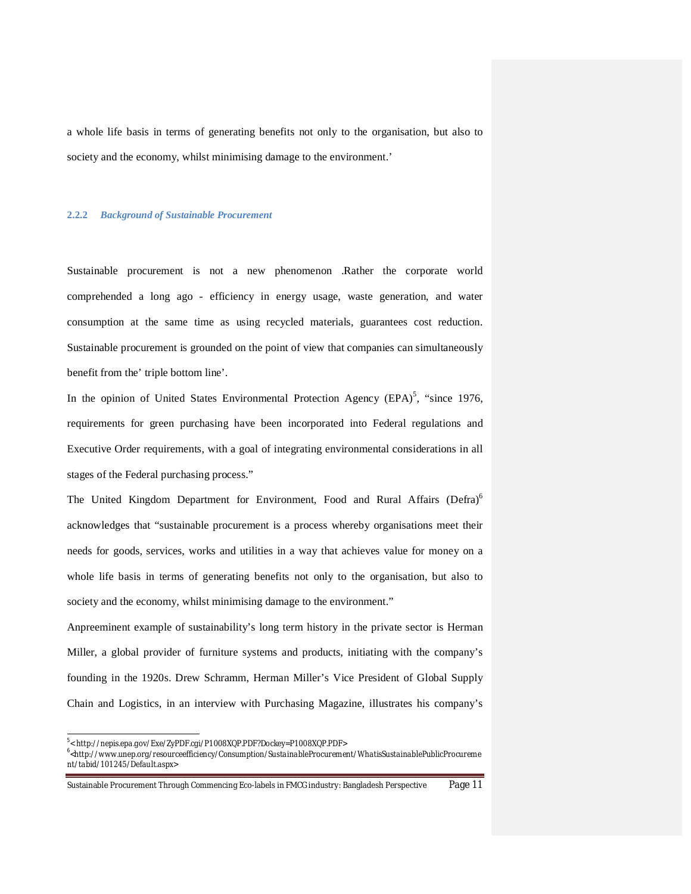a whole life basis in terms of generating benefits not only to the organisation, but also to society and the economy, whilst minimising damage to the environment.'

### 2.2.2 *Background of Sustainable Procurement*

Sustainable procurement is not a new phenomenon .Rather the corporate world comprehended a long ago - efficiency in energy usage, waste generation, and water consumption at the same time as using recycled materials, guarantees cost reduction. Sustainable procurement is grounded on the point of view that companies can simultaneously benefit from the' triple bottom line'.

In the opinion of United States Environmental Protection Agency (EPA)[5], "since 1976, requirements for green purchasing have been incorporated into Federal regulations and Executive Order requirements, with a goal of integrating environmental considerations in all stages of the Federal purchasing process."

The United Kingdom Department for Environment, Food and Rural Affairs (Defra)[6] acknowledges that "sustainable procurement is a process whereby organisations meet their needs for goods, services, works and utilities in a way that achieves value for money on a whole life basis in terms of generating benefits not only to the organisation, but also to society and the economy, whilst minimising damage to the environment."

Anpreeminent example of sustainability's long term history in the private sector is Herman Miller, a global provider of furniture systems and products, initiating with the company's founding in the 1920s. Drew Schramm, Herman Miller's Vice President of Global Supply Chain and Logistics, in an interview with Purchasing Magazine, illustrates his company's

---

[5] <http://nepis.epa.gov/Exe/ZyPDF.cgi/P1008XQP.PDF?Dockey=P1008XQP.PDF>

[6] <http://www.unep.org/resourceefficiency/Consumption/SustainableProcurement/WhatisSustainablePublicProcurement/tabid/101245/Default.aspx>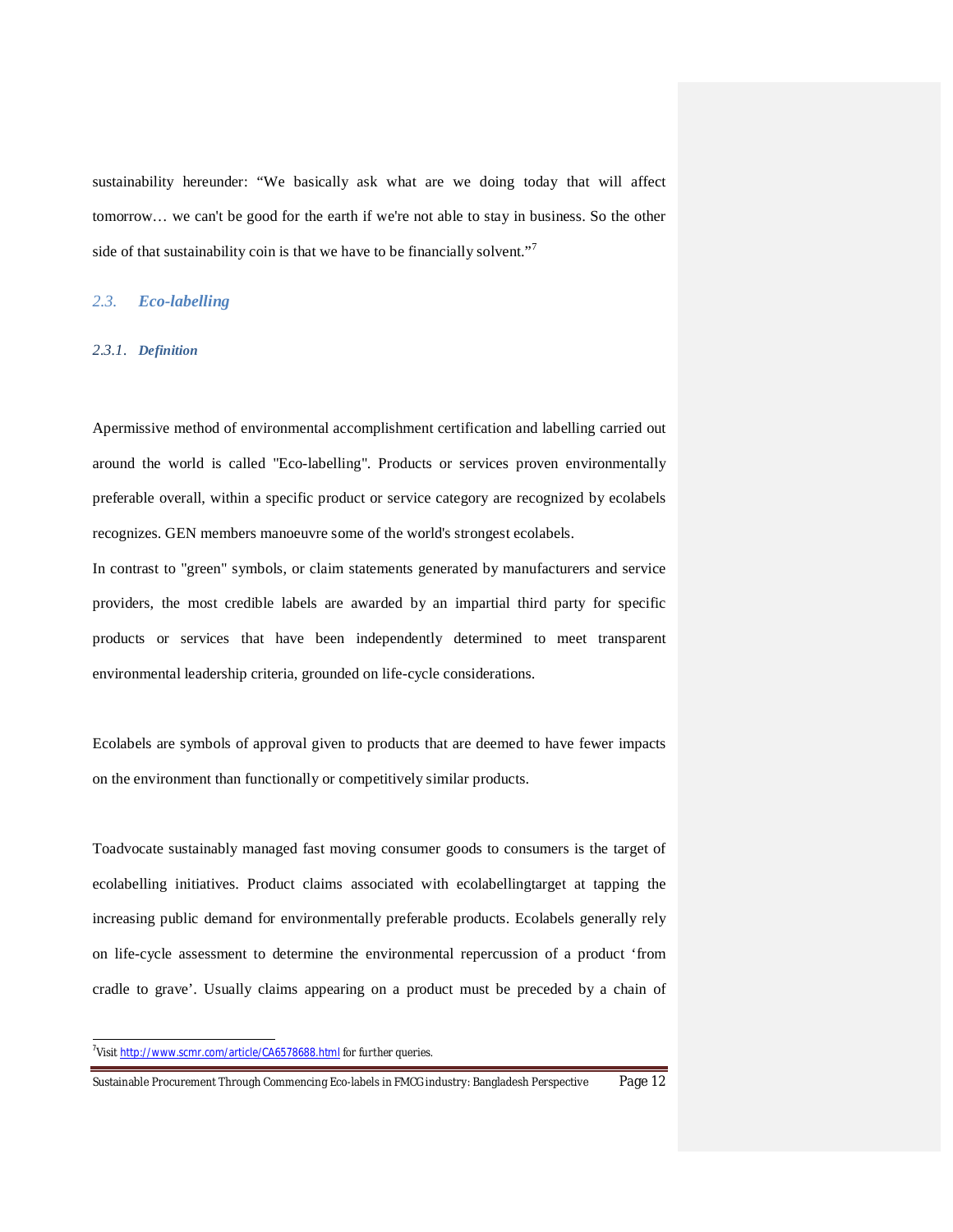sustainability hereunder: “We basically ask what are we doing today that will affect tomorrow… we can't be good for the earth if we're not able to stay in business. So the other side of that sustainability coin is that we have to be financially solvent.”[7]

## *2.3. Eco-labelling*

### *2.3.1. Definition*

Apermissive method of environmental accomplishment certification and labelling carried out around the world is called "Eco-labelling". Products or services proven environmentally preferable overall, within a specific product or service category are recognized by ecolabels recognizes. GEN members manoeuvre some of the world's strongest ecolabels.

In contrast to "green" symbols, or claim statements generated by manufacturers and service providers, the most credible labels are awarded by an impartial third party for specific products or services that have been independently determined to meet transparent environmental leadership criteria, grounded on life-cycle considerations.

Ecolabels are symbols of approval given to products that are deemed to have fewer impacts on the environment than functionally or competitively similar products.

Toadvocate sustainably managed fast moving consumer goods to consumers is the target of ecolabelling initiatives. Product claims associated with ecolabellingtarget at tapping the increasing public demand for environmentally preferable products. Ecolabels generally rely on life-cycle assessment to determine the environmental repercussion of a product ‘from cradle to grave’. Usually claims appearing on a product must be preceded by a chain of

[7]Visit http://www.scmr.com/article/CA6578688.html for further queries.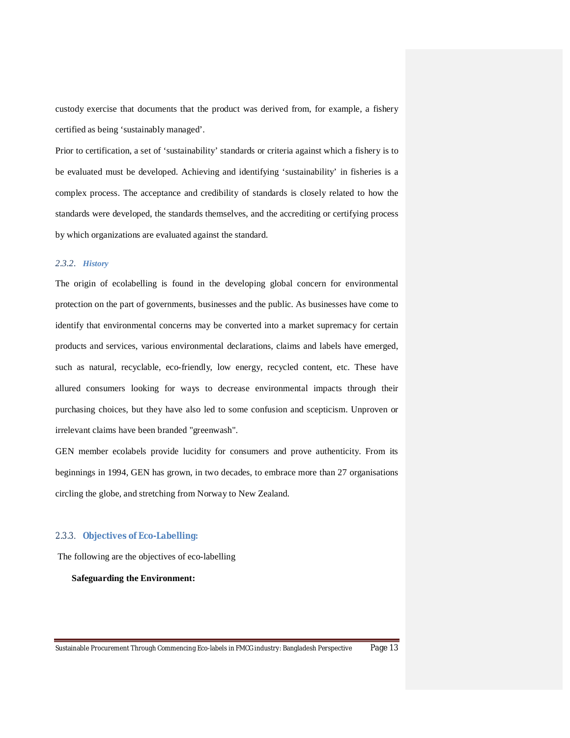custody exercise that documents that the product was derived from, for example, a fishery certified as being 'sustainably managed'.

Prior to certification, a set of 'sustainability' standards or criteria against which a fishery is to be evaluated must be developed. Achieving and identifying 'sustainability' in fisheries is a complex process. The acceptance and credibility of standards is closely related to how the standards were developed, the standards themselves, and the accrediting or certifying process by which organizations are evaluated against the standard.

### 2.3.2. *History*

The origin of ecolabelling is found in the developing global concern for environmental protection on the part of governments, businesses and the public. As businesses have come to identify that environmental concerns may be converted into a market supremacy for certain products and services, various environmental declarations, claims and labels have emerged, such as natural, recyclable, eco-friendly, low energy, recycled content, etc. These have allured consumers looking for ways to decrease environmental impacts through their purchasing choices, but they have also led to some confusion and scepticism. Unproven or irrelevant claims have been branded "greenwash".

GEN member ecolabels provide lucidity for consumers and prove authenticity. From its beginnings in 1994, GEN has grown, in two decades, to embrace more than 27 organisations circling the globe, and stretching from Norway to New Zealand.

### 2.3.3. Objectives of Eco-Labelling:

The following are the objectives of eco-labelling

**Safeguarding the Environment:**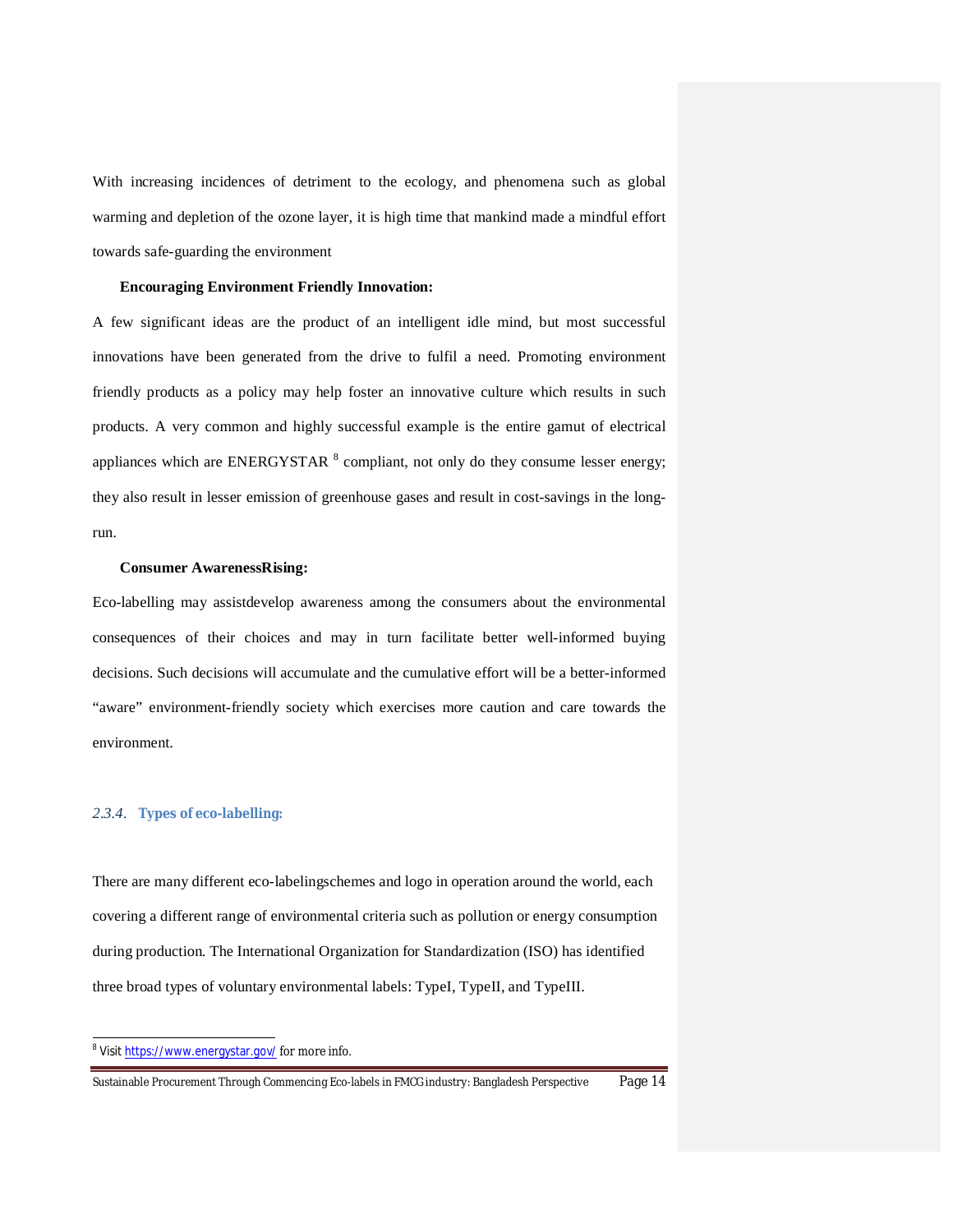With increasing incidences of detriment to the ecology, and phenomena such as global warming and depletion of the ozone layer, it is high time that mankind made a mindful effort towards safe-guarding the environment

**Encouraging Environment Friendly Innovation:**

A few significant ideas are the product of an intelligent idle mind, but most successful innovations have been generated from the drive to fulfil a need. Promoting environment friendly products as a policy may help foster an innovative culture which results in such products. A very common and highly successful example is the entire gamut of electrical appliances which are ENERGYSTAR [8] compliant, not only do they consume lesser energy; they also result in lesser emission of greenhouse gases and result in cost-savings in the long-run.

**Consumer AwarenessRising:**

Eco-labelling may assistdevelop awareness among the consumers about the environmental consequences of their choices and may in turn facilitate better well-informed buying decisions. Such decisions will accumulate and the cumulative effort will be a better-informed "aware" environment-friendly society which exercises more caution and care towards the environment.

### *2.3.4.* Types of eco-labelling:

There are many different eco-labelingschemes and logo in operation around the world, each covering a different range of environmental criteria such as pollution or energy consumption during production. The International Organization for Standardization (ISO) has identified three broad types of voluntary environmental labels: TypeI, TypeII, and TypeIII.

[8] Visit https://www.energystar.gov/ for more info.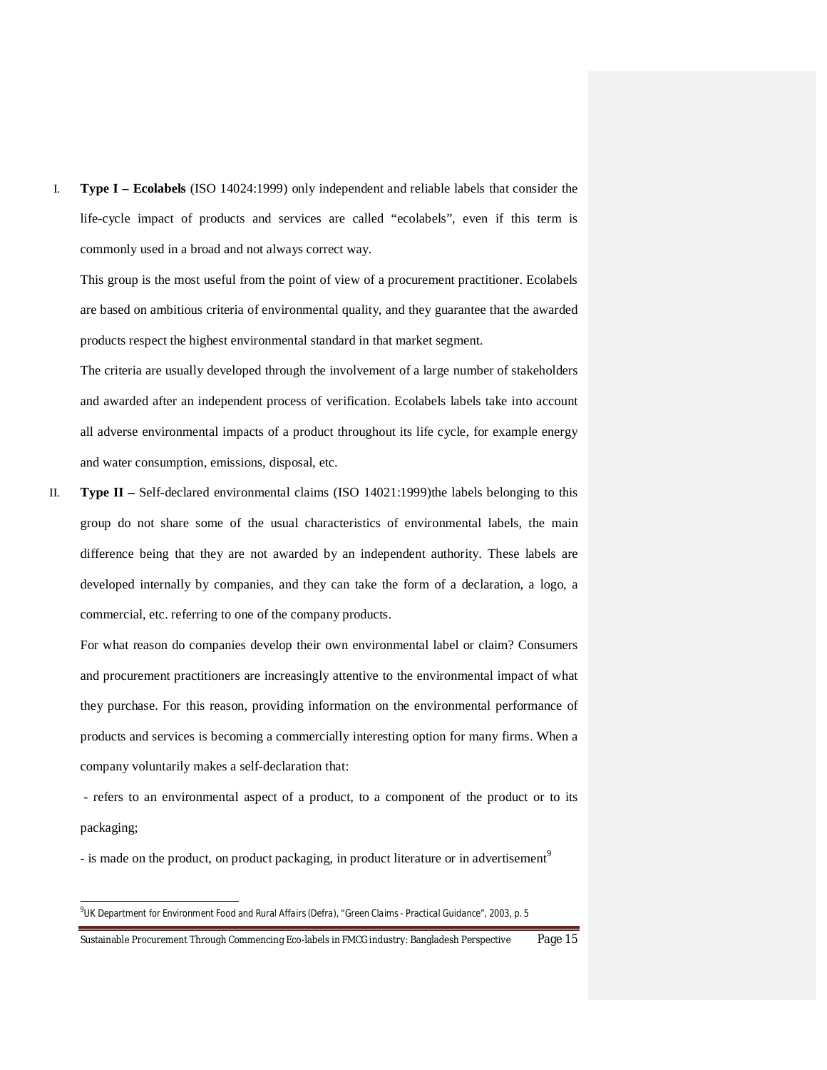I. **Type I – Ecolabels** (ISO 14024:1999) only independent and reliable labels that consider the life-cycle impact of products and services are called "ecolabels", even if this term is commonly used in a broad and not always correct way.

   This group is the most useful from the point of view of a procurement practitioner. Ecolabels are based on ambitious criteria of environmental quality, and they guarantee that the awarded products respect the highest environmental standard in that market segment.

   The criteria are usually developed through the involvement of a large number of stakeholders and awarded after an independent process of verification. Ecolabels labels take into account all adverse environmental impacts of a product throughout its life cycle, for example energy and water consumption, emissions, disposal, etc.

II. **Type II –** Self-declared environmental claims (ISO 14021:1999)the labels belonging to this group do not share some of the usual characteristics of environmental labels, the main difference being that they are not awarded by an independent authority. These labels are developed internally by companies, and they can take the form of a declaration, a logo, a commercial, etc. referring to one of the company products.

   For what reason do companies develop their own environmental label or claim? Consumers and procurement practitioners are increasingly attentive to the environmental impact of what they purchase. For this reason, providing information on the environmental performance of products and services is becoming a commercially interesting option for many firms. When a company voluntarily makes a self-declaration that:

   - refers to an environmental aspect of a product, to a component of the product or to its packaging;

   - is made on the product, on product packaging, in product literature or in advertisement[9]

---

[9] UK Department for Environment Food and Rural Affairs (Defra), "Green Claims - Practical Guidance", 2003, p. 5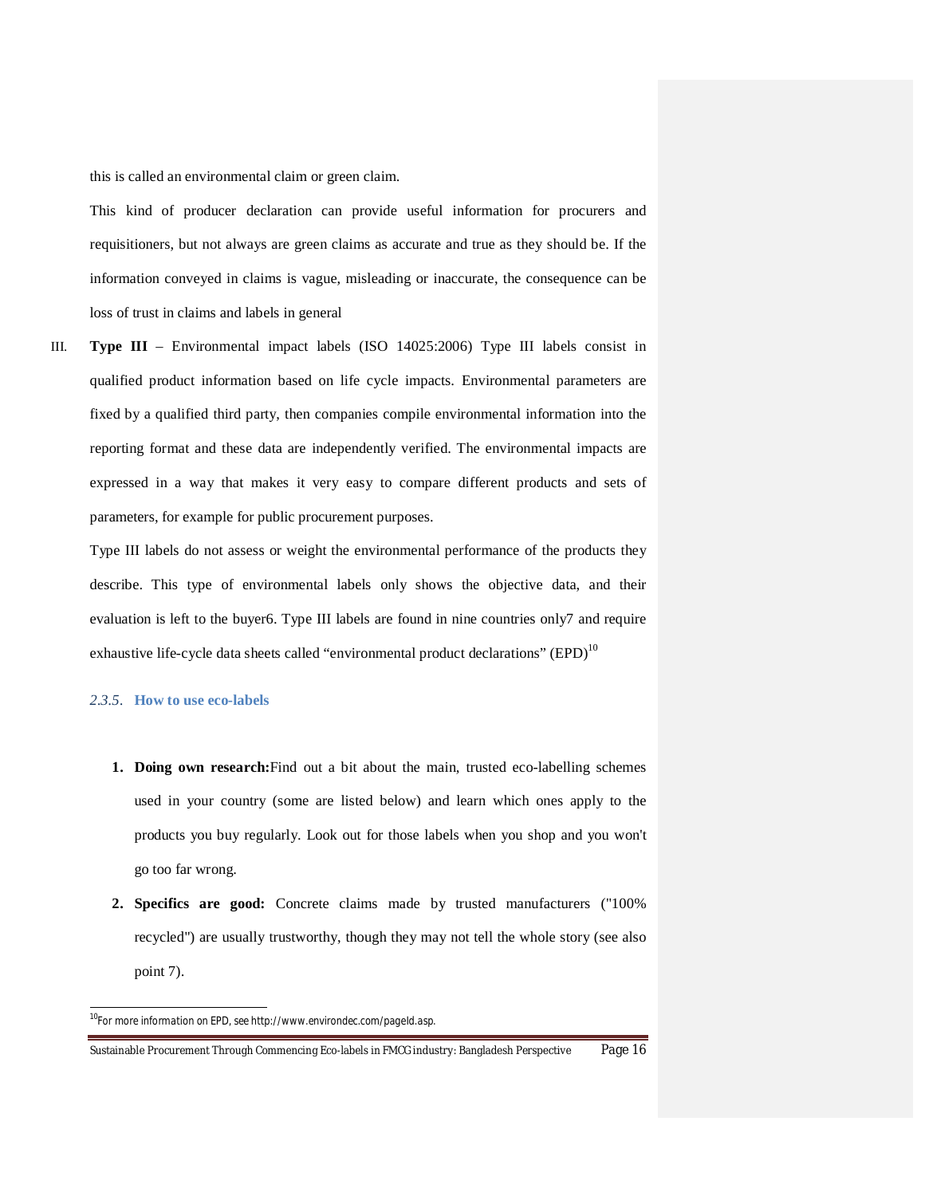this is called an environmental claim or green claim.

This kind of producer declaration can provide useful information for procurers and requisitioners, but not always are green claims as accurate and true as they should be. If the information conveyed in claims is vague, misleading or inaccurate, the consequence can be loss of trust in claims and labels in general

III. **Type III** – Environmental impact labels (ISO 14025:2006) Type III labels consist in qualified product information based on life cycle impacts. Environmental parameters are fixed by a qualified third party, then companies compile environmental information into the reporting format and these data are independently verified. The environmental impacts are expressed in a way that makes it very easy to compare different products and sets of parameters, for example for public procurement purposes.

Type III labels do not assess or weight the environmental performance of the products they describe. This type of environmental labels only shows the objective data, and their evaluation is left to the buyer6. Type III labels are found in nine countries only7 and require exhaustive life-cycle data sheets called "environmental product declarations" (EPD)[10]

### *2.3.5.* How to use eco-labels

1. **Doing own research:**Find out a bit about the main, trusted eco-labelling schemes used in your country (some are listed below) and learn which ones apply to the products you buy regularly. Look out for those labels when you shop and you won't go too far wrong.
2. **Specifics are good:** Concrete claims made by trusted manufacturers ("100% recycled") are usually trustworthy, though they may not tell the whole story (see also point 7).

[10]For more information on EPD, see http://www.environdec.com/pageId.asp.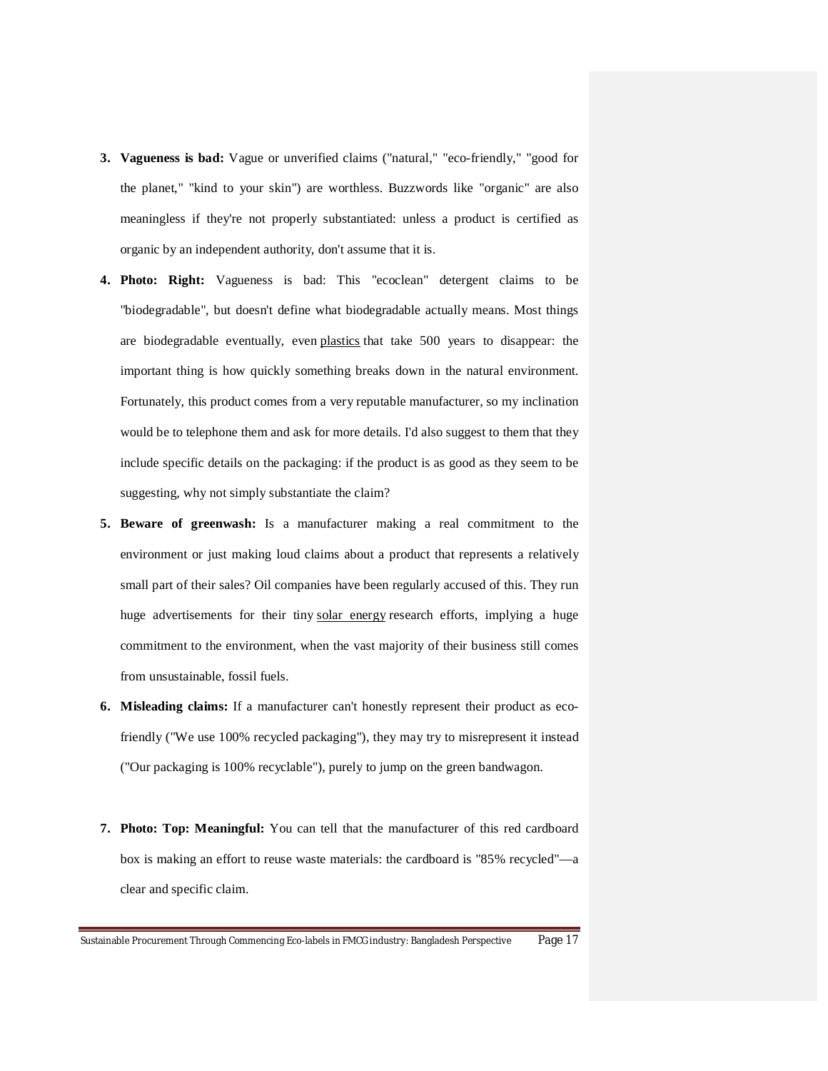3. **Vagueness is bad:** Vague or unverified claims ("natural," "eco-friendly," "good for the planet," "kind to your skin") are worthless. Buzzwords like "organic" are also meaningless if they're not properly substantiated: unless a product is certified as organic by an independent authority, don't assume that it is.

4. **Photo: Right:** Vagueness is bad: This "ecoclean" detergent claims to be "biodegradable", but doesn't define what biodegradable actually means. Most things are biodegradable eventually, even plastics that take 500 years to disappear: the important thing is how quickly something breaks down in the natural environment. Fortunately, this product comes from a very reputable manufacturer, so my inclination would be to telephone them and ask for more details. I'd also suggest to them that they include specific details on the packaging: if the product is as good as they seem to be suggesting, why not simply substantiate the claim?

5. **Beware of greenwash:** Is a manufacturer making a real commitment to the environment or just making loud claims about a product that represents a relatively small part of their sales? Oil companies have been regularly accused of this. They run huge advertisements for their tiny solar energy research efforts, implying a huge commitment to the environment, when the vast majority of their business still comes from unsustainable, fossil fuels.

6. **Misleading claims:** If a manufacturer can't honestly represent their product as eco-friendly ("We use 100% recycled packaging"), they may try to misrepresent it instead ("Our packaging is 100% recyclable"), purely to jump on the green bandwagon.

7. **Photo: Top: Meaningful:** You can tell that the manufacturer of this red cardboard box is making an effort to reuse waste materials: the cardboard is "85% recycled"—a clear and specific claim.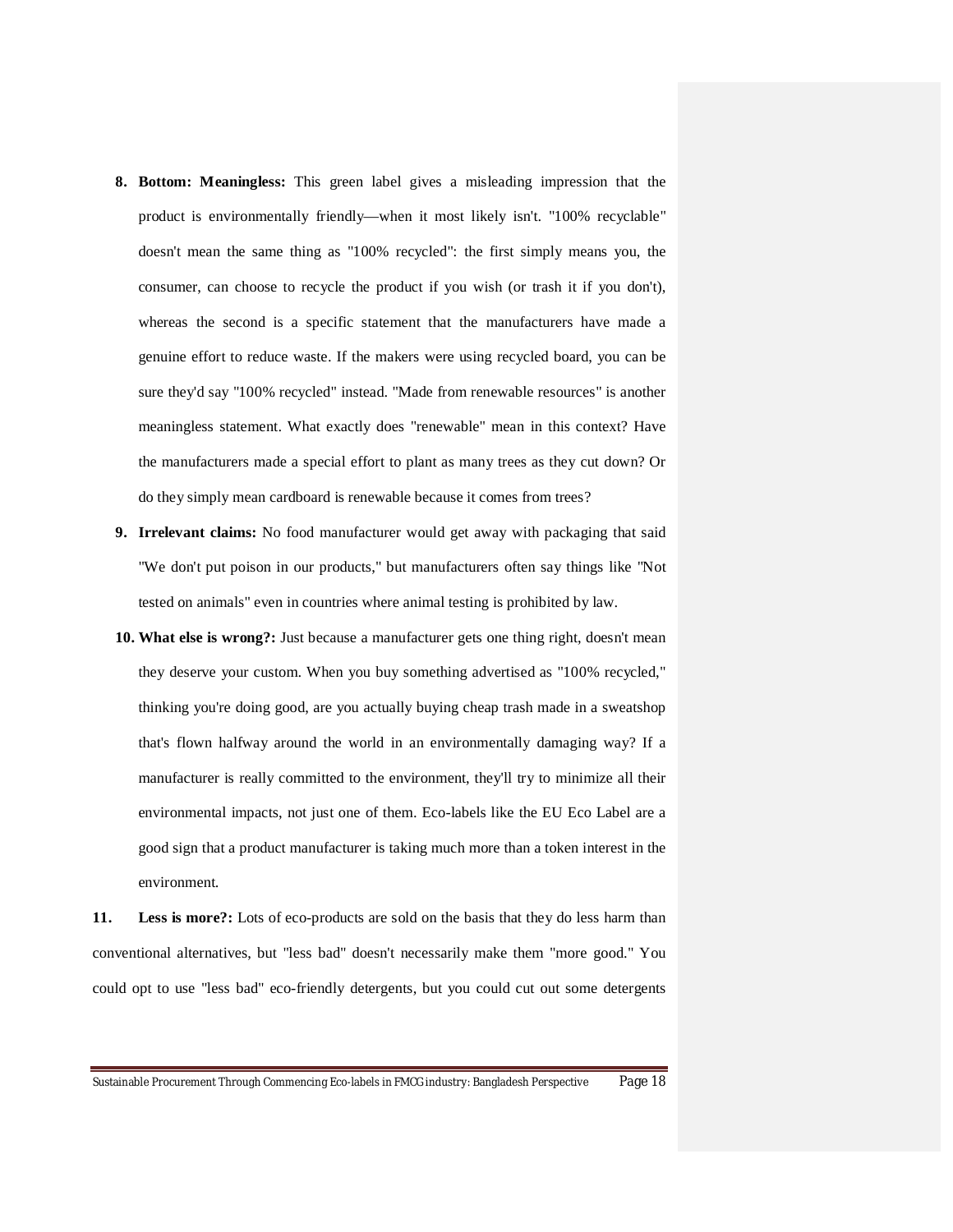8. **Bottom: Meaningless:** This green label gives a misleading impression that the product is environmentally friendly—when it most likely isn't. "100% recyclable" doesn't mean the same thing as "100% recycled": the first simply means you, the consumer, can choose to recycle the product if you wish (or trash it if you don't), whereas the second is a specific statement that the manufacturers have made a genuine effort to reduce waste. If the makers were using recycled board, you can be sure they'd say "100% recycled" instead. "Made from renewable resources" is another meaningless statement. What exactly does "renewable" mean in this context? Have the manufacturers made a special effort to plant as many trees as they cut down? Or do they simply mean cardboard is renewable because it comes from trees?
9. **Irrelevant claims:** No food manufacturer would get away with packaging that said "We don't put poison in our products," but manufacturers often say things like "Not tested on animals" even in countries where animal testing is prohibited by law.
10. **What else is wrong?:** Just because a manufacturer gets one thing right, doesn't mean they deserve your custom. When you buy something advertised as "100% recycled," thinking you're doing good, are you actually buying cheap trash made in a sweatshop that's flown halfway around the world in an environmentally damaging way? If a manufacturer is really committed to the environment, they'll try to minimize all their environmental impacts, not just one of them. Eco-labels like the EU Eco Label are a good sign that a product manufacturer is taking much more than a token interest in the environment.

**11. Less is more?:** Lots of eco-products are sold on the basis that they do less harm than conventional alternatives, but "less bad" doesn't necessarily make them "more good." You could opt to use "less bad" eco-friendly detergents, but you could cut out some detergents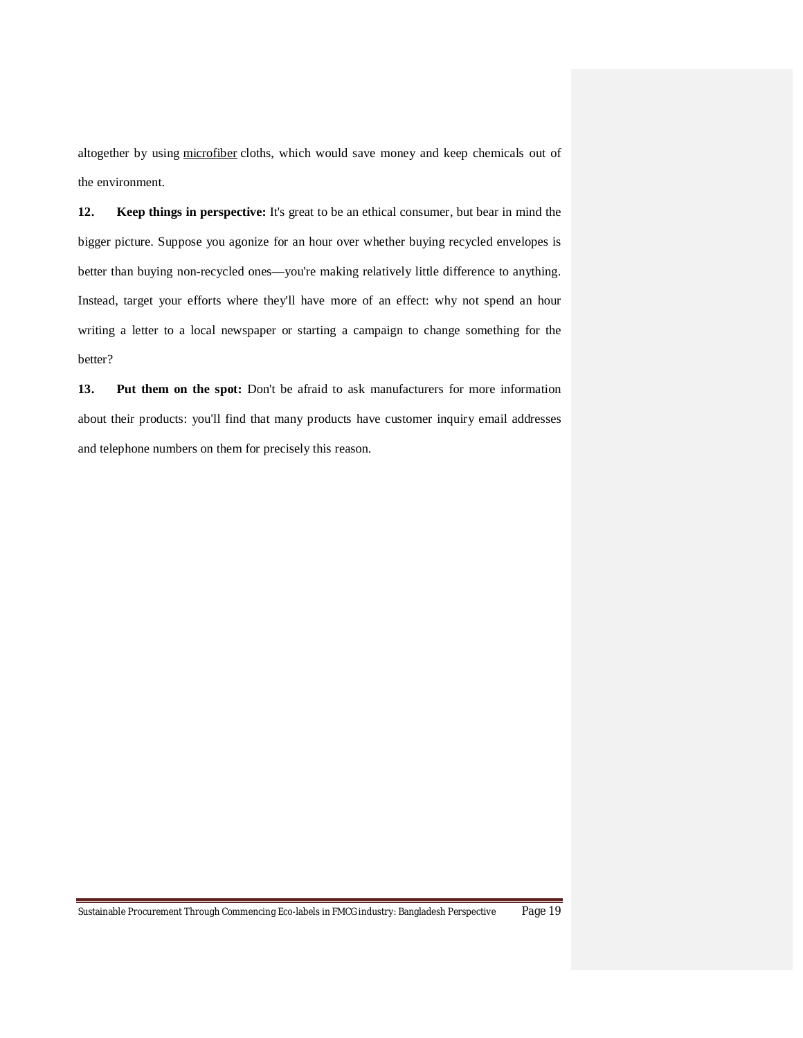altogether by using microfiber cloths, which would save money and keep chemicals out of the environment.

**12. Keep things in perspective:** It's great to be an ethical consumer, but bear in mind the bigger picture. Suppose you agonize for an hour over whether buying recycled envelopes is better than buying non-recycled ones—you're making relatively little difference to anything. Instead, target your efforts where they'll have more of an effect: why not spend an hour writing a letter to a local newspaper or starting a campaign to change something for the better?

**13. Put them on the spot:** Don't be afraid to ask manufacturers for more information about their products: you'll find that many products have customer inquiry email addresses and telephone numbers on them for precisely this reason.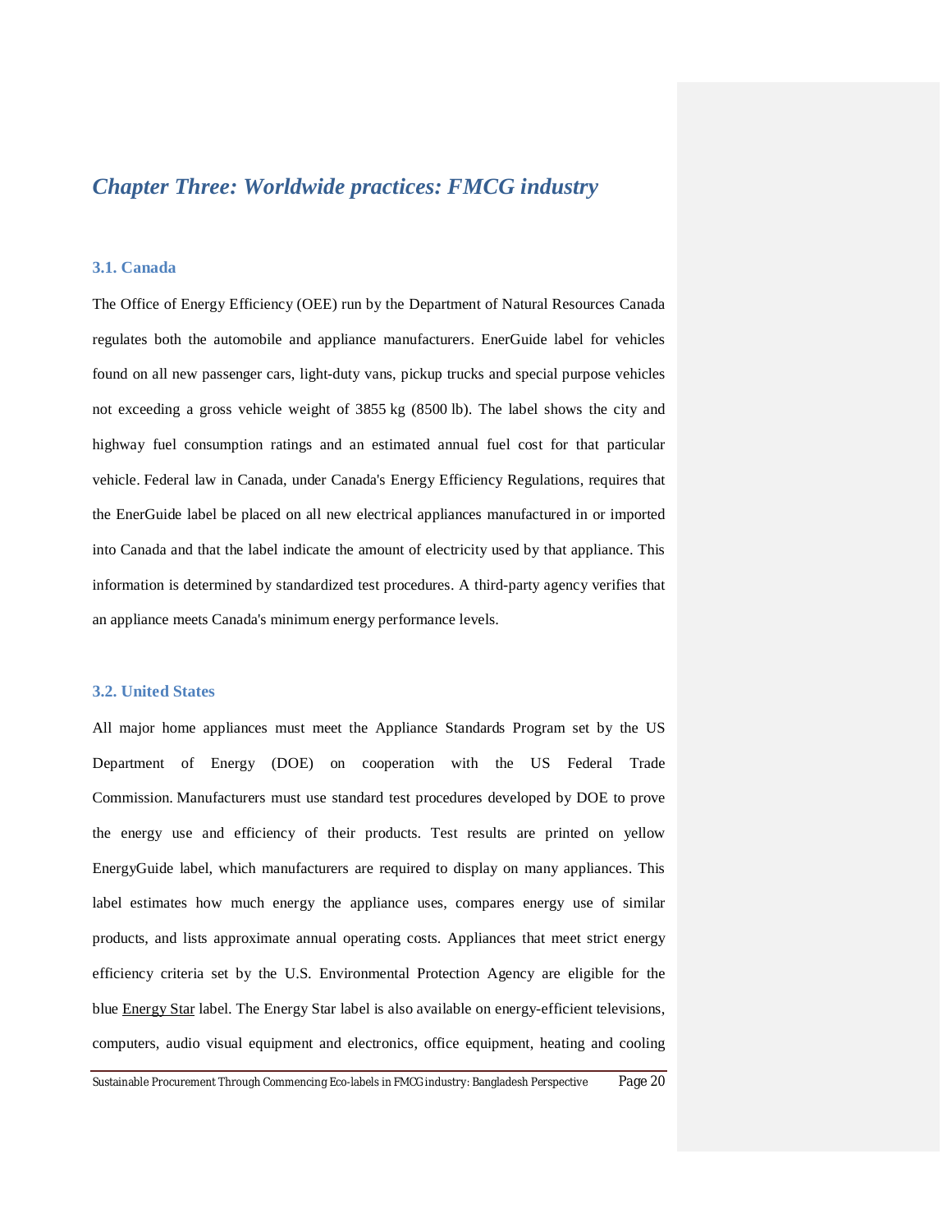# *Chapter Three: Worldwide practices: FMCG industry*

### 3.1. Canada

The Office of Energy Efficiency (OEE) run by the Department of Natural Resources Canada regulates both the automobile and appliance manufacturers. EnerGuide label for vehicles found on all new passenger cars, light-duty vans, pickup trucks and special purpose vehicles not exceeding a gross vehicle weight of 3855 kg (8500 lb). The label shows the city and highway fuel consumption ratings and an estimated annual fuel cost for that particular vehicle. Federal law in Canada, under Canada's Energy Efficiency Regulations, requires that the EnerGuide label be placed on all new electrical appliances manufactured in or imported into Canada and that the label indicate the amount of electricity used by that appliance. This information is determined by standardized test procedures. A third-party agency verifies that an appliance meets Canada's minimum energy performance levels.

### 3.2. United States

All major home appliances must meet the Appliance Standards Program set by the US Department of Energy (DOE) on cooperation with the US Federal Trade Commission. Manufacturers must use standard test procedures developed by DOE to prove the energy use and efficiency of their products. Test results are printed on yellow EnergyGuide label, which manufacturers are required to display on many appliances. This label estimates how much energy the appliance uses, compares energy use of similar products, and lists approximate annual operating costs. Appliances that meet strict energy efficiency criteria set by the U.S. Environmental Protection Agency are eligible for the blue Energy Star label. The Energy Star label is also available on energy-efficient televisions, computers, audio visual equipment and electronics, office equipment, heating and cooling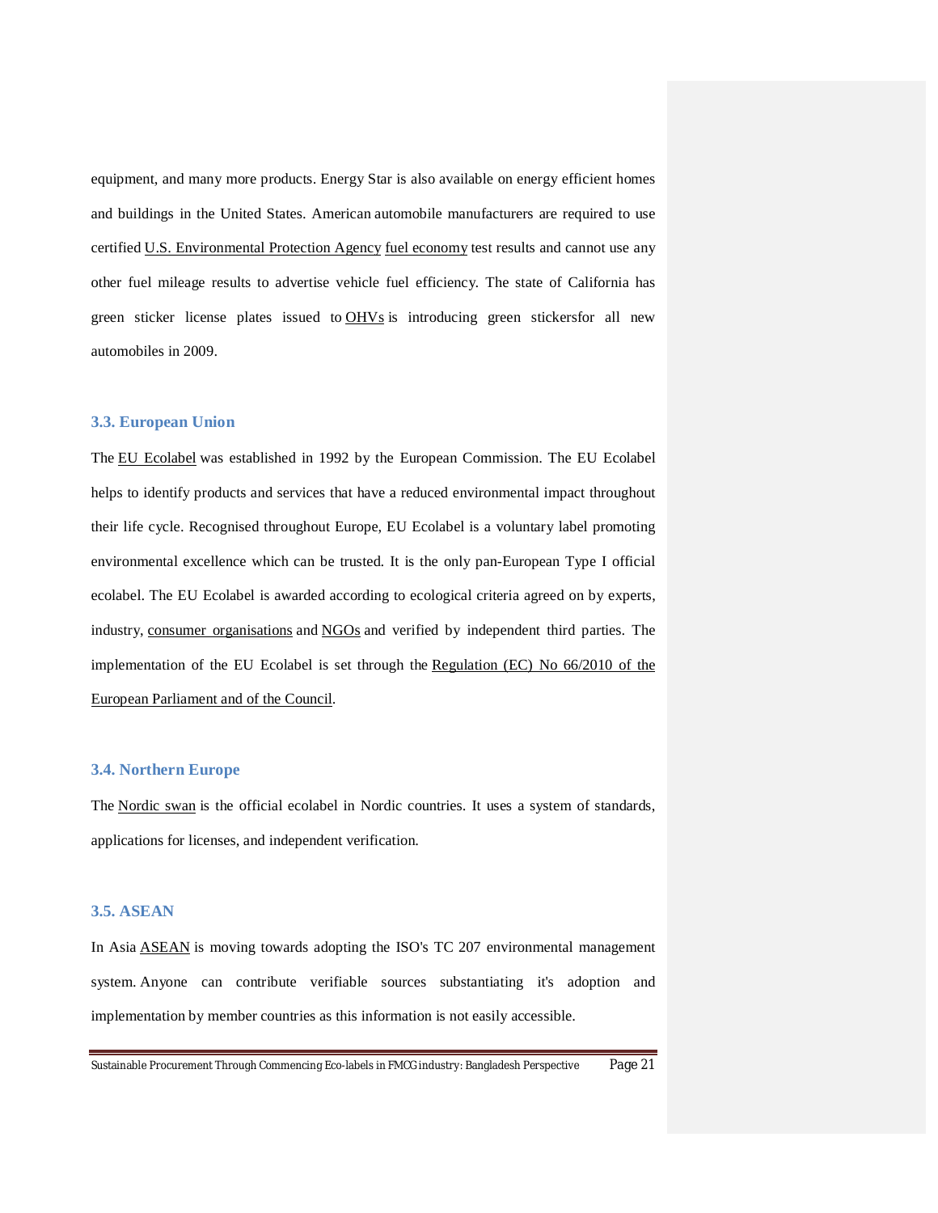equipment, and many more products. Energy Star is also available on energy efficient homes and buildings in the United States. American automobile manufacturers are required to use certified U.S. Environmental Protection Agency fuel economy test results and cannot use any other fuel mileage results to advertise vehicle fuel efficiency. The state of California has green sticker license plates issued to OHVs is introducing green stickersfor all new automobiles in 2009.

### 3.3. European Union

The EU Ecolabel was established in 1992 by the European Commission. The EU Ecolabel helps to identify products and services that have a reduced environmental impact throughout their life cycle. Recognised throughout Europe, EU Ecolabel is a voluntary label promoting environmental excellence which can be trusted. It is the only pan-European Type I official ecolabel. The EU Ecolabel is awarded according to ecological criteria agreed on by experts, industry, consumer organisations and NGOs and verified by independent third parties. The implementation of the EU Ecolabel is set through the Regulation (EC) No 66/2010 of the European Parliament and of the Council.

### 3.4. Northern Europe

The Nordic swan is the official ecolabel in Nordic countries. It uses a system of standards, applications for licenses, and independent verification.

### 3.5. ASEAN

In Asia ASEAN is moving towards adopting the ISO's TC 207 environmental management system. Anyone can contribute verifiable sources substantiating it's adoption and implementation by member countries as this information is not easily accessible.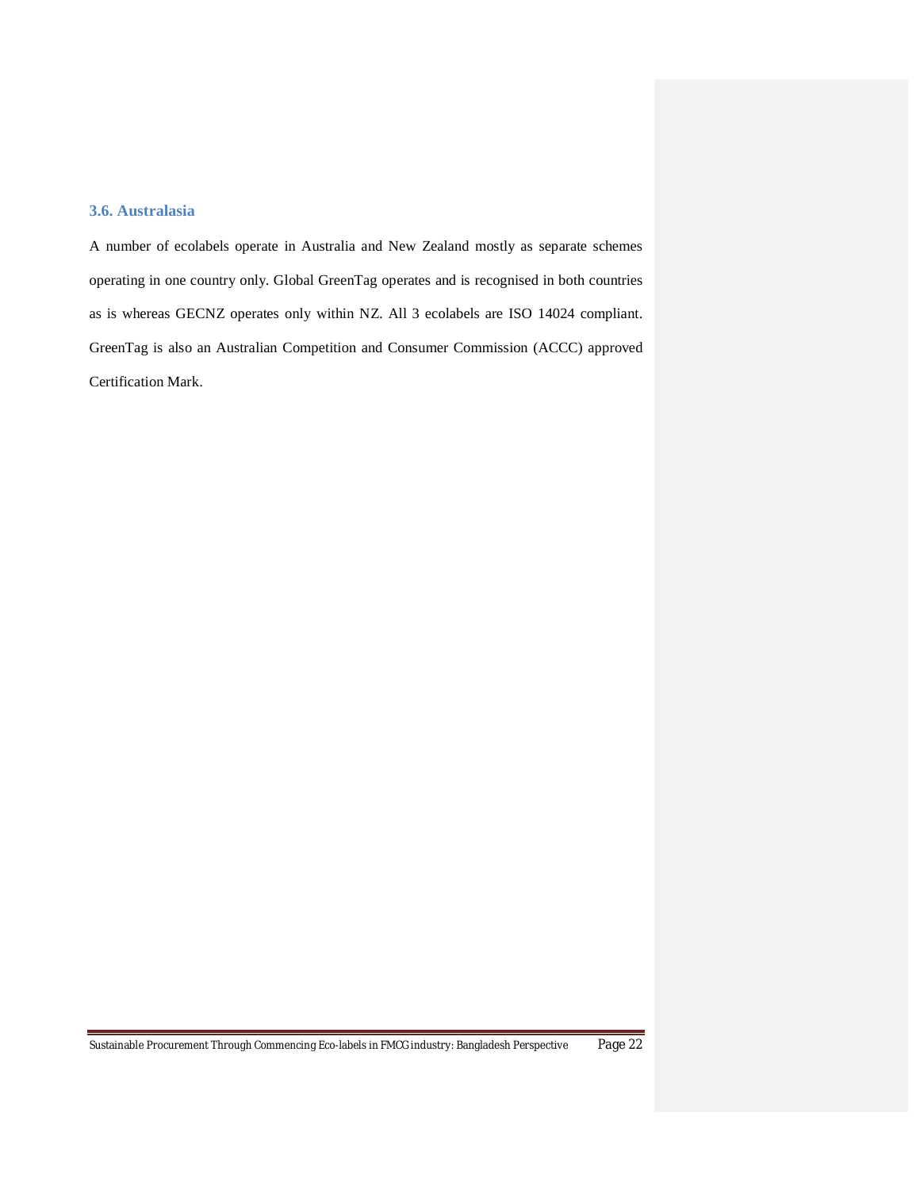## 3.6. Australasia

A number of ecolabels operate in Australia and New Zealand mostly as separate schemes operating in one country only. Global GreenTag operates and is recognised in both countries as is whereas GECNZ operates only within NZ. All 3 ecolabels are ISO 14024 compliant. GreenTag is also an Australian Competition and Consumer Commission (ACCC) approved Certification Mark.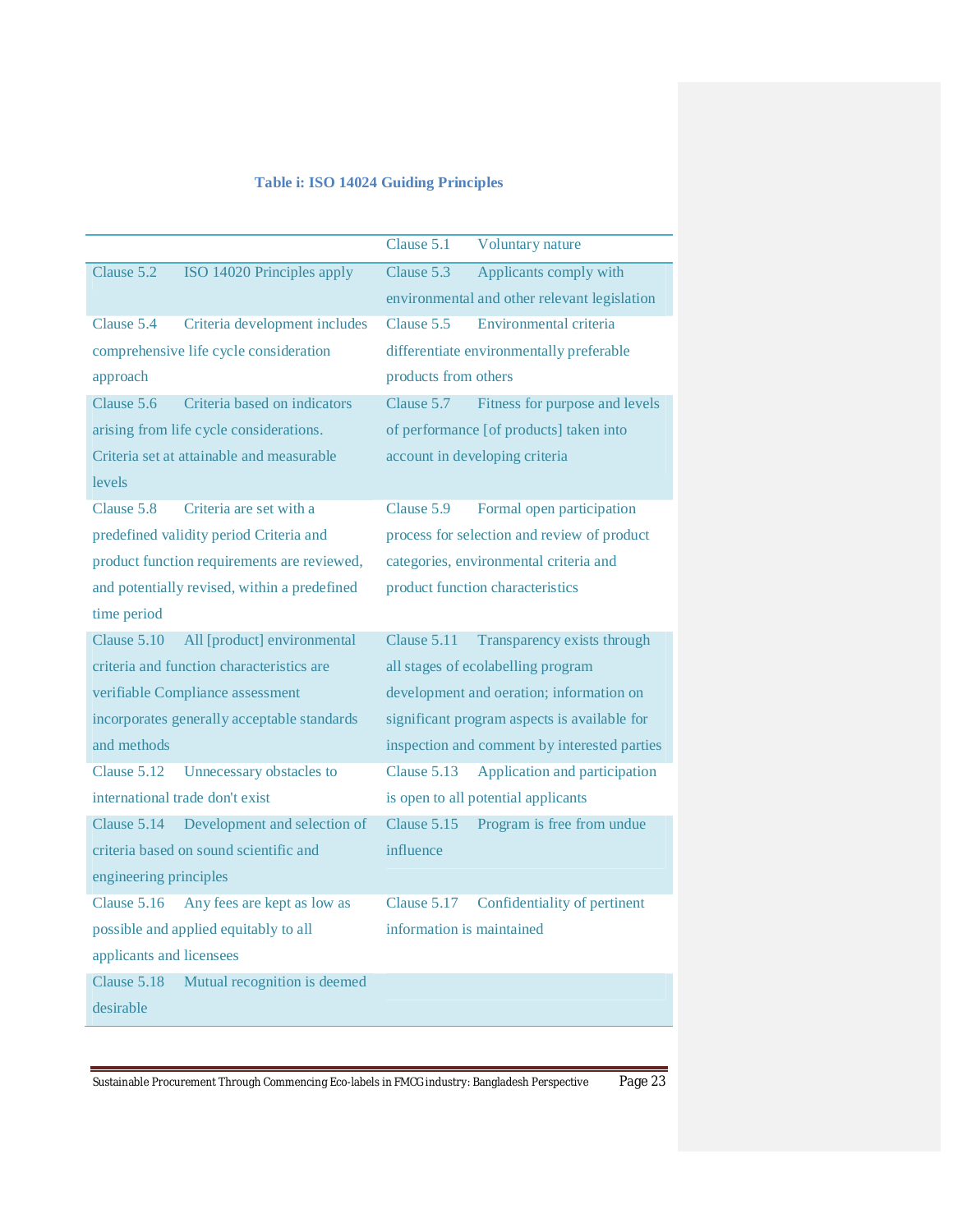**Table i: ISO 14024 Guiding Principles**

| | |
|---|---|
| | Clause 5.1 Voluntary nature |
| Clause 5.2 ISO 14020 Principles apply | Clause 5.3 Applicants comply with environmental and other relevant legislation |
| Clause 5.4 Criteria development includes comprehensive life cycle consideration approach | Clause 5.5 Environmental criteria differentiate environmentally preferable products from others |
| Clause 5.6 Criteria based on indicators arising from life cycle considerations. Criteria set at attainable and measurable levels | Clause 5.7 Fitness for purpose and levels of performance [of products] taken into account in developing criteria |
| Clause 5.8 Criteria are set with a predefined validity period Criteria and product function requirements are reviewed, and potentially revised, within a predefined time period | Clause 5.9 Formal open participation process for selection and review of product categories, environmental criteria and product function characteristics |
| Clause 5.10 All [product] environmental criteria and function characteristics are verifiable Compliance assessment incorporates generally acceptable standards and methods | Clause 5.11 Transparency exists through all stages of ecolabelling program development and oeration; information on significant program aspects is available for inspection and comment by interested parties |
| Clause 5.12 Unnecessary obstacles to international trade don't exist | Clause 5.13 Application and participation is open to all potential applicants |
| Clause 5.14 Development and selection of criteria based on sound scientific and engineering principles | Clause 5.15 Program is free from undue influence |
| Clause 5.16 Any fees are kept as low as possible and applied equitably to all applicants and licensees | Clause 5.17 Confidentiality of pertinent information is maintained |
| Clause 5.18 Mutual recognition is deemed desirable | |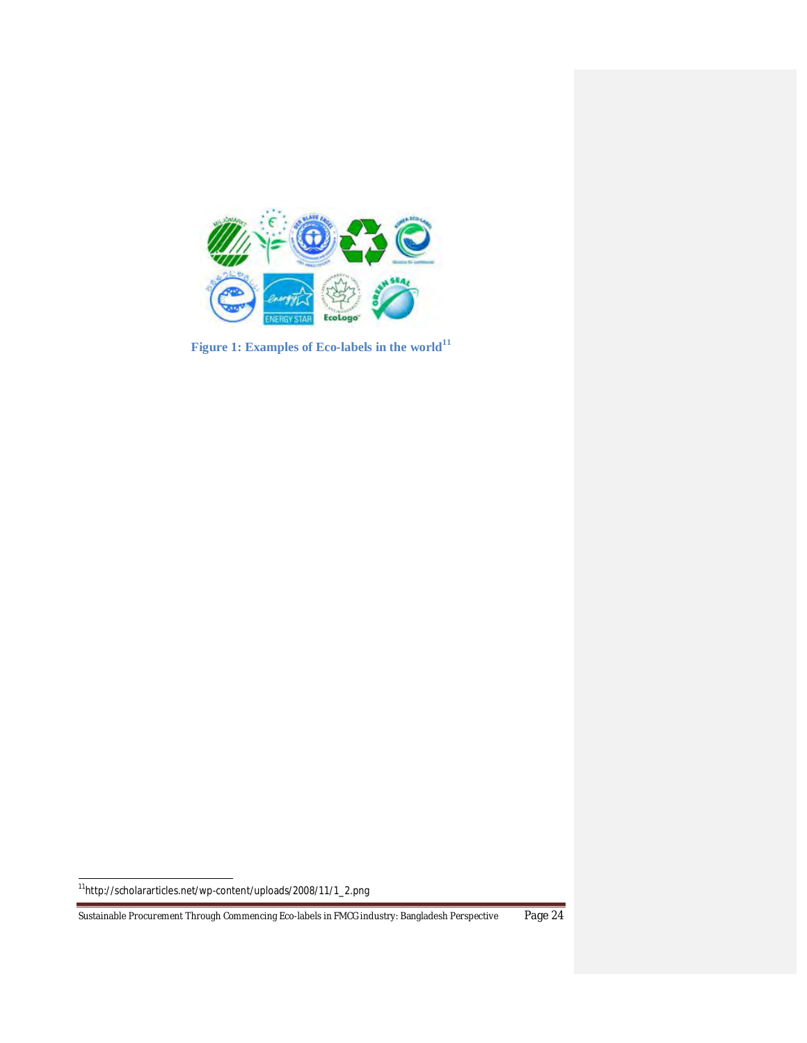**Figure 1: Examples of Eco-labels in the world[11]**

[11] http://scholararticles.net/wp-content/uploads/2008/11/1_2.png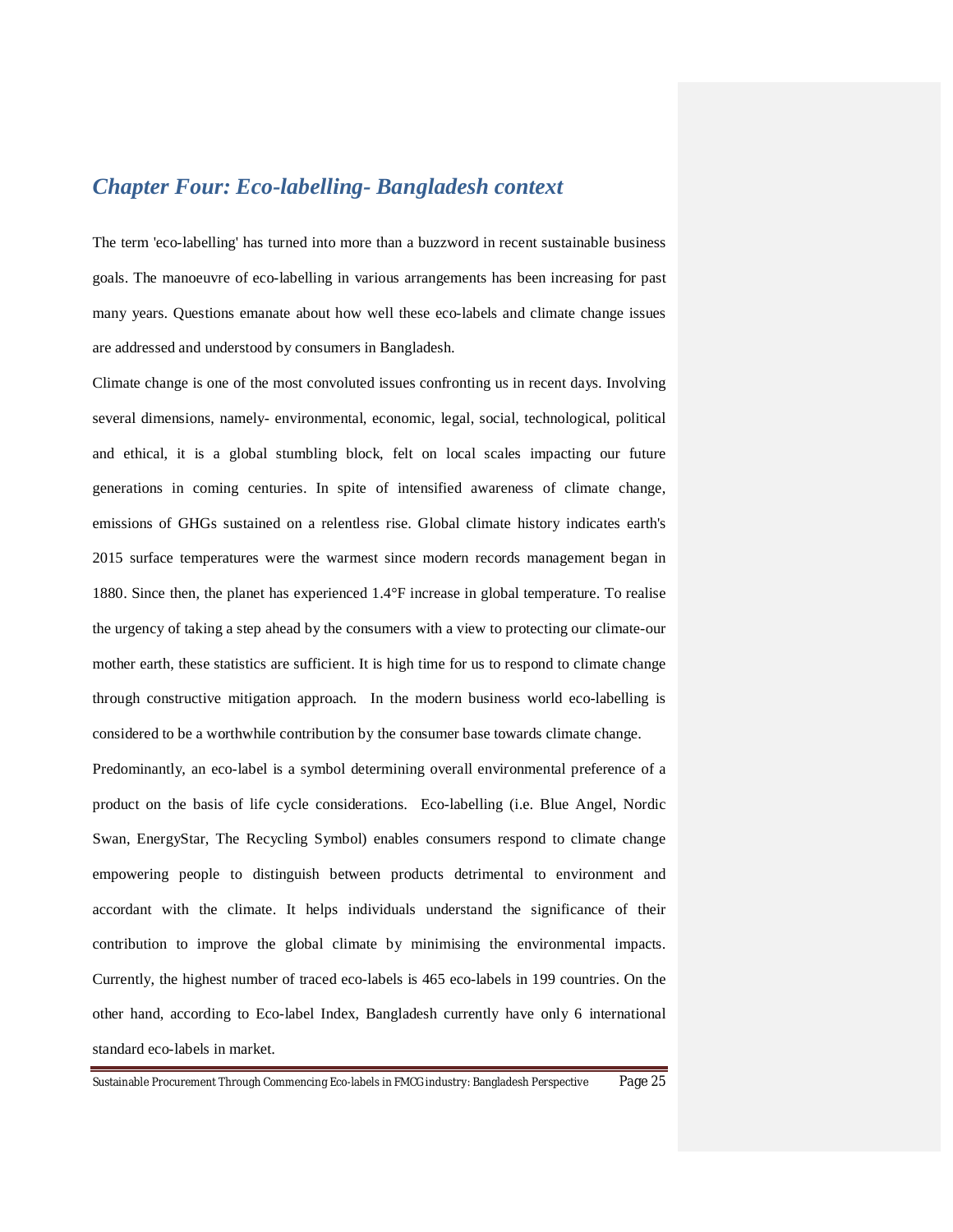## *Chapter Four: Eco-labelling- Bangladesh context*

The term 'eco-labelling' has turned into more than a buzzword in recent sustainable business goals. The manoeuvre of eco-labelling in various arrangements has been increasing for past many years. Questions emanate about how well these eco-labels and climate change issues are addressed and understood by consumers in Bangladesh.

Climate change is one of the most convoluted issues confronting us in recent days. Involving several dimensions, namely- environmental, economic, legal, social, technological, political and ethical, it is a global stumbling block, felt on local scales impacting our future generations in coming centuries. In spite of intensified awareness of climate change, emissions of GHGs sustained on a relentless rise. Global climate history indicates earth's 2015 surface temperatures were the warmest since modern records management began in 1880. Since then, the planet has experienced 1.4°F increase in global temperature. To realise the urgency of taking a step ahead by the consumers with a view to protecting our climate-our mother earth, these statistics are sufficient. It is high time for us to respond to climate change through constructive mitigation approach. In the modern business world eco-labelling is considered to be a worthwhile contribution by the consumer base towards climate change.

Predominantly, an eco-label is a symbol determining overall environmental preference of a product on the basis of life cycle considerations. Eco-labelling (i.e. Blue Angel, Nordic Swan, EnergyStar, The Recycling Symbol) enables consumers respond to climate change empowering people to distinguish between products detrimental to environment and accordant with the climate. It helps individuals understand the significance of their contribution to improve the global climate by minimising the environmental impacts. Currently, the highest number of traced eco-labels is 465 eco-labels in 199 countries. On the other hand, according to Eco-label Index, Bangladesh currently have only 6 international standard eco-labels in market.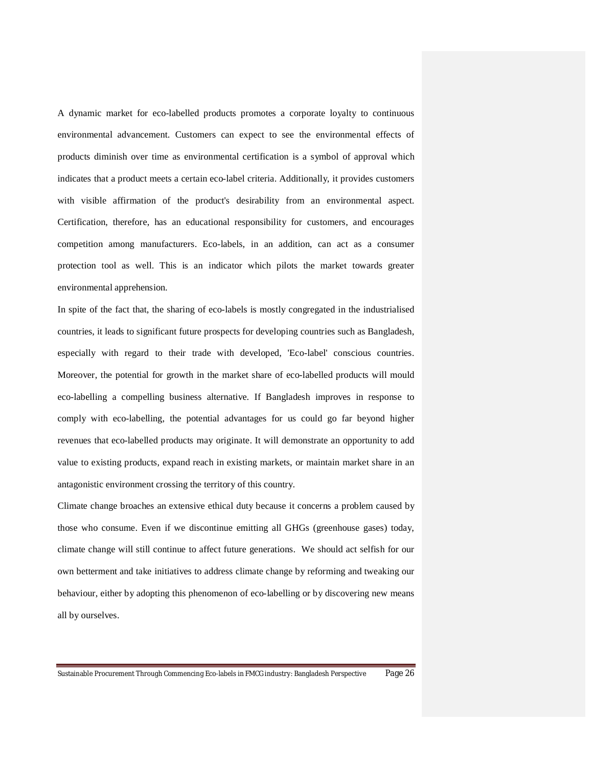A dynamic market for eco-labelled products promotes a corporate loyalty to continuous environmental advancement. Customers can expect to see the environmental effects of products diminish over time as environmental certification is a symbol of approval which indicates that a product meets a certain eco-label criteria. Additionally, it provides customers with visible affirmation of the product's desirability from an environmental aspect. Certification, therefore, has an educational responsibility for customers, and encourages competition among manufacturers. Eco-labels, in an addition, can act as a consumer protection tool as well. This is an indicator which pilots the market towards greater environmental apprehension.

In spite of the fact that, the sharing of eco-labels is mostly congregated in the industrialised countries, it leads to significant future prospects for developing countries such as Bangladesh, especially with regard to their trade with developed, 'Eco-label' conscious countries. Moreover, the potential for growth in the market share of eco-labelled products will mould eco-labelling a compelling business alternative. If Bangladesh improves in response to comply with eco-labelling, the potential advantages for us could go far beyond higher revenues that eco-labelled products may originate. It will demonstrate an opportunity to add value to existing products, expand reach in existing markets, or maintain market share in an antagonistic environment crossing the territory of this country.

Climate change broaches an extensive ethical duty because it concerns a problem caused by those who consume. Even if we discontinue emitting all GHGs (greenhouse gases) today, climate change will still continue to affect future generations. We should act selfish for our own betterment and take initiatives to address climate change by reforming and tweaking our behaviour, either by adopting this phenomenon of eco-labelling or by discovering new means all by ourselves.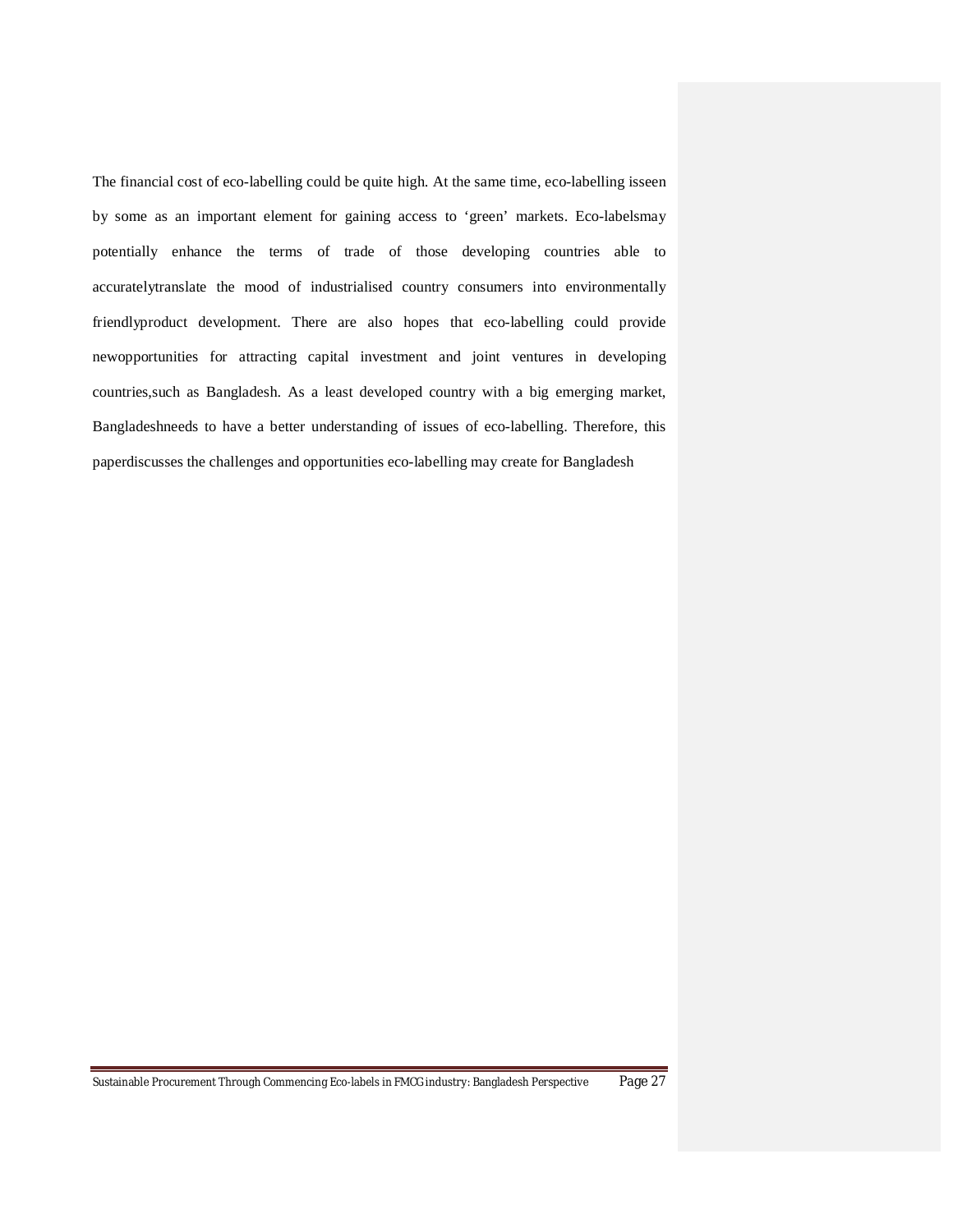The financial cost of eco-labelling could be quite high. At the same time, eco-labelling isseen by some as an important element for gaining access to 'green' markets. Eco-labelsmay potentially enhance the terms of trade of those developing countries able to accuratelytranslate the mood of industrialised country consumers into environmentally friendlyproduct development. There are also hopes that eco-labelling could provide newopportunities for attracting capital investment and joint ventures in developing countries,such as Bangladesh. As a least developed country with a big emerging market, Bangladeshneeds to have a better understanding of issues of eco-labelling. Therefore, this paperdiscusses the challenges and opportunities eco-labelling may create for Bangladesh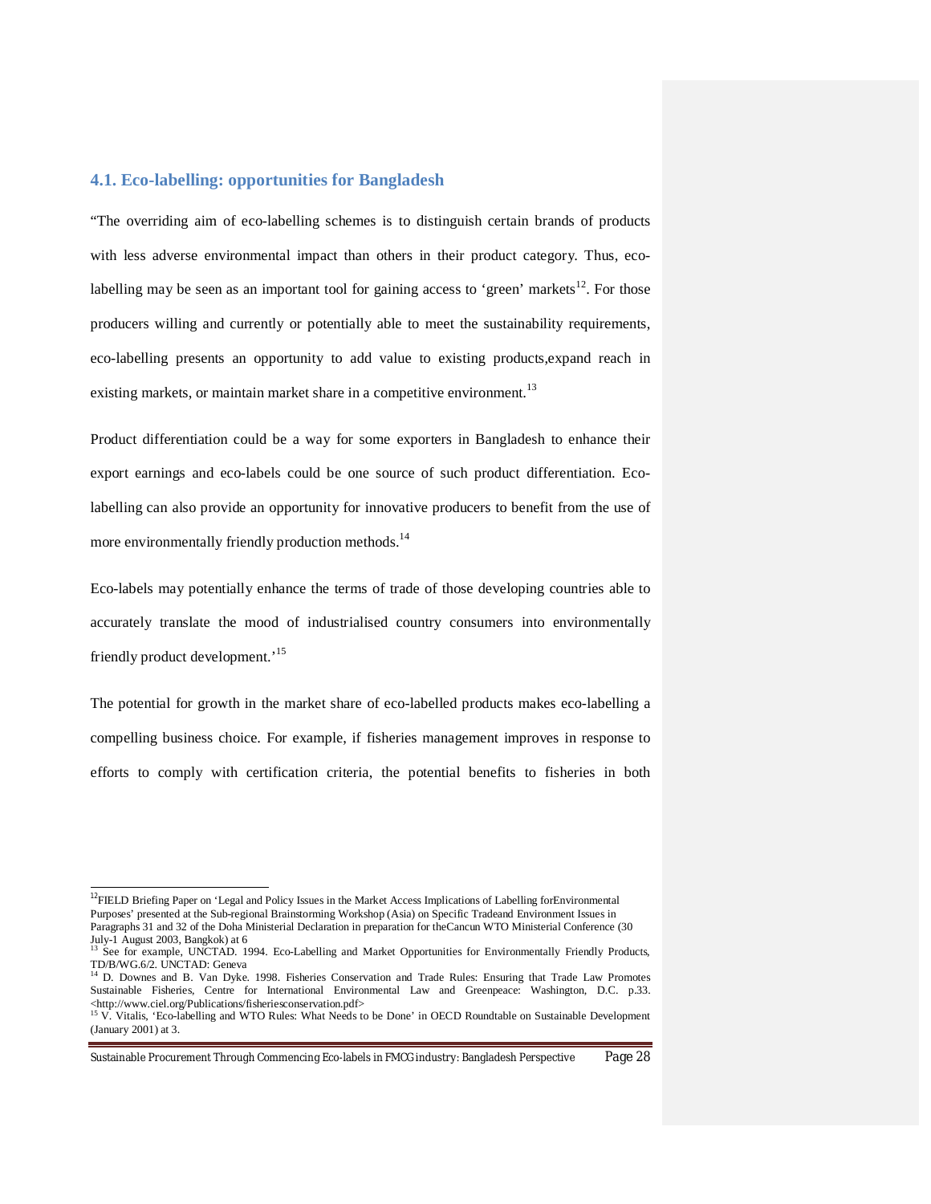## 4.1. Eco-labelling: opportunities for Bangladesh

"The overriding aim of eco-labelling schemes is to distinguish certain brands of products with less adverse environmental impact than others in their product category. Thus, eco-labelling may be seen as an important tool for gaining access to 'green' markets[12]. For those producers willing and currently or potentially able to meet the sustainability requirements, eco-labelling presents an opportunity to add value to existing products,expand reach in existing markets, or maintain market share in a competitive environment.[13]

Product differentiation could be a way for some exporters in Bangladesh to enhance their export earnings and eco-labels could be one source of such product differentiation. Eco-labelling can also provide an opportunity for innovative producers to benefit from the use of more environmentally friendly production methods.[14]

Eco-labels may potentially enhance the terms of trade of those developing countries able to accurately translate the mood of industrialised country consumers into environmentally friendly product development.'[15]

The potential for growth in the market share of eco-labelled products makes eco-labelling a compelling business choice. For example, if fisheries management improves in response to efforts to comply with certification criteria, the potential benefits to fisheries in both

---

[12] FIELD Briefing Paper on 'Legal and Policy Issues in the Market Access Implications of Labelling forEnvironmental Purposes' presented at the Sub-regional Brainstorming Workshop (Asia) on Specific Tradeand Environment Issues in Paragraphs 31 and 32 of the Doha Ministerial Declaration in preparation for theCancun WTO Ministerial Conference (30 July-1 August 2003, Bangkok) at 6

[13] See for example, UNCTAD. 1994. Eco-Labelling and Market Opportunities for Environmentally Friendly Products, TD/B/WG.6/2. UNCTAD: Geneva

[14] D. Downes and B. Van Dyke. 1998. Fisheries Conservation and Trade Rules: Ensuring that Trade Law Promotes Sustainable Fisheries, Centre for International Environmental Law and Greenpeace: Washington, D.C. p.33. <http://www.ciel.org/Publications/fisheriesconservation.pdf>

[15] V. Vitalis, 'Eco-labelling and WTO Rules: What Needs to be Done' in OECD Roundtable on Sustainable Development (January 2001) at 3.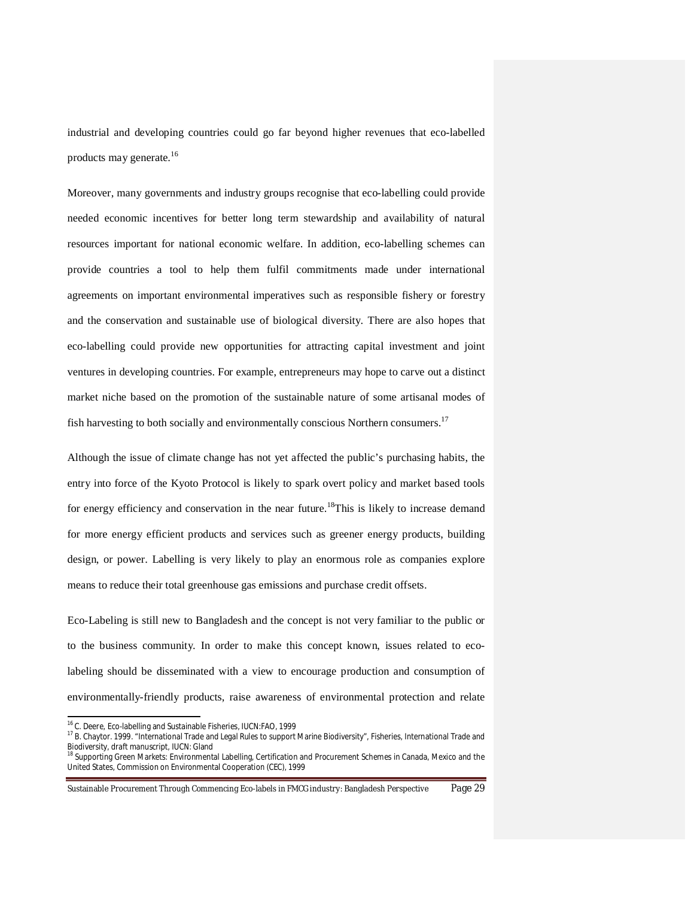industrial and developing countries could go far beyond higher revenues that eco-labelled products may generate.[16]

Moreover, many governments and industry groups recognise that eco-labelling could provide needed economic incentives for better long term stewardship and availability of natural resources important for national economic welfare. In addition, eco-labelling schemes can provide countries a tool to help them fulfil commitments made under international agreements on important environmental imperatives such as responsible fishery or forestry and the conservation and sustainable use of biological diversity. There are also hopes that eco-labelling could provide new opportunities for attracting capital investment and joint ventures in developing countries. For example, entrepreneurs may hope to carve out a distinct market niche based on the promotion of the sustainable nature of some artisanal modes of fish harvesting to both socially and environmentally conscious Northern consumers.[17]

Although the issue of climate change has not yet affected the public's purchasing habits, the entry into force of the Kyoto Protocol is likely to spark overt policy and market based tools for energy efficiency and conservation in the near future.[18]This is likely to increase demand for more energy efficient products and services such as greener energy products, building design, or power. Labelling is very likely to play an enormous role as companies explore means to reduce their total greenhouse gas emissions and purchase credit offsets.

Eco-Labeling is still new to Bangladesh and the concept is not very familiar to the public or to the business community. In order to make this concept known, issues related to eco-labeling should be disseminated with a view to encourage production and consumption of environmentally-friendly products, raise awareness of environmental protection and relate

---

[16] C. Deere, Eco-labelling and Sustainable Fisheries, IUCN:FAO, 1999

[17] B. Chaytor. 1999. "International Trade and Legal Rules to support Marine Biodiversity", Fisheries, International Trade and Biodiversity, draft manuscript, IUCN: Gland

[18] Supporting Green Markets: Environmental Labelling, Certification and Procurement Schemes in Canada, Mexico and the United States, Commission on Environmental Cooperation (CEC), 1999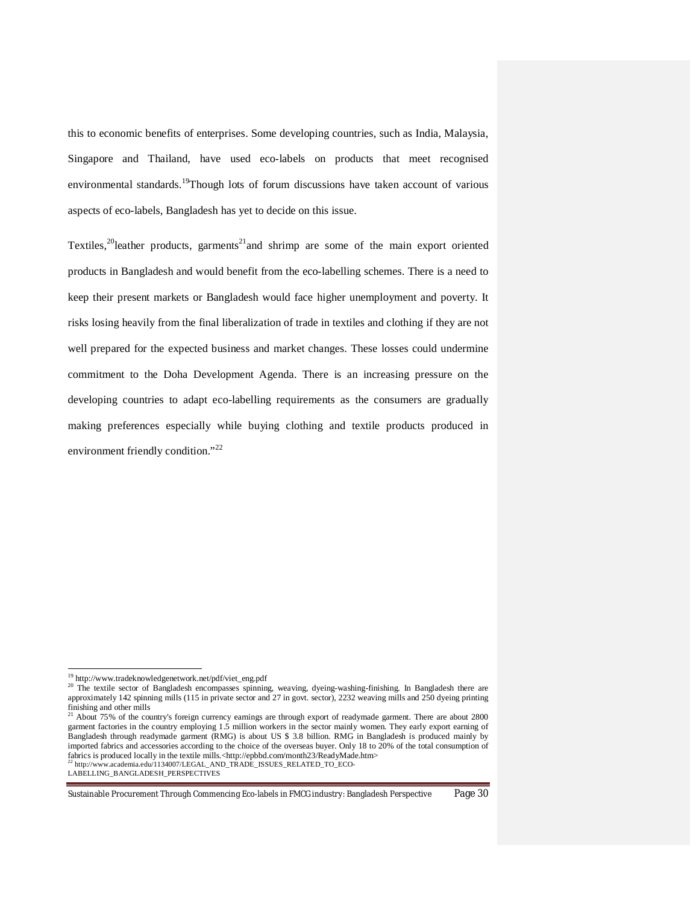this to economic benefits of enterprises. Some developing countries, such as India, Malaysia, Singapore and Thailand, have used eco-labels on products that meet recognised environmental standards.[19]Though lots of forum discussions have taken account of various aspects of eco-labels, Bangladesh has yet to decide on this issue.

Textiles,[20]leather products, garments[21]and shrimp are some of the main export oriented products in Bangladesh and would benefit from the eco-labelling schemes. There is a need to keep their present markets or Bangladesh would face higher unemployment and poverty. It risks losing heavily from the final liberalization of trade in textiles and clothing if they are not well prepared for the expected business and market changes. These losses could undermine commitment to the Doha Development Agenda. There is an increasing pressure on the developing countries to adapt eco-labelling requirements as the consumers are gradually making preferences especially while buying clothing and textile products produced in environment friendly condition."[22]

---

[19] http://www.tradeknowledgenetwork.net/pdf/viet_eng.pdf

[20] The textile sector of Bangladesh encompasses spinning, weaving, dyeing-washing-finishing. In Bangladesh there are approximately 142 spinning mills (115 in private sector and 27 in govt. sector), 2232 weaving mills and 250 dyeing printing finishing and other mills

[21] About 75% of the country's foreign currency earnings are through export of readymade garment. There are about 2800 garment factories in the country employing 1.5 million workers in the sector mainly women. They early export earning of Bangladesh through readymade garment (RMG) is about US $ 3.8 billion. RMG in Bangladesh is produced mainly by imported fabrics and accessories according to the choice of the overseas buyer. Only 18 to 20% of the total consumption of fabrics is produced locally in the textile mills.<http://epbbd.com/month23/ReadyMade.htm>

[22] http://www.academia.edu/1134007/LEGAL_AND_TRADE_ISSUES_RELATED_TO_ECO-LABELLING_BANGLADESH_PERSPECTIVES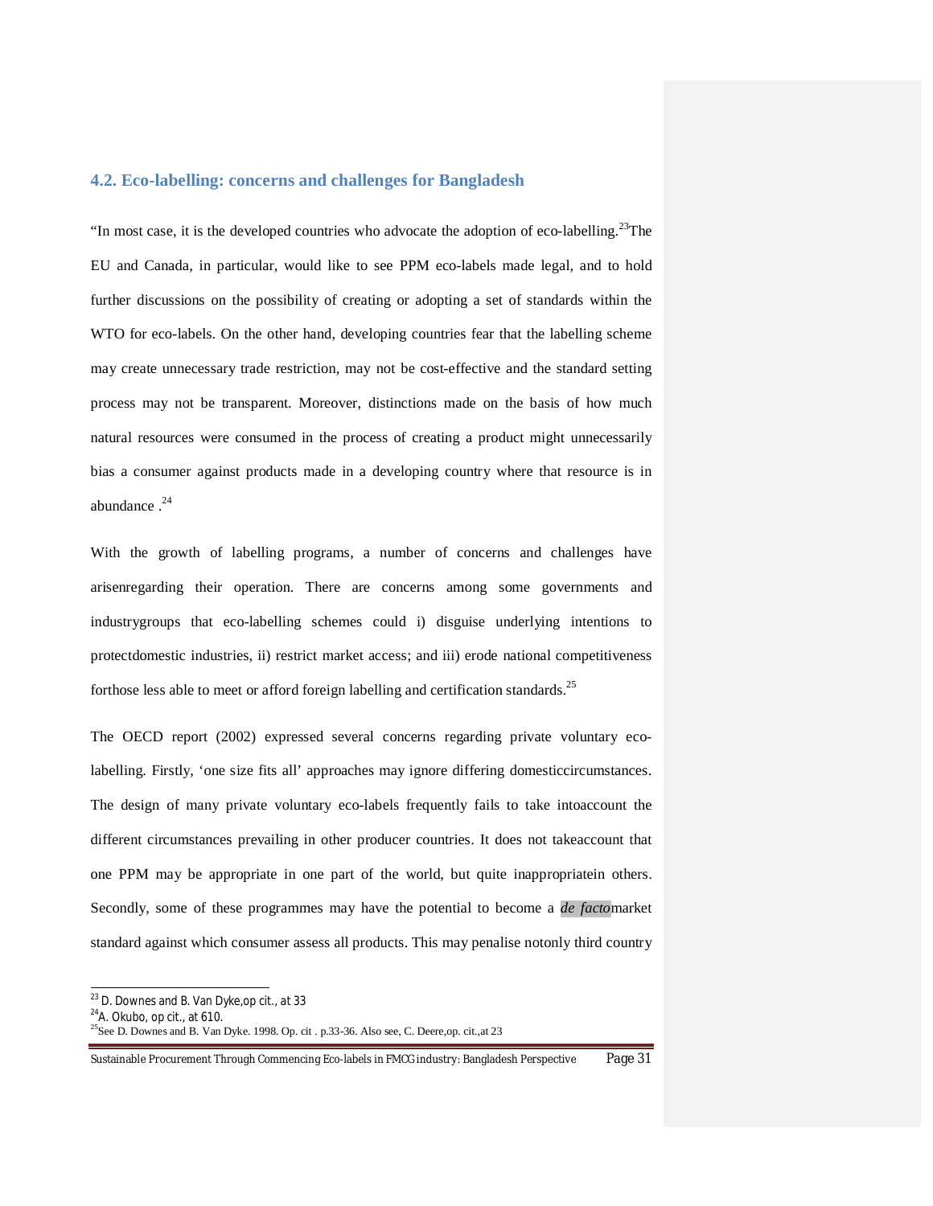## 4.2. Eco-labelling: concerns and challenges for Bangladesh

"In most case, it is the developed countries who advocate the adoption of eco-labelling.[23]The EU and Canada, in particular, would like to see PPM eco-labels made legal, and to hold further discussions on the possibility of creating or adopting a set of standards within the WTO for eco-labels. On the other hand, developing countries fear that the labelling scheme may create unnecessary trade restriction, may not be cost-effective and the standard setting process may not be transparent. Moreover, distinctions made on the basis of how much natural resources were consumed in the process of creating a product might unnecessarily bias a consumer against products made in a developing country where that resource is in abundance .[24]

With the growth of labelling programs, a number of concerns and challenges have arisenregarding their operation. There are concerns among some governments and industrygroups that eco-labelling schemes could i) disguise underlying intentions to protectdomestic industries, ii) restrict market access; and iii) erode national competitiveness forthose less able to meet or afford foreign labelling and certification standards.[25]

The OECD report (2002) expressed several concerns regarding private voluntary eco-labelling. Firstly, 'one size fits all' approaches may ignore differing domesticcircumstances. The design of many private voluntary eco-labels frequently fails to take intoaccount the different circumstances prevailing in other producer countries. It does not takeaccount that one PPM may be appropriate in one part of the world, but quite inappropriatein others. Secondly, some of these programmes may have the potential to become a *de facto*market standard against which consumer assess all products. This may penalise notonly third country

---

[23] D. Downes and B. Van Dyke,op cit., at 33

[24] A. Okubo, op cit., at 610.

[25] See D. Downes and B. Van Dyke. 1998. Op. cit . p.33-36. Also see, C. Deere,op. cit.,at 23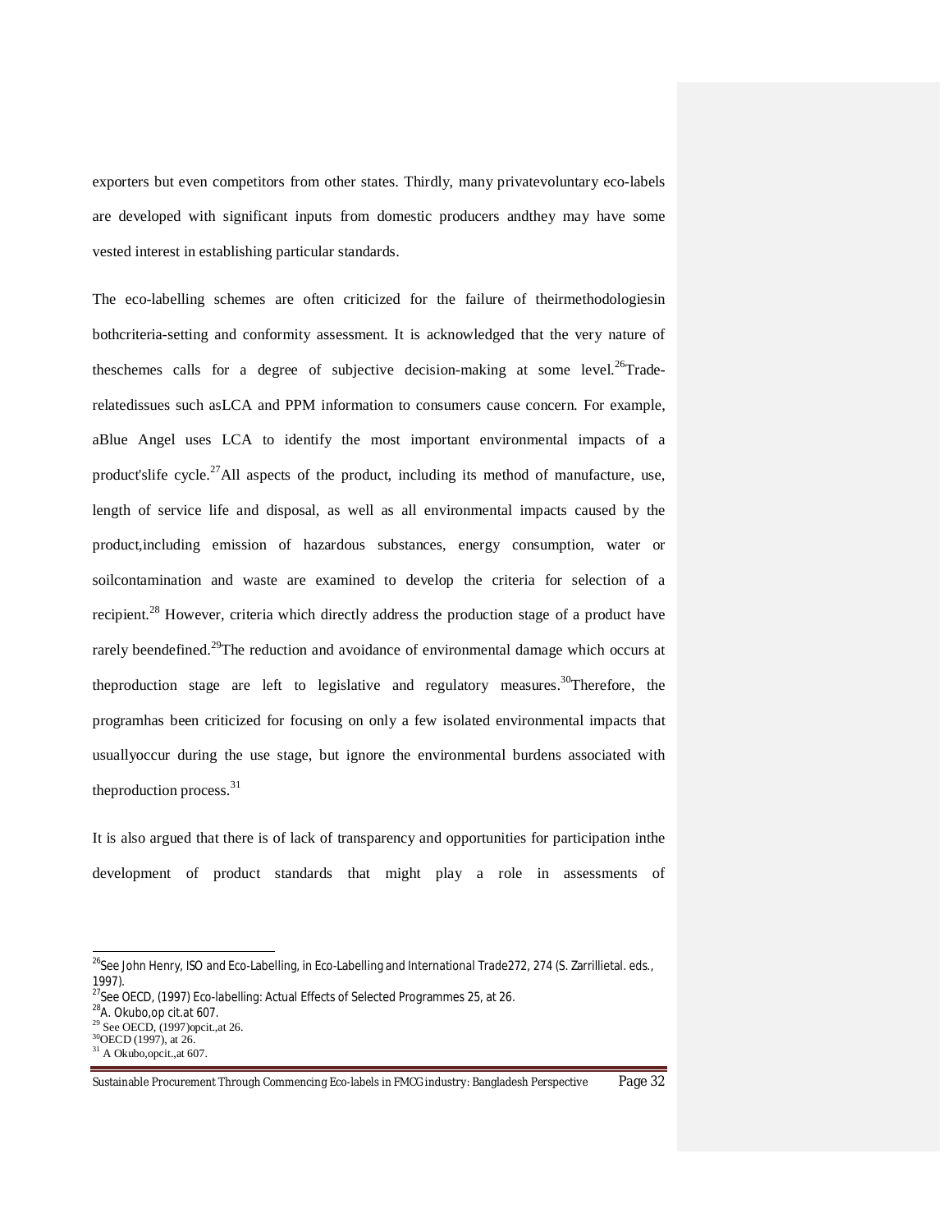exporters but even competitors from other states. Thirdly, many privatevoluntary eco-labels are developed with significant inputs from domestic producers andthey may have some vested interest in establishing particular standards.

The eco-labelling schemes are often criticized for the failure of theirmethodologiesin bothcriteria-setting and conformity assessment. It is acknowledged that the very nature of theschemes calls for a degree of subjective decision-making at some level.[26]Trade-relatedissues such asLCA and PPM information to consumers cause concern. For example, aBlue Angel uses LCA to identify the most important environmental impacts of a product'slife cycle.[27]All aspects of the product, including its method of manufacture, use, length of service life and disposal, as well as all environmental impacts caused by the product,including emission of hazardous substances, energy consumption, water or soilcontamination and waste are examined to develop the criteria for selection of a recipient.[28] However, criteria which directly address the production stage of a product have rarely beendefined.[29]The reduction and avoidance of environmental damage which occurs at theproduction stage are left to legislative and regulatory measures.[30]Therefore, the programhas been criticized for focusing on only a few isolated environmental impacts that usuallyoccur during the use stage, but ignore the environmental burdens associated with theproduction process.[31]

It is also argued that there is of lack of transparency and opportunities for participation inthe development of product standards that might play a role in assessments of

---

[26]See John Henry, ISO and Eco-Labelling, in Eco-Labelling and International Trade272, 274 (S. Zarrillietal. eds., 1997).

[27]See OECD, (1997) Eco-labelling: Actual Effects of Selected Programmes 25, at 26.

[28]A. Okubo,op cit.at 607.

[29] See OECD, (1997)opcit.,at 26.

[30]OECD (1997), at 26.

[31] A Okubo,opcit.,at 607.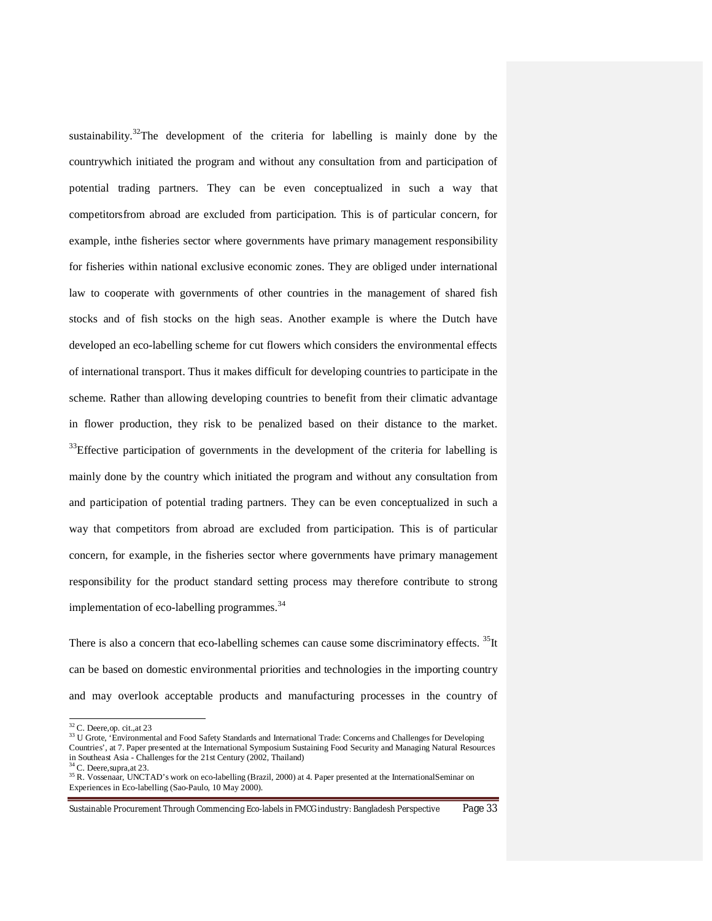sustainability.[32]The development of the criteria for labelling is mainly done by the countrywhich initiated the program and without any consultation from and participation of potential trading partners. They can be even conceptualized in such a way that competitorsfrom abroad are excluded from participation. This is of particular concern, for example, inthe fisheries sector where governments have primary management responsibility for fisheries within national exclusive economic zones. They are obliged under international law to cooperate with governments of other countries in the management of shared fish stocks and of fish stocks on the high seas. Another example is where the Dutch have developed an eco-labelling scheme for cut flowers which considers the environmental effects of international transport. Thus it makes difficult for developing countries to participate in the scheme. Rather than allowing developing countries to benefit from their climatic advantage in flower production, they risk to be penalized based on their distance to the market. [33]Effective participation of governments in the development of the criteria for labelling is mainly done by the country which initiated the program and without any consultation from and participation of potential trading partners. They can be even conceptualized in such a way that competitors from abroad are excluded from participation. This is of particular concern, for example, in the fisheries sector where governments have primary management responsibility for the product standard setting process may therefore contribute to strong implementation of eco-labelling programmes.[34]

There is also a concern that eco-labelling schemes can cause some discriminatory effects. [35]It can be based on domestic environmental priorities and technologies in the importing country and may overlook acceptable products and manufacturing processes in the country of

---

[32] C. Deere,op. cit.,at 23

[33] U Grote, 'Environmental and Food Safety Standards and International Trade: Concerns and Challenges for Developing Countries', at 7. Paper presented at the International Symposium Sustaining Food Security and Managing Natural Resources in Southeast Asia - Challenges for the 21st Century (2002, Thailand)

[34] C. Deere,supra,at 23.

[35] R. Vossenaar, UNCTAD's work on eco-labelling (Brazil, 2000) at 4. Paper presented at the InternationalSeminar on Experiences in Eco-labelling (Sao-Paulo, 10 May 2000).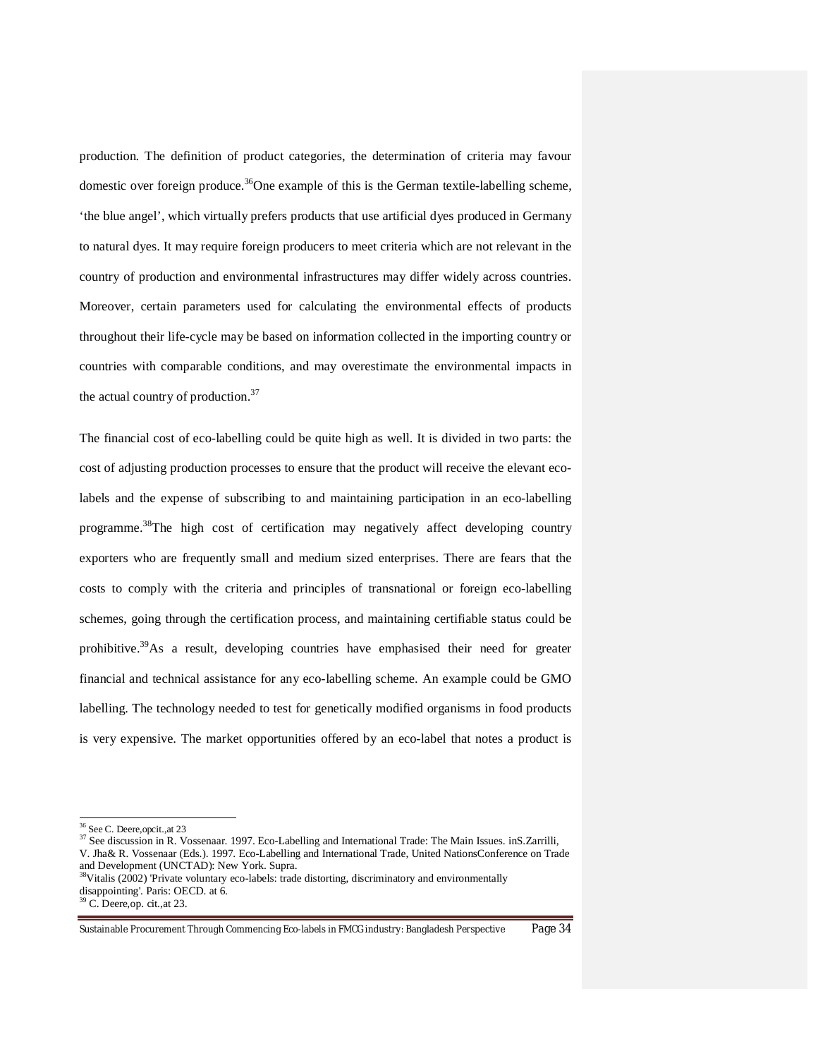production. The definition of product categories, the determination of criteria may favour domestic over foreign produce.[36]One example of this is the German textile-labelling scheme, 'the blue angel', which virtually prefers products that use artificial dyes produced in Germany to natural dyes. It may require foreign producers to meet criteria which are not relevant in the country of production and environmental infrastructures may differ widely across countries. Moreover, certain parameters used for calculating the environmental effects of products throughout their life-cycle may be based on information collected in the importing country or countries with comparable conditions, and may overestimate the environmental impacts in the actual country of production.[37]

The financial cost of eco-labelling could be quite high as well. It is divided in two parts: the cost of adjusting production processes to ensure that the product will receive the elevant eco-labels and the expense of subscribing to and maintaining participation in an eco-labelling programme.[38]The high cost of certification may negatively affect developing country exporters who are frequently small and medium sized enterprises. There are fears that the costs to comply with the criteria and principles of transnational or foreign eco-labelling schemes, going through the certification process, and maintaining certifiable status could be prohibitive.[39]As a result, developing countries have emphasised their need for greater financial and technical assistance for any eco-labelling scheme. An example could be GMO labelling. The technology needed to test for genetically modified organisms in food products is very expensive. The market opportunities offered by an eco-label that notes a product is

---

[36] See C. Deere,opcit.,at 23

[37] See discussion in R. Vossenaar. 1997. Eco-Labelling and International Trade: The Main Issues. inS.Zarrilli, V. Jha& R. Vossenaar (Eds.). 1997. Eco-Labelling and International Trade, United NationsConference on Trade and Development (UNCTAD): New York. Supra.

[38] Vitalis (2002) 'Private voluntary eco-labels: trade distorting, discriminatory and environmentally disappointing'. Paris: OECD. at 6.

[39] C. Deere,op. cit.,at 23.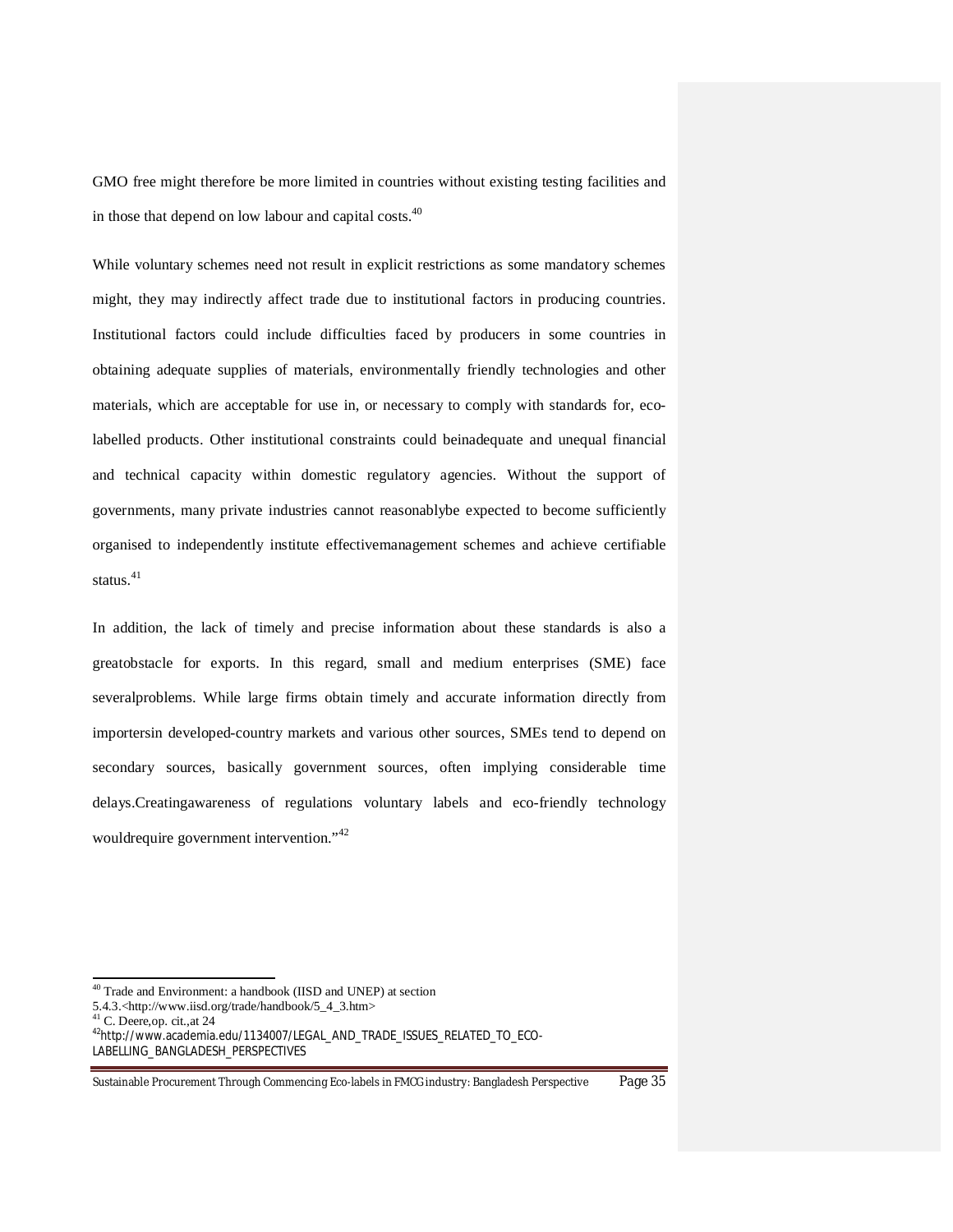GMO free might therefore be more limited in countries without existing testing facilities and in those that depend on low labour and capital costs.[40]

While voluntary schemes need not result in explicit restrictions as some mandatory schemes might, they may indirectly affect trade due to institutional factors in producing countries. Institutional factors could include difficulties faced by producers in some countries in obtaining adequate supplies of materials, environmentally friendly technologies and other materials, which are acceptable for use in, or necessary to comply with standards for, eco-labelled products. Other institutional constraints could beinadequate and unequal financial and technical capacity within domestic regulatory agencies. Without the support of governments, many private industries cannot reasonablybe expected to become sufficiently organised to independently institute effectivemanagement schemes and achieve certifiable status.[41]

In addition, the lack of timely and precise information about these standards is also a greatobstacle for exports. In this regard, small and medium enterprises (SME) face severalproblems. While large firms obtain timely and accurate information directly from importersin developed-country markets and various other sources, SMEs tend to depend on secondary sources, basically government sources, often implying considerable time delays.Creatingawareness of regulations voluntary labels and eco-friendly technology wouldrequire government intervention."[42]

---

[40] Trade and Environment: a handbook (IISD and UNEP) at section 5.4.3.<http://www.iisd.org/trade/handbook/5_4_3.htm>

[41] C. Deere,op. cit.,at 24

[42] http://www.academia.edu/1134007/LEGAL_AND_TRADE_ISSUES_RELATED_TO_ECO-LABELLING_BANGLADESH_PERSPECTIVES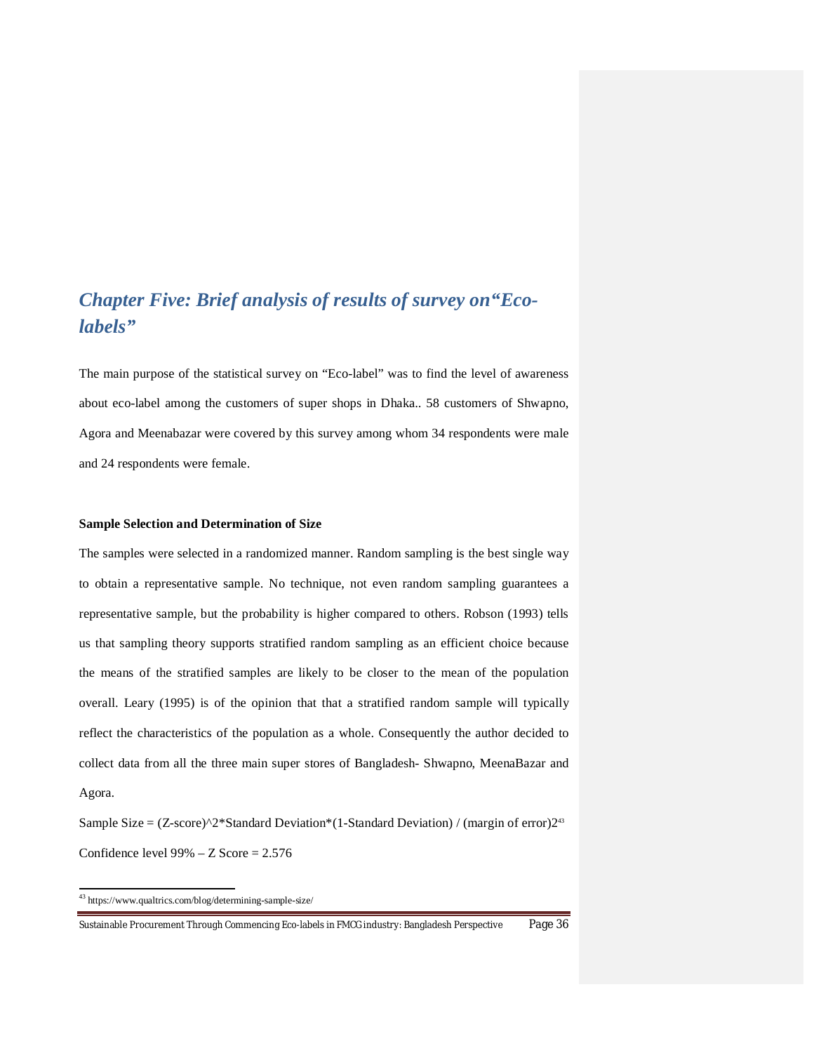# *Chapter Five: Brief analysis of results of survey on"Eco-labels"*

The main purpose of the statistical survey on "Eco-label" was to find the level of awareness about eco-label among the customers of super shops in Dhaka.. 58 customers of Shwapno, Agora and Meenabazar were covered by this survey among whom 34 respondents were male and 24 respondents were female.

**Sample Selection and Determination of Size**

The samples were selected in a randomized manner. Random sampling is the best single way to obtain a representative sample. No technique, not even random sampling guarantees a representative sample, but the probability is higher compared to others. Robson (1993) tells us that sampling theory supports stratified random sampling as an efficient choice because the means of the stratified samples are likely to be closer to the mean of the population overall. Leary (1995) is of the opinion that that a stratified random sample will typically reflect the characteristics of the population as a whole. Consequently the author decided to collect data from all the three main super stores of Bangladesh- Shwapno, MeenaBazar and Agora.

Sample Size = (Z-score)^2*Standard Deviation*(1-Standard Deviation) / (margin of error)2[43]

Confidence level 99% – Z Score = 2.576

[43] https://www.qualtrics.com/blog/determining-sample-size/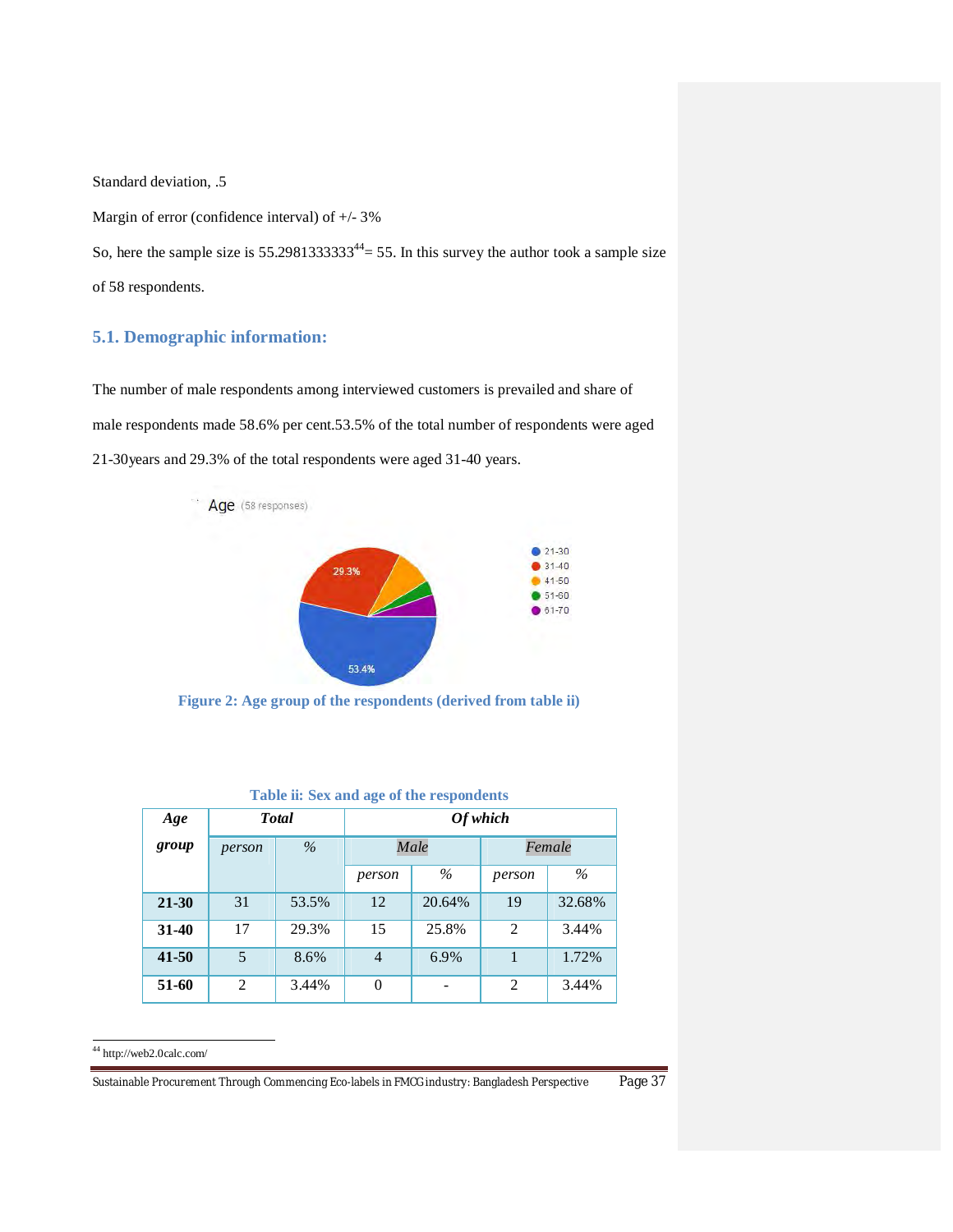Standard deviation, .5

Margin of error (confidence interval) of +/- 3%

So, here the sample size is 55.2981333333[44]= 55. In this survey the author took a sample size of 58 respondents.

## 5.1. Demographic information:

The number of male respondents among interviewed customers is prevailed and share of male respondents made 58.6% per cent.53.5% of the total number of respondents were aged 21-30years and 29.3% of the total respondents were aged 31-40 years.

**Figure 2: Age group of the respondents (derived from table ii)**

**Table ii: Sex and age of the respondents**

| *Age group* | *Total* | | *Of which* | | | |
|---|---|---|---|---|---|---|
| | *person* | *%* | *Male* | | *Female* | |
| | | | *person* | *%* | *person* | *%* |
| **21-30** | 31 | 53.5% | 12 | 20.64% | 19 | 32.68% |
| **31-40** | 17 | 29.3% | 15 | 25.8% | 2 | 3.44% |
| **41-50** | 5 | 8.6% | 4 | 6.9% | 1 | 1.72% |
| **51-60** | 2 | 3.44% | 0 | - | 2 | 3.44% |

[44] http://web2.0calc.com/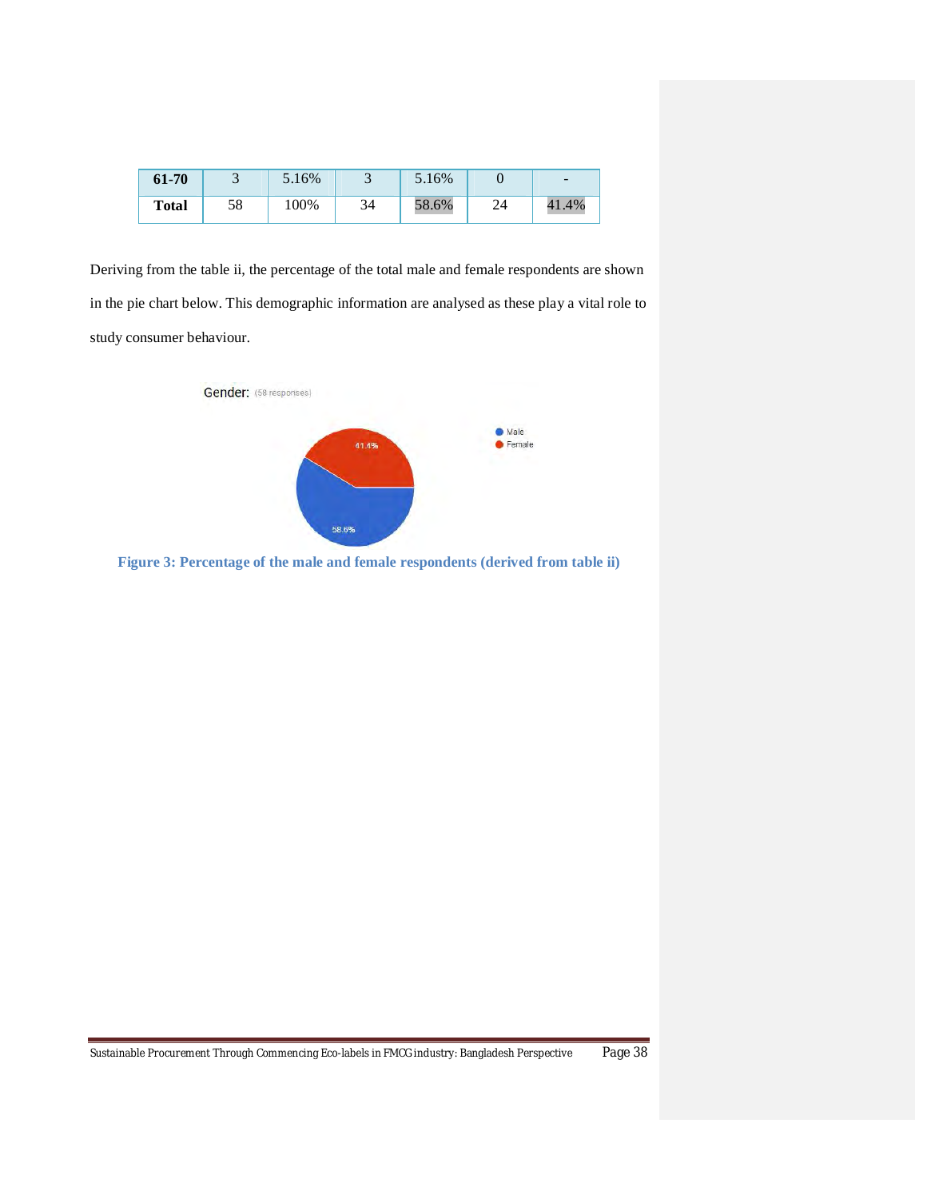| 61-70 | 3 | 5.16% | 3 | 5.16% | 0 | - |
|---|---|---|---|---|---|---|
| **Total** | 58 | 100% | 34 | 58.6% | 24 | 41.4% |

Deriving from the table ii, the percentage of the total male and female respondents are shown in the pie chart below. This demographic information are analysed as these play a vital role to study consumer behaviour.

**Figure 3: Percentage of the male and female respondents (derived from table ii)**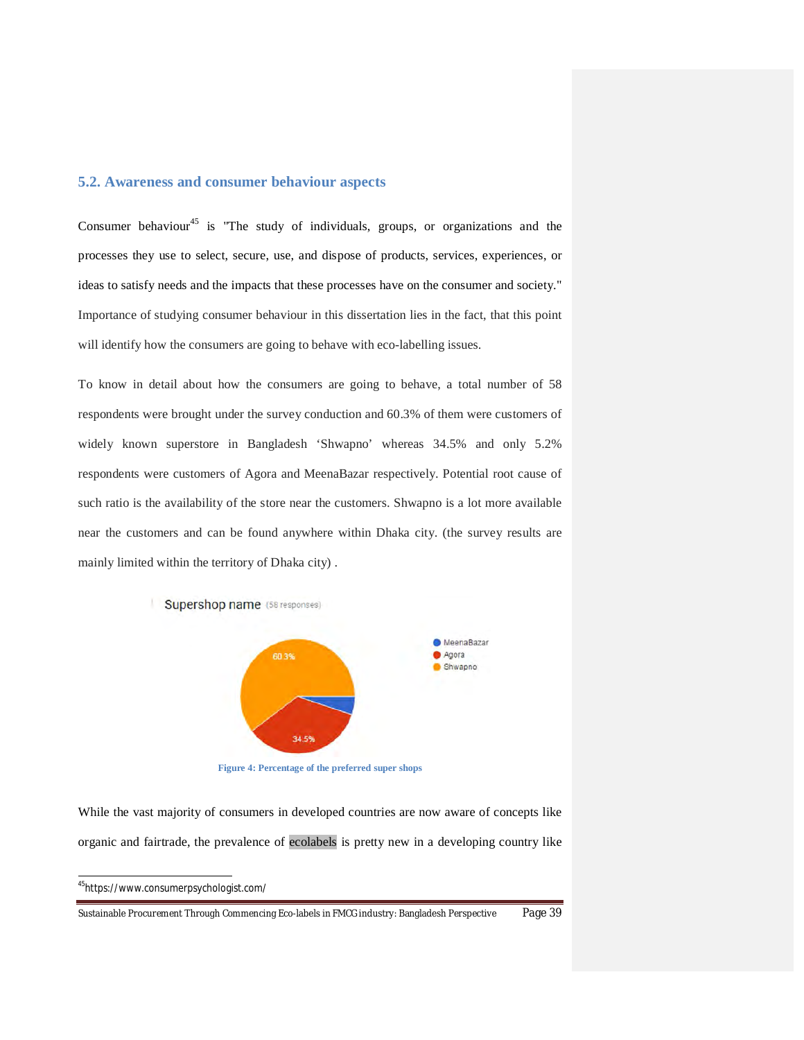## 5.2. Awareness and consumer behaviour aspects

Consumer behaviour[45] is "The study of individuals, groups, or organizations and the processes they use to select, secure, use, and dispose of products, services, experiences, or ideas to satisfy needs and the impacts that these processes have on the consumer and society." Importance of studying consumer behaviour in this dissertation lies in the fact, that this point will identify how the consumers are going to behave with eco-labelling issues.

To know in detail about how the consumers are going to behave, a total number of 58 respondents were brought under the survey conduction and 60.3% of them were customers of widely known superstore in Bangladesh 'Shwapno' whereas 34.5% and only 5.2% respondents were customers of Agora and MeenaBazar respectively. Potential root cause of such ratio is the availability of the store near the customers. Shwapno is a lot more available near the customers and can be found anywhere within Dhaka city. (the survey results are mainly limited within the territory of Dhaka city) .

Supershop name (58 responses)

Figure 4: Percentage of the preferred super shops

While the vast majority of consumers in developed countries are now aware of concepts like organic and fairtrade, the prevalence of ecolabels is pretty new in a developing country like

[45] https://www.consumerpsychologist.com/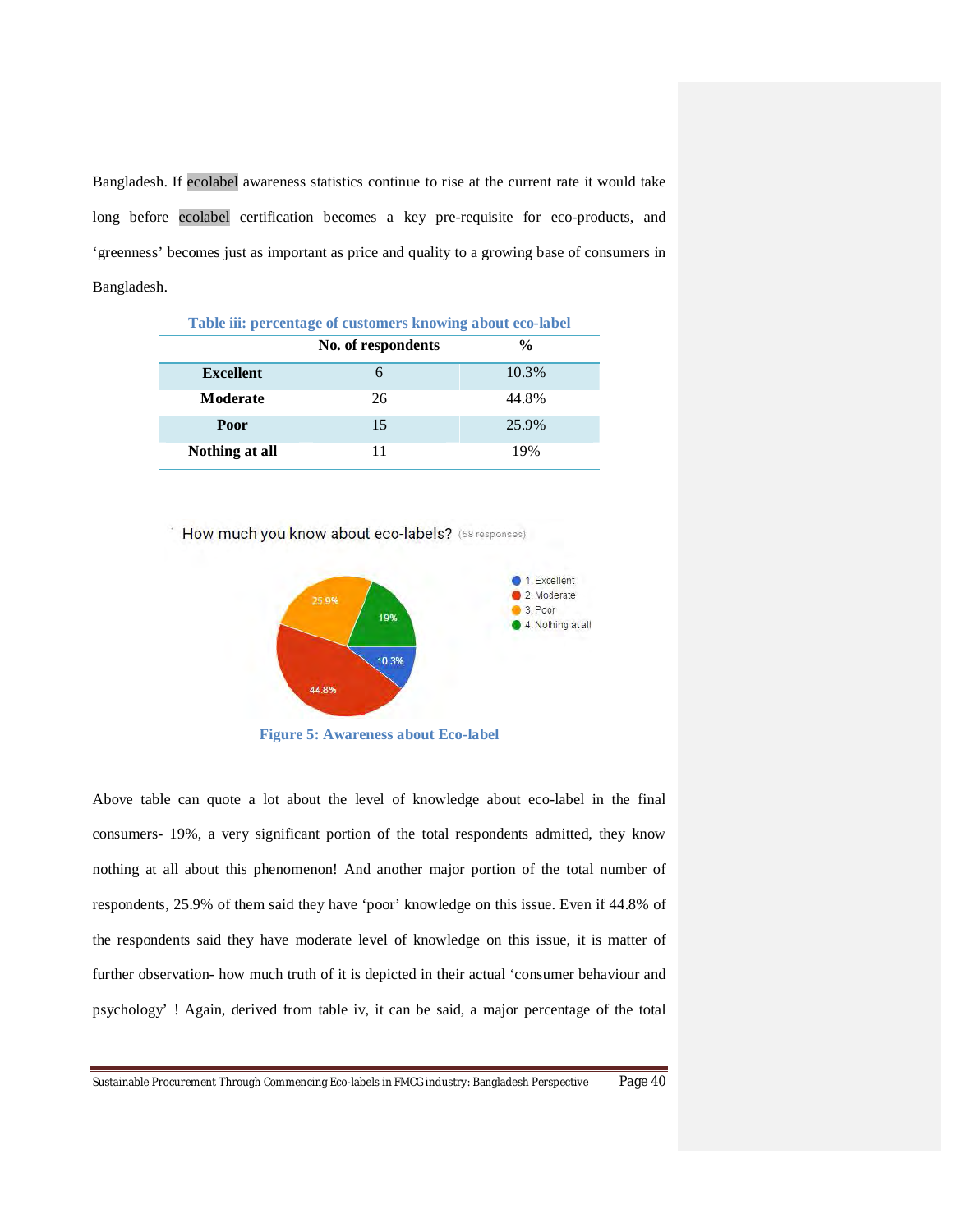Bangladesh. If ecolabel awareness statistics continue to rise at the current rate it would take long before ecolabel certification becomes a key pre-requisite for eco-products, and 'greenness' becomes just as important as price and quality to a growing base of consumers in Bangladesh.

Table iii: percentage of customers knowing about eco-label

| | No. of respondents | % |
|---|---|---|
| **Excellent** | 6 | 10.3% |
| **Moderate** | 26 | 44.8% |
| **Poor** | 15 | 25.9% |
| **Nothing at all** | 11 | 19% |

How much you know about eco-labels? (58 responses)

- 1. Excellent: 10.3%
- 2. Moderate: 44.8%
- 3. Poor: 25.9%
- 4. Nothing at all: 19%

Figure 5: Awareness about Eco-label

Above table can quote a lot about the level of knowledge about eco-label in the final consumers- 19%, a very significant portion of the total respondents admitted, they know nothing at all about this phenomenon! And another major portion of the total number of respondents, 25.9% of them said they have 'poor' knowledge on this issue. Even if 44.8% of the respondents said they have moderate level of knowledge on this issue, it is matter of further observation- how much truth of it is depicted in their actual 'consumer behaviour and psychology' ! Again, derived from table iv, it can be said, a major percentage of the total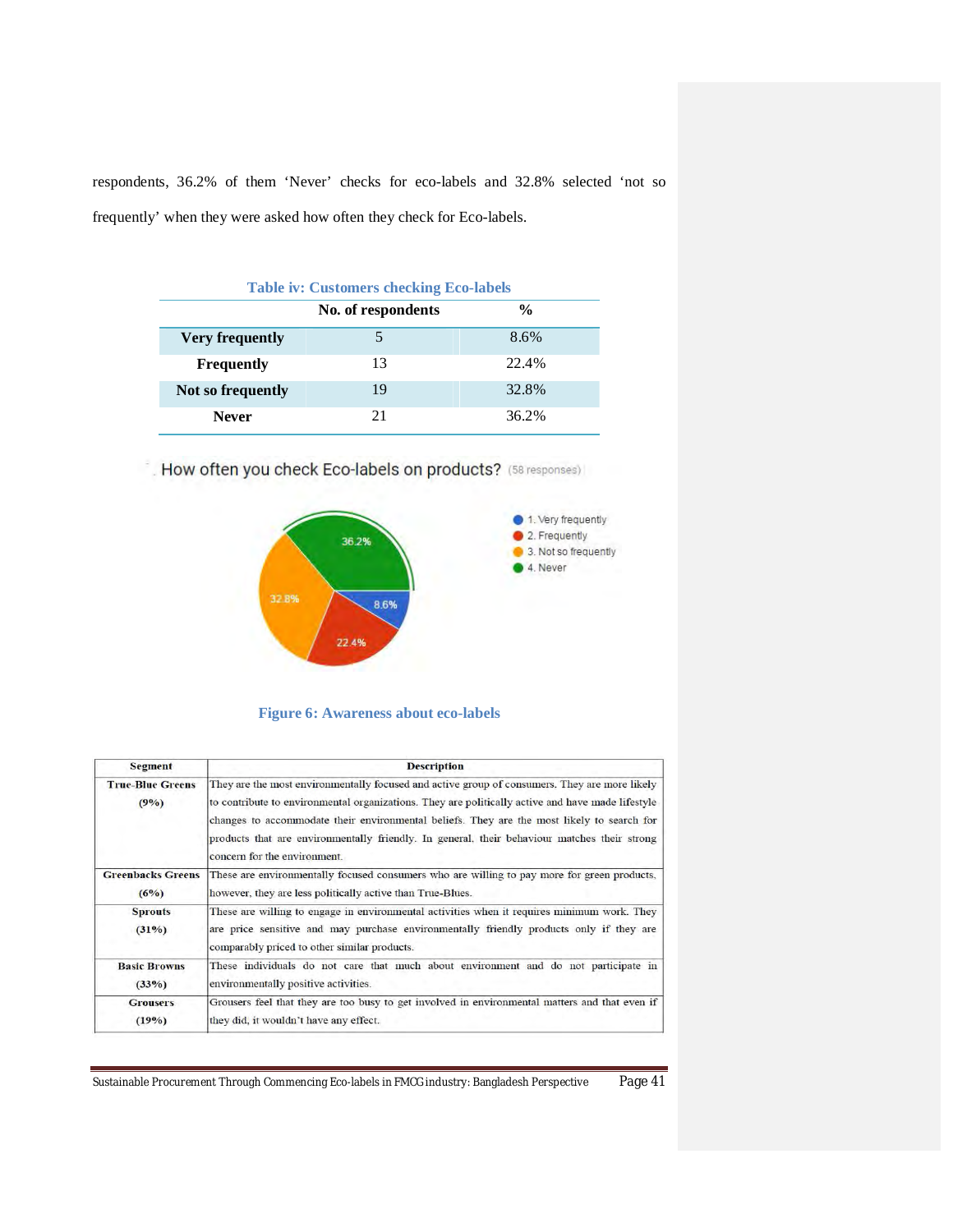respondents, 36.2% of them 'Never' checks for eco-labels and 32.8% selected 'not so frequently' when they were asked how often they check for Eco-labels.

**Table iv: Customers checking Eco-labels**

| | No. of respondents | % |
|---|---|---|
| **Very frequently** | 5 | 8.6% |
| **Frequently** | 13 | 22.4% |
| **Not so frequently** | 19 | 32.8% |
| **Never** | 21 | 36.2% |

How often you check Eco-labels on products? (58 responses)

- 1. Very frequently — 8.6%
- 2. Frequently — 22.4%
- 3. Not so frequently — 32.8%
- 4. Never — 36.2%

**Figure 6: Awareness about eco-labels**

| Segment | Description |
|---|---|
| **True-Blue Greens (9%)** | They are the most environmentally focused and active group of consumers. They are more likely to contribute to environmental organizations. They are politically active and have made lifestyle changes to accommodate their environmental beliefs. They are the most likely to search for products that are environmentally friendly. In general, their behaviour matches their strong concern for the environment. |
| **Greenbacks Greens (6%)** | These are environmentally focused consumers who are willing to pay more for green products, however, they are less politically active than True-Blues. |
| **Sprouts (31%)** | These are willing to engage in environmental activities when it requires minimum work. They are price sensitive and may purchase environmentally friendly products only if they are comparably priced to other similar products. |
| **Basic Browns (33%)** | These individuals do not care that much about environment and do not participate in environmentally positive activities. |
| **Grousers (19%)** | Grousers feel that they are too busy to get involved in environmental matters and that even if they did, it wouldn't have any effect. |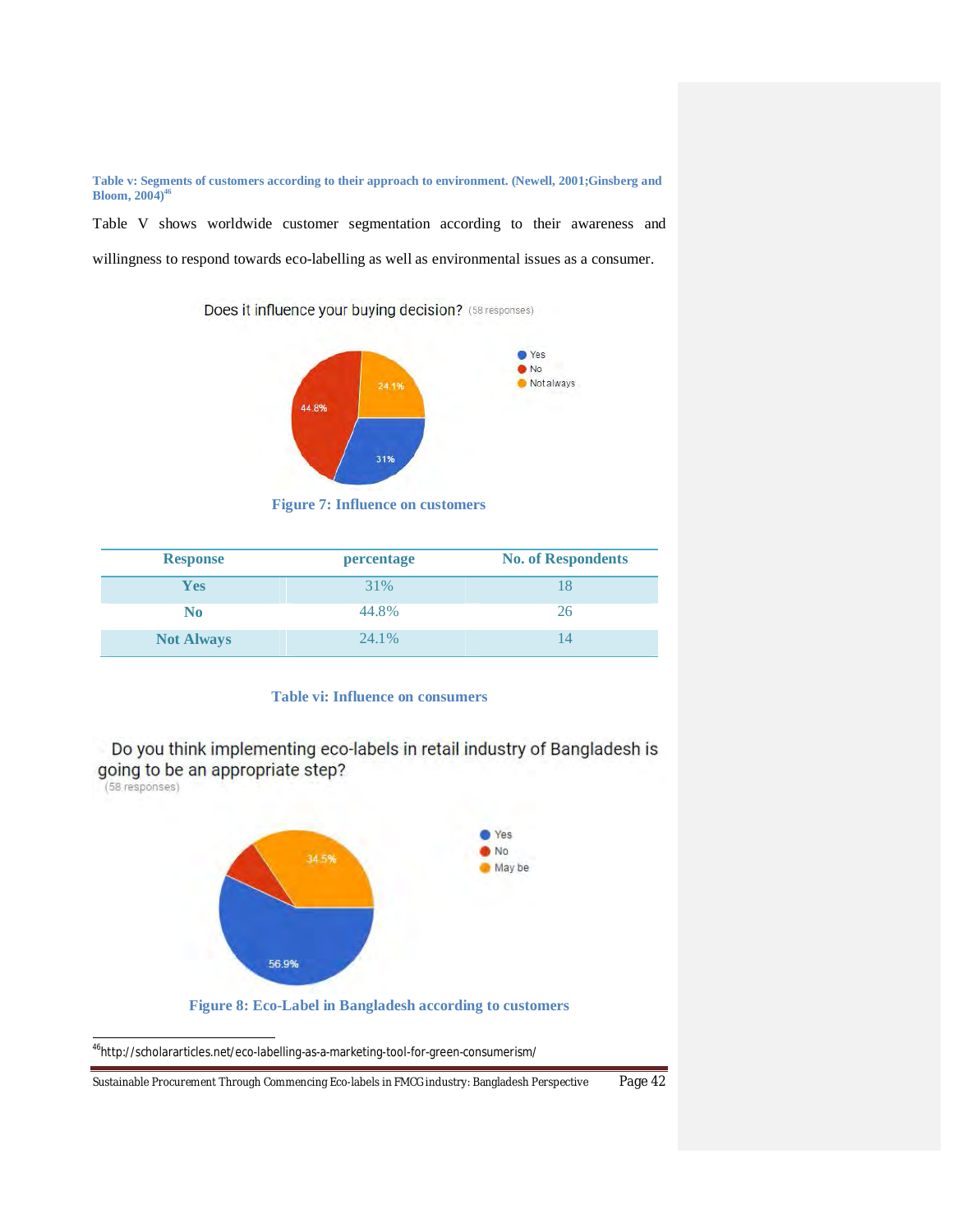**Table v: Segments of customers according to their approach to environment. (Newell, 2001;Ginsberg and Bloom, 2004)[46]**

Table V shows worldwide customer segmentation according to their awareness and willingness to respond towards eco-labelling as well as environmental issues as a consumer.

Does it influence your buying decision? (58 responses)

**Figure 7: Influence on customers**

| Response | percentage | No. of Respondents |
|---|---|---|
| **Yes** | 31% | 18 |
| **No** | 44.8% | 26 |
| **Not Always** | 24.1% | 14 |

**Table vi: Influence on consumers**

Do you think implementing eco-labels in retail industry of Bangladesh is going to be an appropriate step? (58 responses)

**Figure 8: Eco-Label in Bangladesh according to customers**

[46] http://scholararticles.net/eco-labelling-as-a-marketing-tool-for-green-consumerism/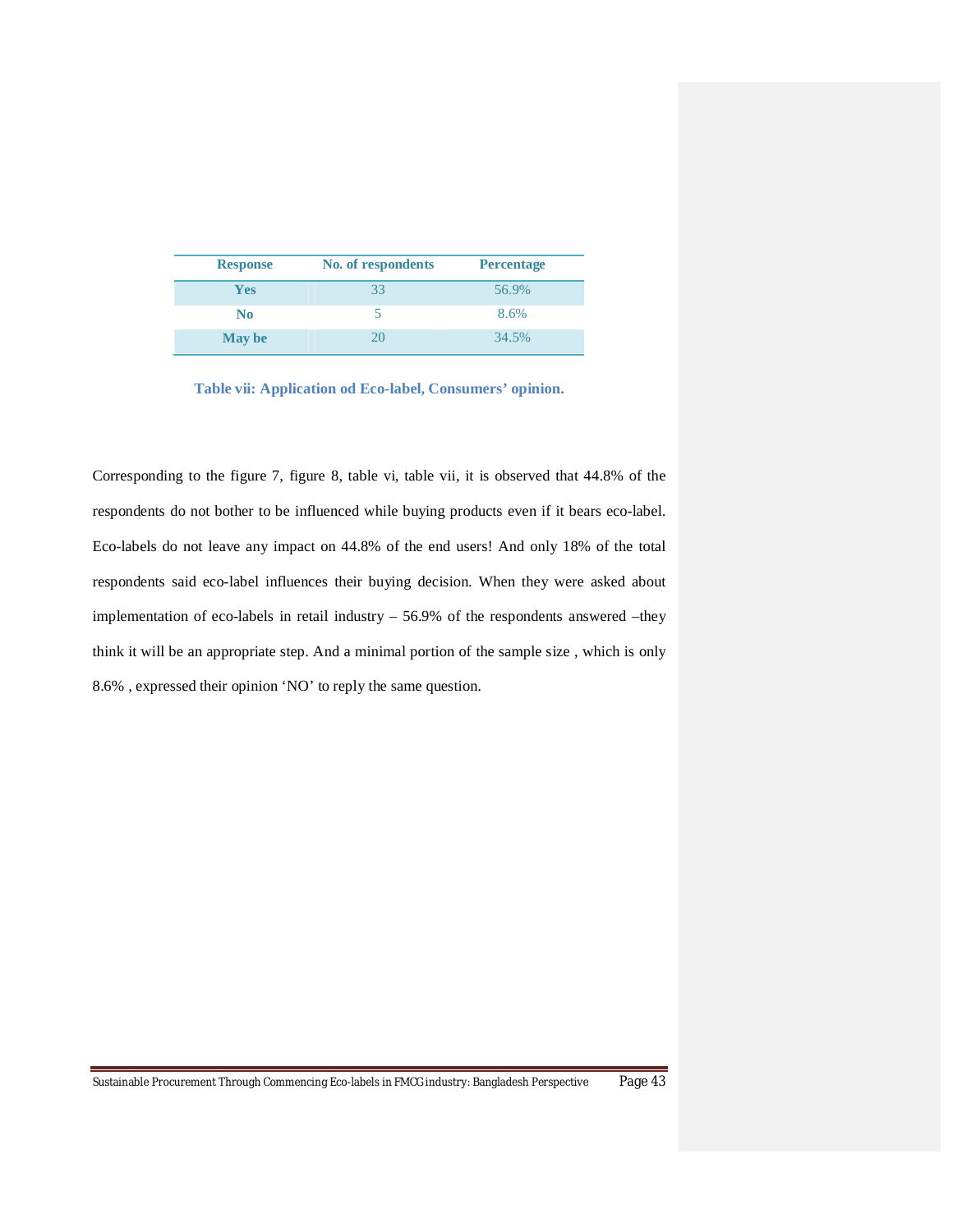| Response | No. of respondents | Percentage |
|---|---|---|
| **Yes** | 33 | 56.9% |
| **No** | 5 | 8.6% |
| **May be** | 20 | 34.5% |

**Table vii: Application od Eco-label, Consumers' opinion.**

Corresponding to the figure 7, figure 8, table vi, table vii, it is observed that 44.8% of the respondents do not bother to be influenced while buying products even if it bears eco-label. Eco-labels do not leave any impact on 44.8% of the end users! And only 18% of the total respondents said eco-label influences their buying decision. When they were asked about implementation of eco-labels in retail industry – 56.9% of the respondents answered –they think it will be an appropriate step. And a minimal portion of the sample size , which is only 8.6% , expressed their opinion 'NO' to reply the same question.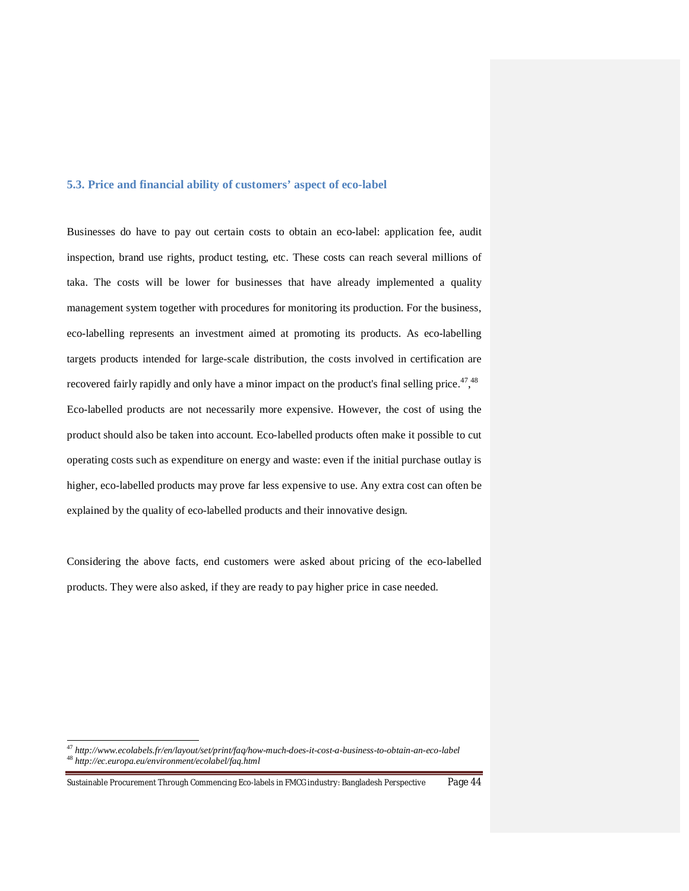### 5.3. Price and financial ability of customers' aspect of eco-label

Businesses do have to pay out certain costs to obtain an eco-label: application fee, audit inspection, brand use rights, product testing, etc. These costs can reach several millions of taka. The costs will be lower for businesses that have already implemented a quality management system together with procedures for monitoring its production. For the business, eco-labelling represents an investment aimed at promoting its products. As eco-labelling targets products intended for large-scale distribution, the costs involved in certification are recovered fairly rapidly and only have a minor impact on the product's final selling price.[47],[48] Eco-labelled products are not necessarily more expensive. However, the cost of using the product should also be taken into account. Eco-labelled products often make it possible to cut operating costs such as expenditure on energy and waste: even if the initial purchase outlay is higher, eco-labelled products may prove far less expensive to use. Any extra cost can often be explained by the quality of eco-labelled products and their innovative design.

Considering the above facts, end customers were asked about pricing of the eco-labelled products. They were also asked, if they are ready to pay higher price in case needed.

---

[47] *http://www.ecolabels.fr/en/layout/set/print/faq/how-much-does-it-cost-a-business-to-obtain-an-eco-label*
[48] *http://ec.europa.eu/environment/ecolabel/faq.html*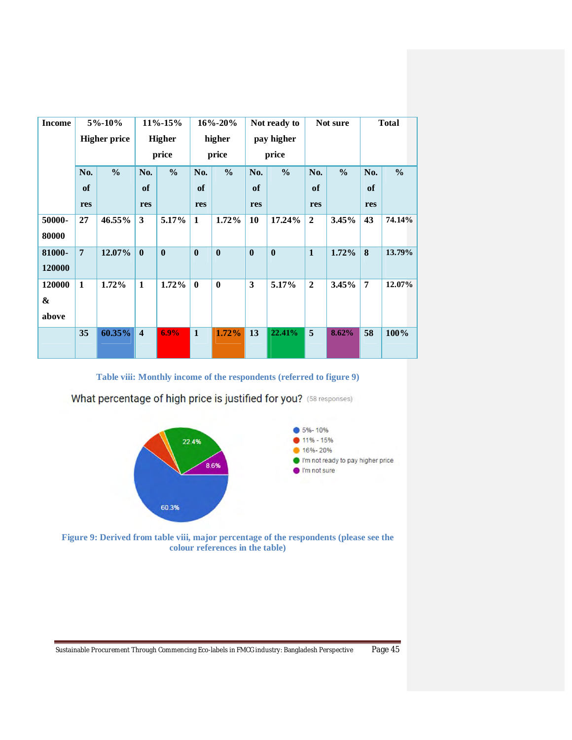| Income | 5%-10% Higher price | | 11%-15% Higher price | | 16%-20% higher price | | Not ready to pay higher price | | Not sure | | Total | |
|---|---|---|---|---|---|---|---|---|---|---|---|---|
| | No. of res | % | No. of res | % | No. of res | % | No. of res | % | No. of res | % | No. of res | % |
| 50000-80000 | 27 | 46.55% | 3 | 5.17% | 1 | 1.72% | 10 | 17.24% | 2 | 3.45% | 43 | 74.14% |
| 81000-120000 | 7 | 12.07% | 0 | 0 | 0 | 0 | 0 | 0 | 1 | 1.72% | 8 | 13.79% |
| 120000 & above | 1 | 1.72% | 1 | 1.72% | 0 | 0 | 3 | 5.17% | 2 | 3.45% | 7 | 12.07% |
| | 35 | 60.35% | 4 | 6.9% | 1 | 1.72% | 13 | 22.41% | 5 | 8.62% | 58 | 100% |

**Table viii: Monthly income of the respondents (referred to figure 9)**

What percentage of high price is justified for you? (58 responses)

- 5%- 10%: 60.3%
- 11% - 15%
- 16%- 20%
- I'm not ready to pay higher price: 22.4%
- I'm not sure: 8.6%

**Figure 9: Derived from table viii, major percentage of the respondents (please see the colour references in the table)**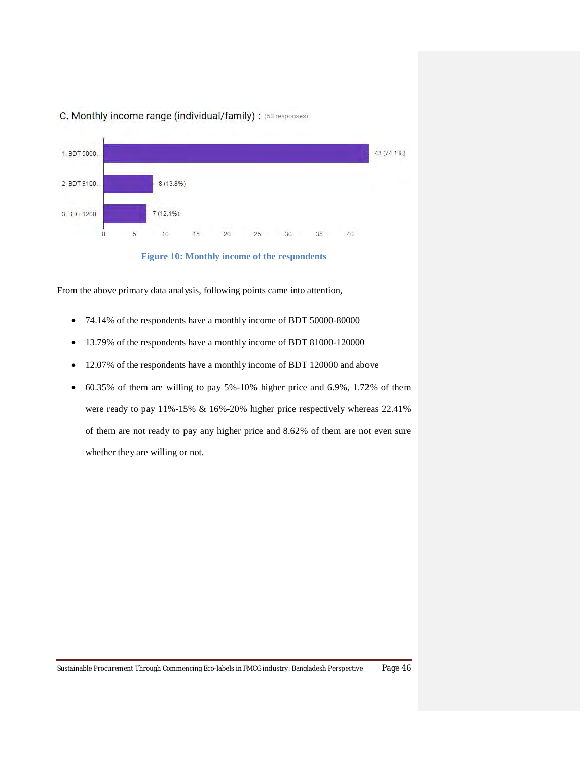C. Monthly income range (individual/family) : (58 responses)

| Income range | Responses |
|---|---|
| 1. BDT 5000... | 43 (74.1%) |
| 2. BDT 8100... | 8 (13.8%) |
| 3. BDT 1200... | 7 (12.1%) |

**Figure 10: Monthly income of the respondents**

From the above primary data analysis, following points came into attention,

- 74.14% of the respondents have a monthly income of BDT 50000-80000
- 13.79% of the respondents have a monthly income of BDT 81000-120000
- 12.07% of the respondents have a monthly income of BDT 120000 and above
- 60.35% of them are willing to pay 5%-10% higher price and 6.9%, 1.72% of them were ready to pay 11%-15% & 16%-20% higher price respectively whereas 22.41% of them are not ready to pay any higher price and 8.62% of them are not even sure whether they are willing or not.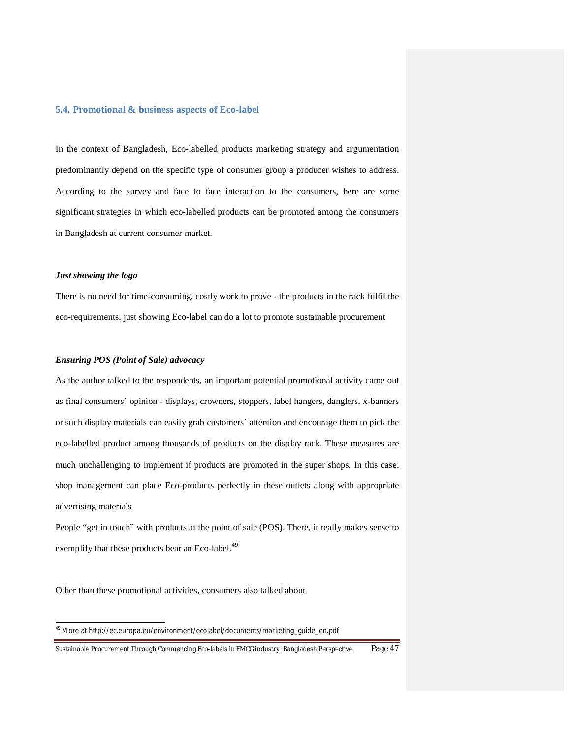### 5.4. Promotional & business aspects of Eco-label

In the context of Bangladesh, Eco-labelled products marketing strategy and argumentation predominantly depend on the specific type of consumer group a producer wishes to address. According to the survey and face to face interaction to the consumers, here are some significant strategies in which eco-labelled products can be promoted among the consumers in Bangladesh at current consumer market.

***Just showing the logo***

There is no need for time-consuming, costly work to prove - the products in the rack fulfil the eco-requirements, just showing Eco-label can do a lot to promote sustainable procurement

***Ensuring POS (Point of Sale) advocacy***

As the author talked to the respondents, an important potential promotional activity came out as final consumers' opinion - displays, crowners, stoppers, label hangers, danglers, x-banners or such display materials can easily grab customers' attention and encourage them to pick the eco-labelled product among thousands of products on the display rack. These measures are much unchallenging to implement if products are promoted in the super shops. In this case, shop management can place Eco-products perfectly in these outlets along with appropriate advertising materials

People "get in touch" with products at the point of sale (POS). There, it really makes sense to exemplify that these products bear an Eco-label.[49]

Other than these promotional activities, consumers also talked about

---

[49] More at http://ec.europa.eu/environment/ecolabel/documents/marketing_guide_en.pdf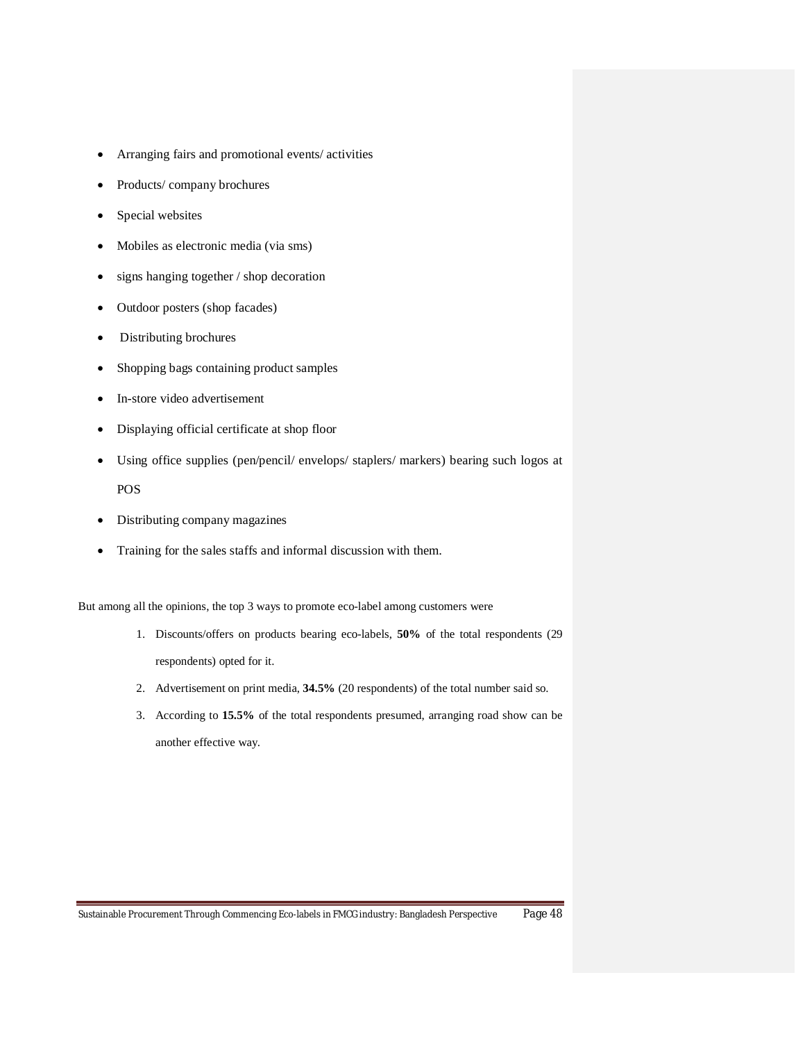- Arranging fairs and promotional events/ activities
- Products/ company brochures
- Special websites
- Mobiles as electronic media (via sms)
- signs hanging together / shop decoration
- Outdoor posters (shop facades)
- Distributing brochures
- Shopping bags containing product samples
- In-store video advertisement
- Displaying official certificate at shop floor
- Using office supplies (pen/pencil/ envelops/ staplers/ markers) bearing such logos at POS
- Distributing company magazines
- Training for the sales staffs and informal discussion with them.

But among all the opinions, the top 3 ways to promote eco-label among customers were

1. Discounts/offers on products bearing eco-labels, **50%** of the total respondents (29 respondents) opted for it.
2. Advertisement on print media, **34.5%** (20 respondents) of the total number said so.
3. According to **15.5%** of the total respondents presumed, arranging road show can be another effective way.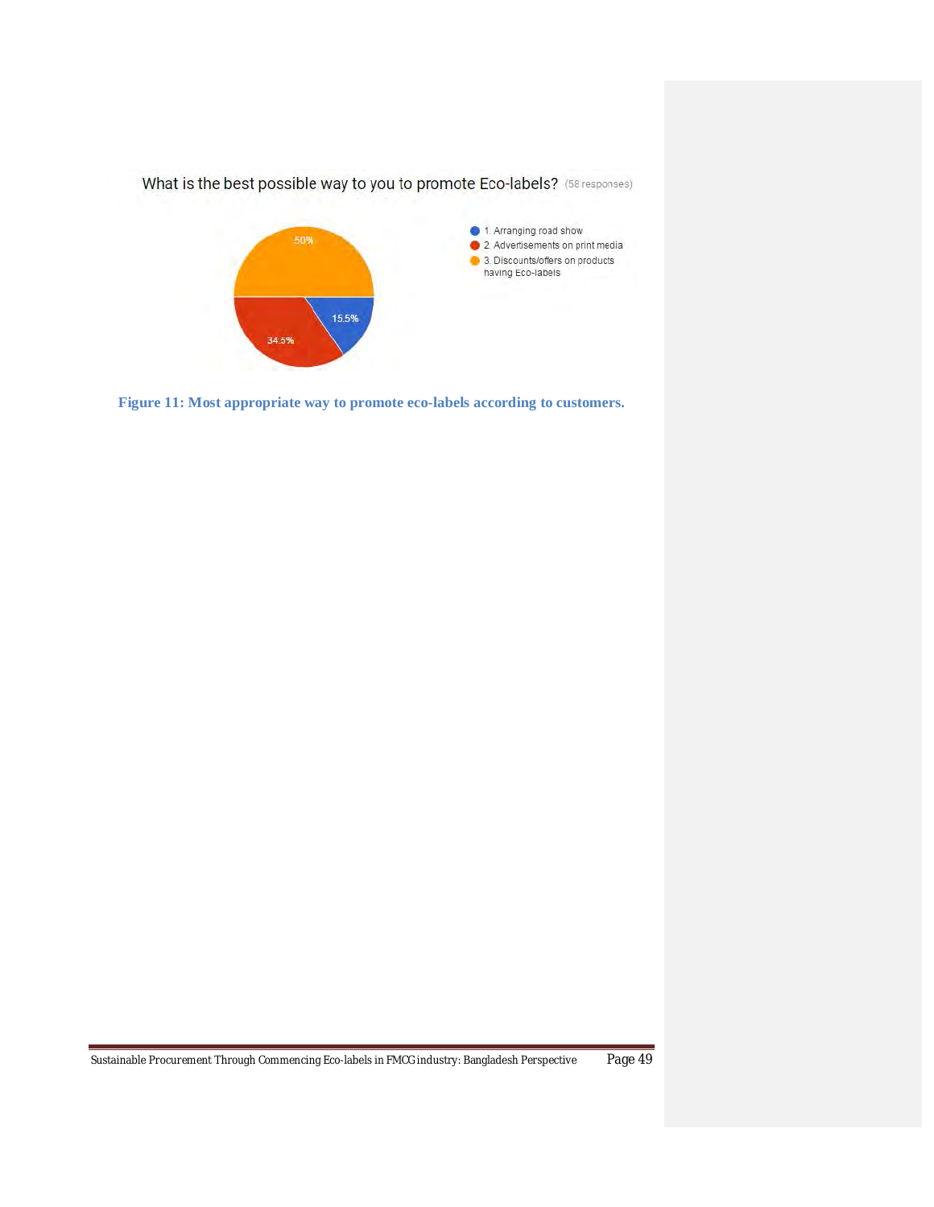What is the best possible way to you to promote Eco-labels? (58 responses)

- 1. Arranging road show — 15.5%
- 2. Advertisements on print media — 34.5%
- 3. Discounts/offers on products having Eco-labels — 50%

**Figure 11: Most appropriate way to promote eco-labels according to customers.**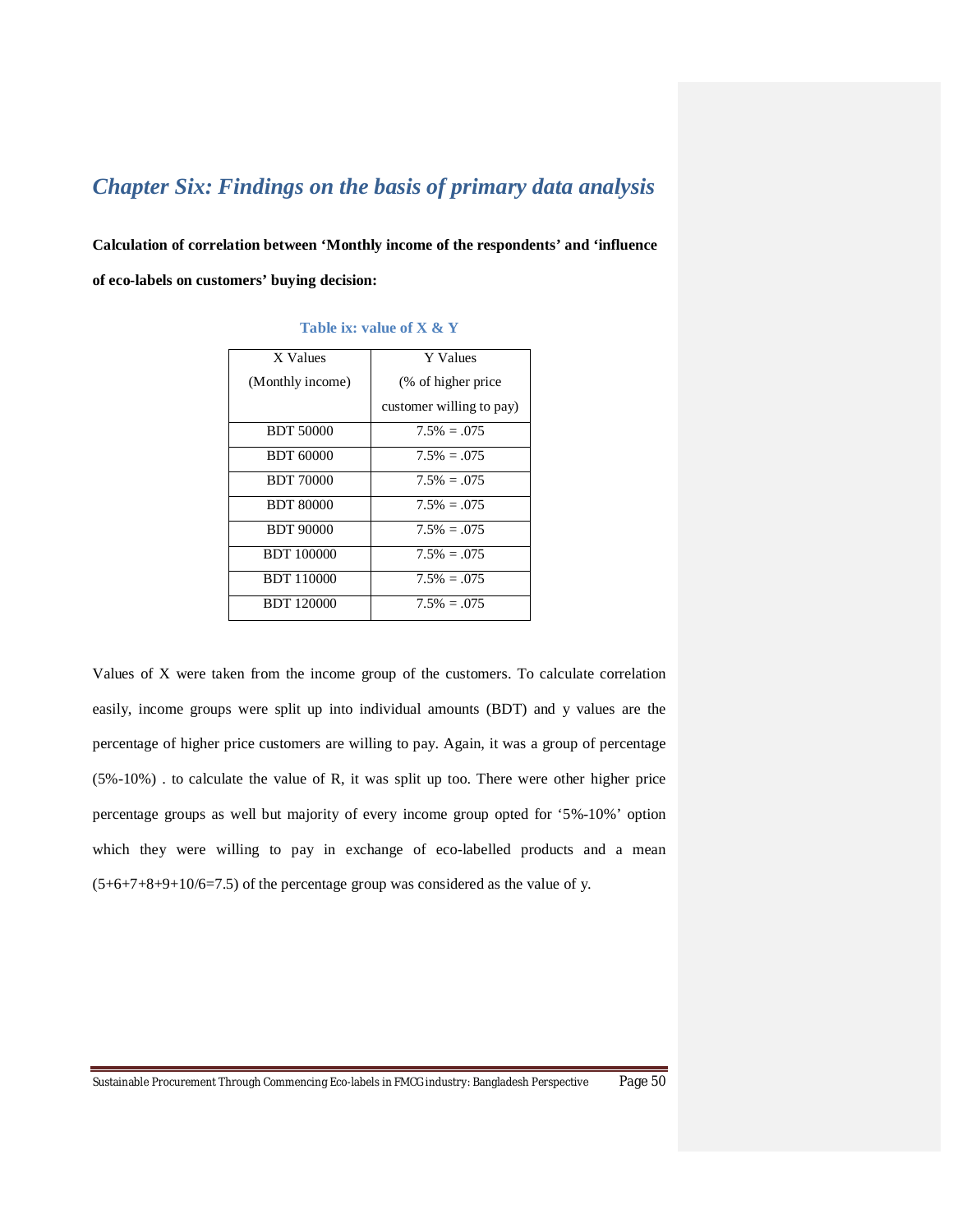# *Chapter Six: Findings on the basis of primary data analysis*

**Calculation of correlation between 'Monthly income of the respondents' and 'influence of eco-labels on customers' buying decision:**

**Table ix: value of X & Y**

| X Values (Monthly income) | Y Values (% of higher price customer willing to pay) |
|---|---|
| BDT 50000 | 7.5% = .075 |
| BDT 60000 | 7.5% = .075 |
| BDT 70000 | 7.5% = .075 |
| BDT 80000 | 7.5% = .075 |
| BDT 90000 | 7.5% = .075 |
| BDT 100000 | 7.5% = .075 |
| BDT 110000 | 7.5% = .075 |
| BDT 120000 | 7.5% = .075 |

Values of X were taken from the income group of the customers. To calculate correlation easily, income groups were split up into individual amounts (BDT) and y values are the percentage of higher price customers are willing to pay. Again, it was a group of percentage (5%-10%) . to calculate the value of R, it was split up too. There were other higher price percentage groups as well but majority of every income group opted for '5%-10%' option which they were willing to pay in exchange of eco-labelled products and a mean (5+6+7+8+9+10/6=7.5) of the percentage group was considered as the value of y.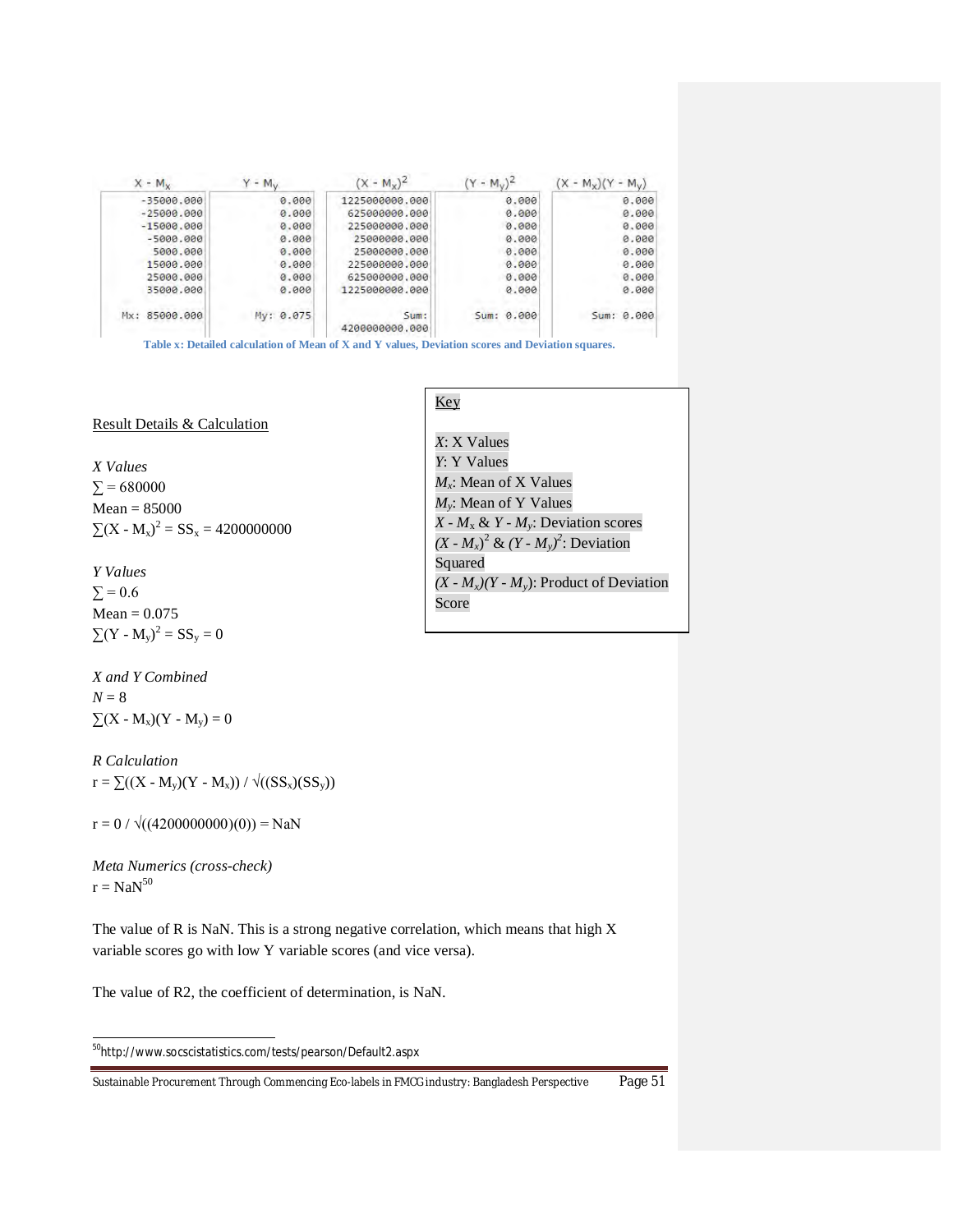| $X - M_x$ | $Y - M_y$ | $(X - M_x)^2$ | $(Y - M_y)^2$ | $(X - M_x)(Y - M_y)$ |
|---|---|---|---|---|
| -35000.000 | 0.000 | 1225000000.000 | 0.000 | 0.000 |
| -25000.000 | 0.000 | 625000000.000 | 0.000 | 0.000 |
| -15000.000 | 0.000 | 225000000.000 | 0.000 | 0.000 |
| -5000.000 | 0.000 | 25000000.000 | 0.000 | 0.000 |
| 5000.000 | 0.000 | 25000000.000 | 0.000 | 0.000 |
| 15000.000 | 0.000 | 225000000.000 | 0.000 | 0.000 |
| 25000.000 | 0.000 | 625000000.000 | 0.000 | 0.000 |
| 35000.000 | 0.000 | 1225000000.000 | 0.000 | 0.000 |
| Mx: 85000.000 | My: 0.075 | Sum: 4200000000.000 | Sum: 0.000 | Sum: 0.000 |

**Table x: Detailed calculation of Mean of X and Y values, Deviation scores and Deviation squares.**

<u>Key</u>

*X*: X Values
*Y*: Y Values
$M_x$: Mean of X Values
$M_y$: Mean of Y Values
$X - M_x$ & $Y - M_y$: Deviation scores
$(X - M_x)^2$ & $(Y - M_y)^2$: Deviation Squared
$(X - M_x)(Y - M_y)$: Product of Deviation Score

<u>Result Details & Calculation</u>

*X Values*
$\sum = 680000$
Mean = 85000
$\sum(X - M_x)^2 = SS_x = 4200000000$

*Y Values*
$\sum = 0.6$
Mean = 0.075
$\sum(Y - M_y)^2 = SS_y = 0$

*X and Y Combined*
$N = 8$
$\sum(X - M_x)(Y - M_y) = 0$

*R Calculation*
$r = \sum((X - M_y)(Y - M_x)) / \sqrt{((SS_x)(SS_y))}$

$r = 0 / \sqrt{((4200000000)(0))} = \text{NaN}$

*Meta Numerics (cross-check)*
r = NaN[50]

The value of R is NaN. This is a strong negative correlation, which means that high X variable scores go with low Y variable scores (and vice versa).

The value of R2, the coefficient of determination, is NaN.

[50] http://www.socscistatistics.com/tests/pearson/Default2.aspx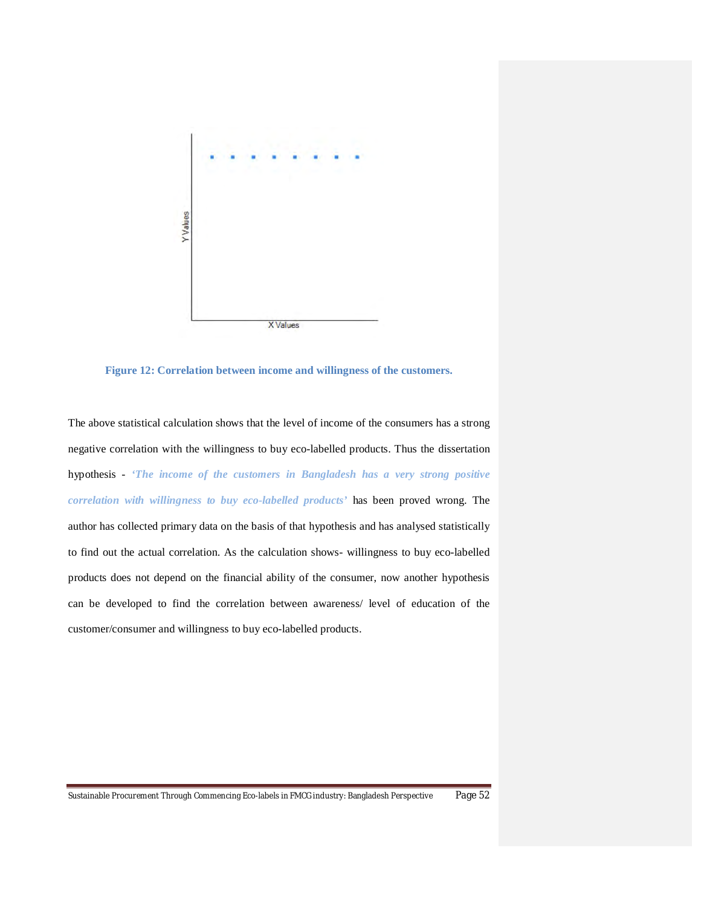**Figure 12: Correlation between income and willingness of the customers.**

The above statistical calculation shows that the level of income of the consumers has a strong negative correlation with the willingness to buy eco-labelled products. Thus the dissertation hypothesis - ***'The income of the customers in Bangladesh has a very strong positive correlation with willingness to buy eco-labelled products'*** has been proved wrong. The author has collected primary data on the basis of that hypothesis and has analysed statistically to find out the actual correlation. As the calculation shows- willingness to buy eco-labelled products does not depend on the financial ability of the consumer, now another hypothesis can be developed to find the correlation between awareness/ level of education of the customer/consumer and willingness to buy eco-labelled products.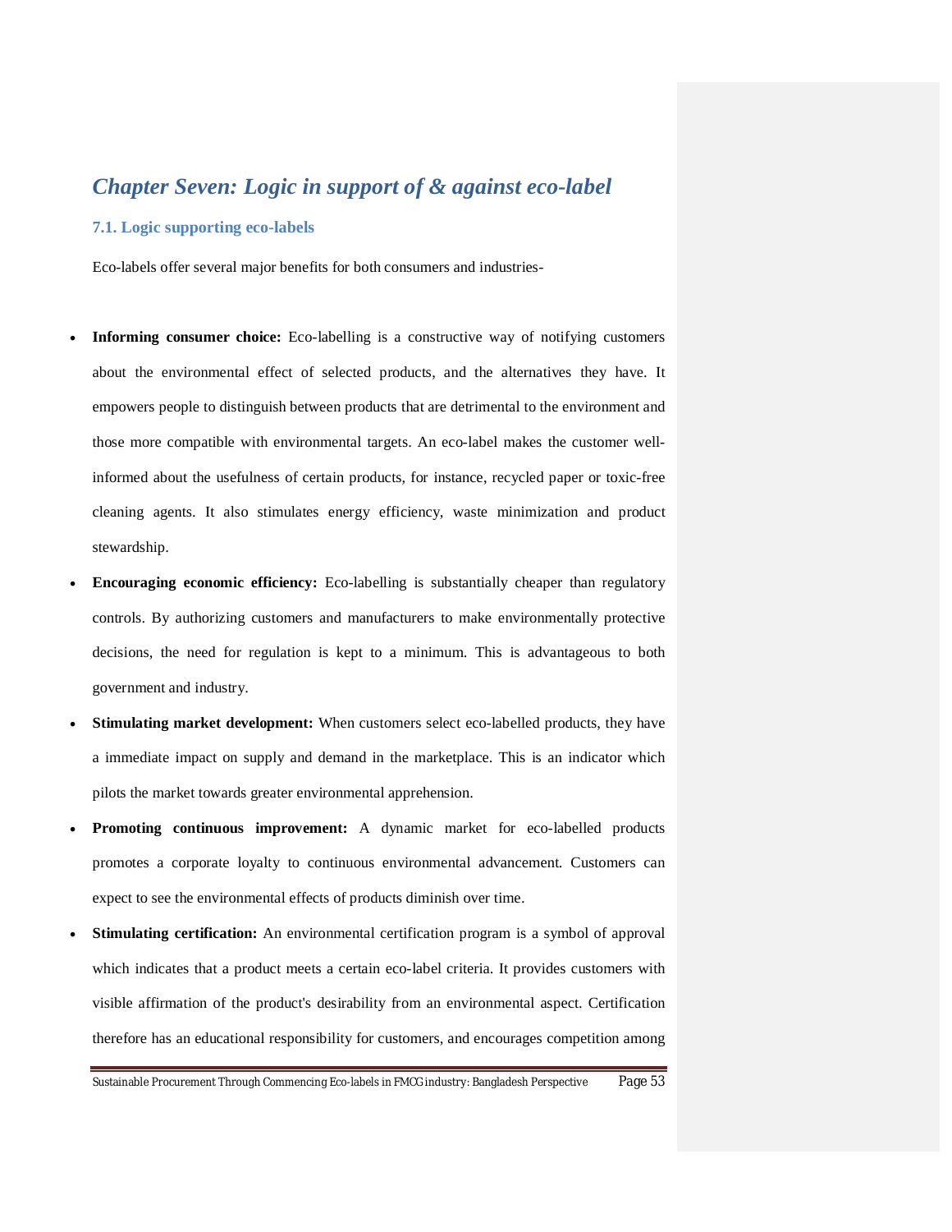# *Chapter Seven: Logic in support of & against eco-label*

## 7.1. Logic supporting eco-labels

Eco-labels offer several major benefits for both consumers and industries-

- **Informing consumer choice:** Eco-labelling is a constructive way of notifying customers about the environmental effect of selected products, and the alternatives they have. It empowers people to distinguish between products that are detrimental to the environment and those more compatible with environmental targets. An eco-label makes the customer well-informed about the usefulness of certain products, for instance, recycled paper or toxic-free cleaning agents. It also stimulates energy efficiency, waste minimization and product stewardship.
- **Encouraging economic efficiency:** Eco-labelling is substantially cheaper than regulatory controls. By authorizing customers and manufacturers to make environmentally protective decisions, the need for regulation is kept to a minimum. This is advantageous to both government and industry.
- **Stimulating market development:** When customers select eco-labelled products, they have a immediate impact on supply and demand in the marketplace. This is an indicator which pilots the market towards greater environmental apprehension.
- **Promoting continuous improvement:** A dynamic market for eco-labelled products promotes a corporate loyalty to continuous environmental advancement. Customers can expect to see the environmental effects of products diminish over time.
- **Stimulating certification:** An environmental certification program is a symbol of approval which indicates that a product meets a certain eco-label criteria. It provides customers with visible affirmation of the product's desirability from an environmental aspect. Certification therefore has an educational responsibility for customers, and encourages competition among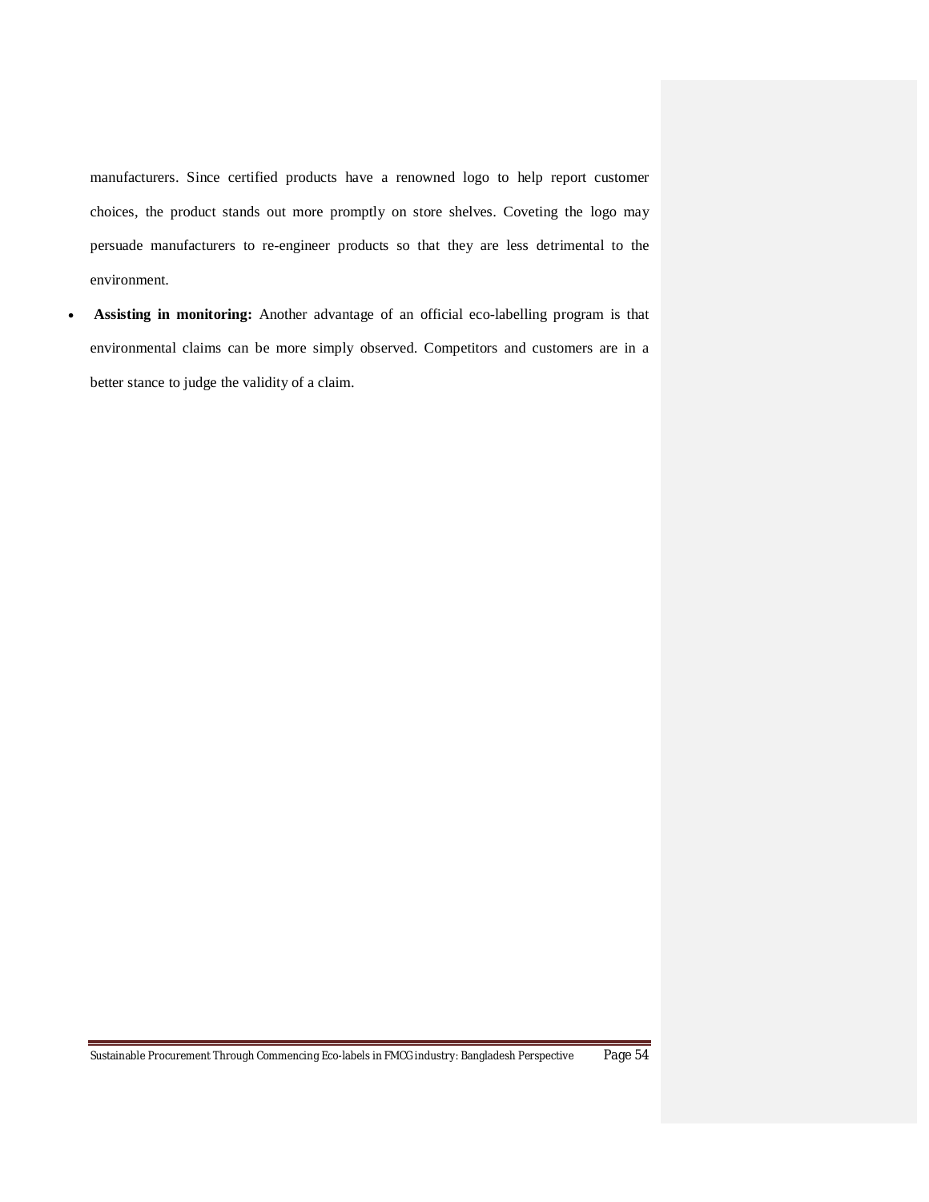manufacturers. Since certified products have a renowned logo to help report customer choices, the product stands out more promptly on store shelves. Coveting the logo may persuade manufacturers to re-engineer products so that they are less detrimental to the environment.

- **Assisting in monitoring:** Another advantage of an official eco-labelling program is that environmental claims can be more simply observed. Competitors and customers are in a better stance to judge the validity of a claim.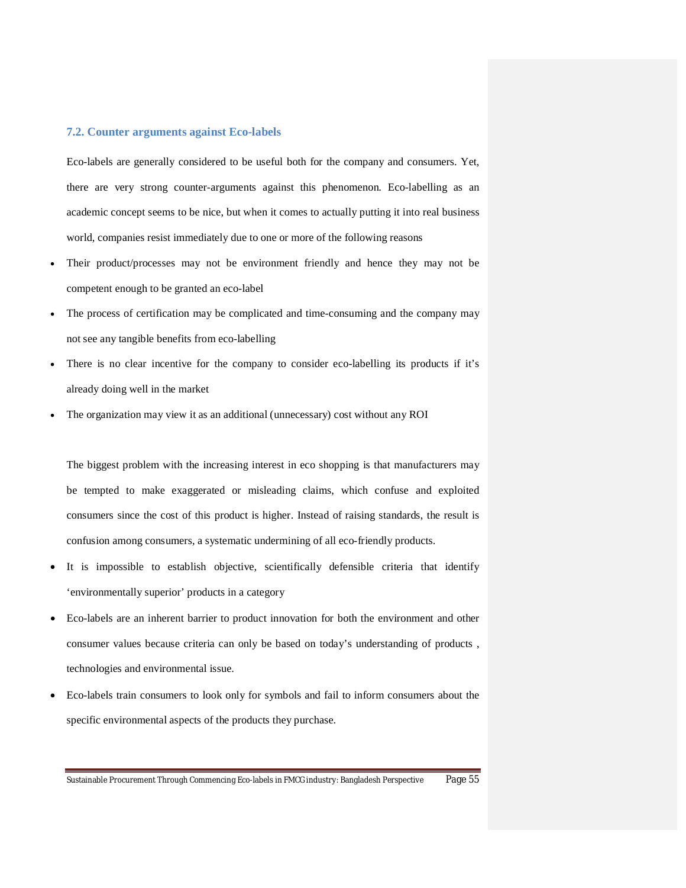### 7.2. Counter arguments against Eco-labels

Eco-labels are generally considered to be useful both for the company and consumers. Yet, there are very strong counter-arguments against this phenomenon. Eco-labelling as an academic concept seems to be nice, but when it comes to actually putting it into real business world, companies resist immediately due to one or more of the following reasons

- Their product/processes may not be environment friendly and hence they may not be competent enough to be granted an eco-label
- The process of certification may be complicated and time-consuming and the company may not see any tangible benefits from eco-labelling
- There is no clear incentive for the company to consider eco-labelling its products if it's already doing well in the market
- The organization may view it as an additional (unnecessary) cost without any ROI

The biggest problem with the increasing interest in eco shopping is that manufacturers may be tempted to make exaggerated or misleading claims, which confuse and exploited consumers since the cost of this product is higher. Instead of raising standards, the result is confusion among consumers, a systematic undermining of all eco-friendly products.

- It is impossible to establish objective, scientifically defensible criteria that identify 'environmentally superior' products in a category
- Eco-labels are an inherent barrier to product innovation for both the environment and other consumer values because criteria can only be based on today's understanding of products , technologies and environmental issue.
- Eco-labels train consumers to look only for symbols and fail to inform consumers about the specific environmental aspects of the products they purchase.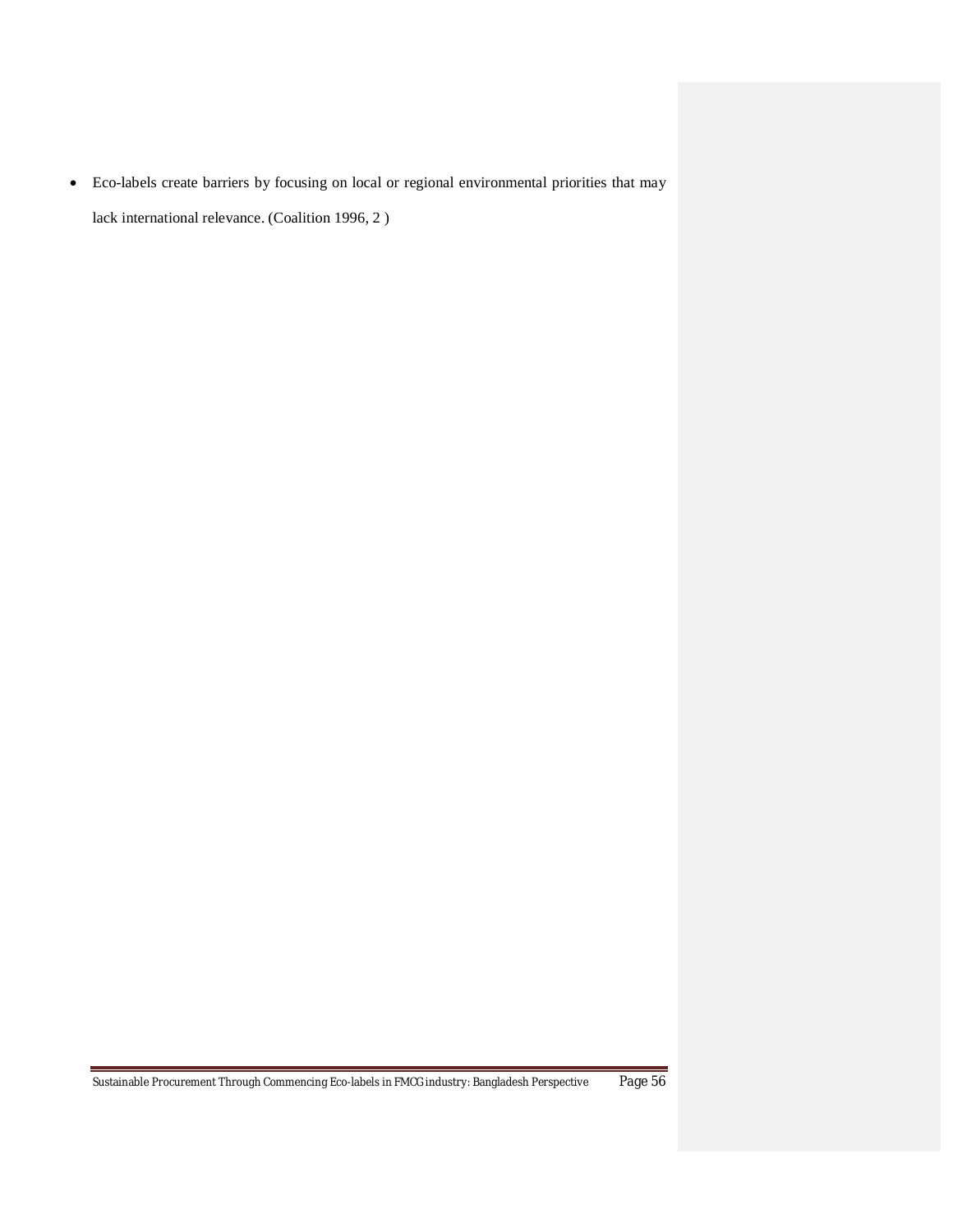- Eco-labels create barriers by focusing on local or regional environmental priorities that may lack international relevance. (Coalition 1996, 2 )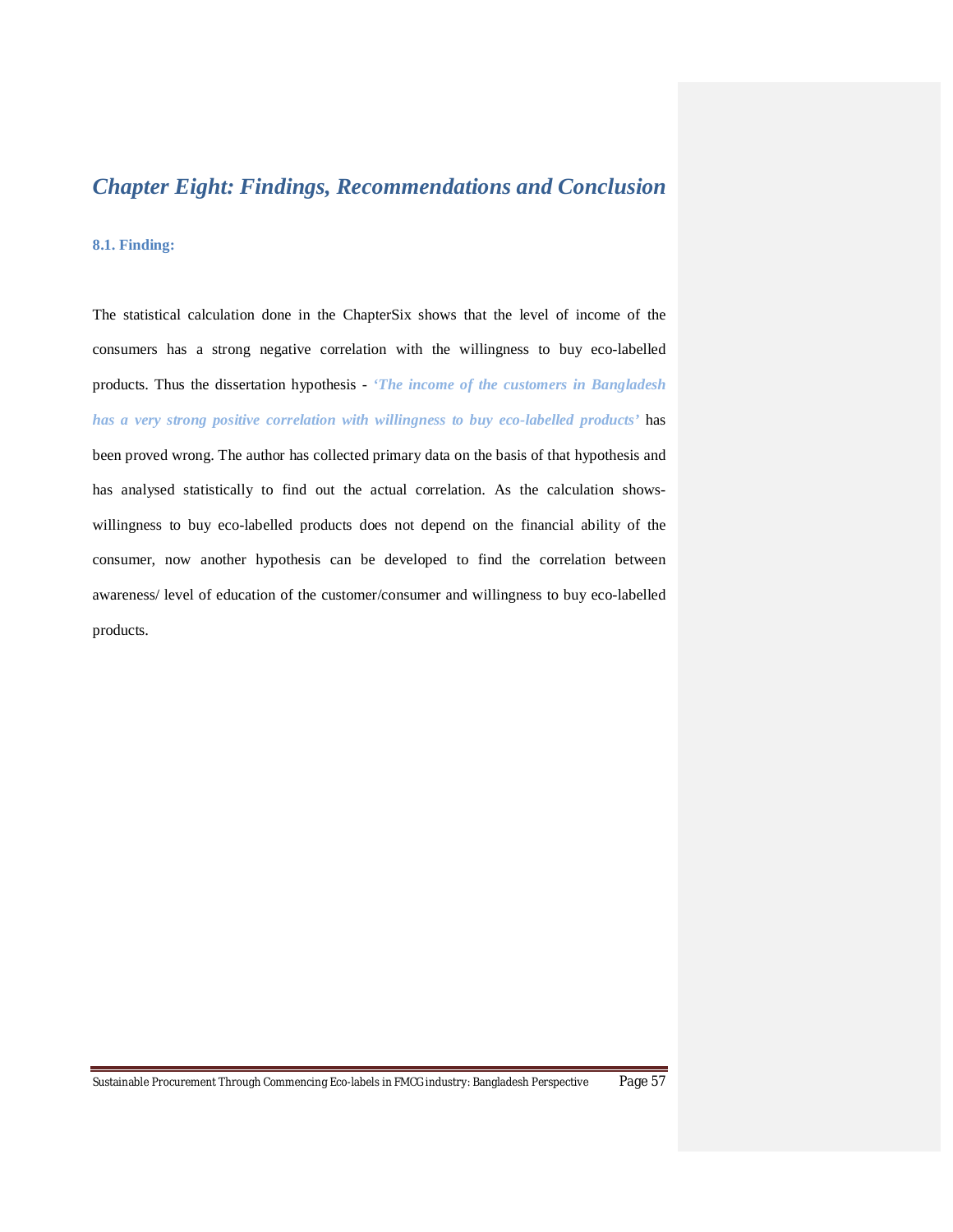# *Chapter Eight: Findings, Recommendations and Conclusion*

### 8.1. Finding:

The statistical calculation done in the ChapterSix shows that the level of income of the consumers has a strong negative correlation with the willingness to buy eco-labelled products. Thus the dissertation hypothesis - ***'The income of the customers in Bangladesh has a very strong positive correlation with willingness to buy eco-labelled products'*** has been proved wrong. The author has collected primary data on the basis of that hypothesis and has analysed statistically to find out the actual correlation. As the calculation shows- willingness to buy eco-labelled products does not depend on the financial ability of the consumer, now another hypothesis can be developed to find the correlation between awareness/ level of education of the customer/consumer and willingness to buy eco-labelled products.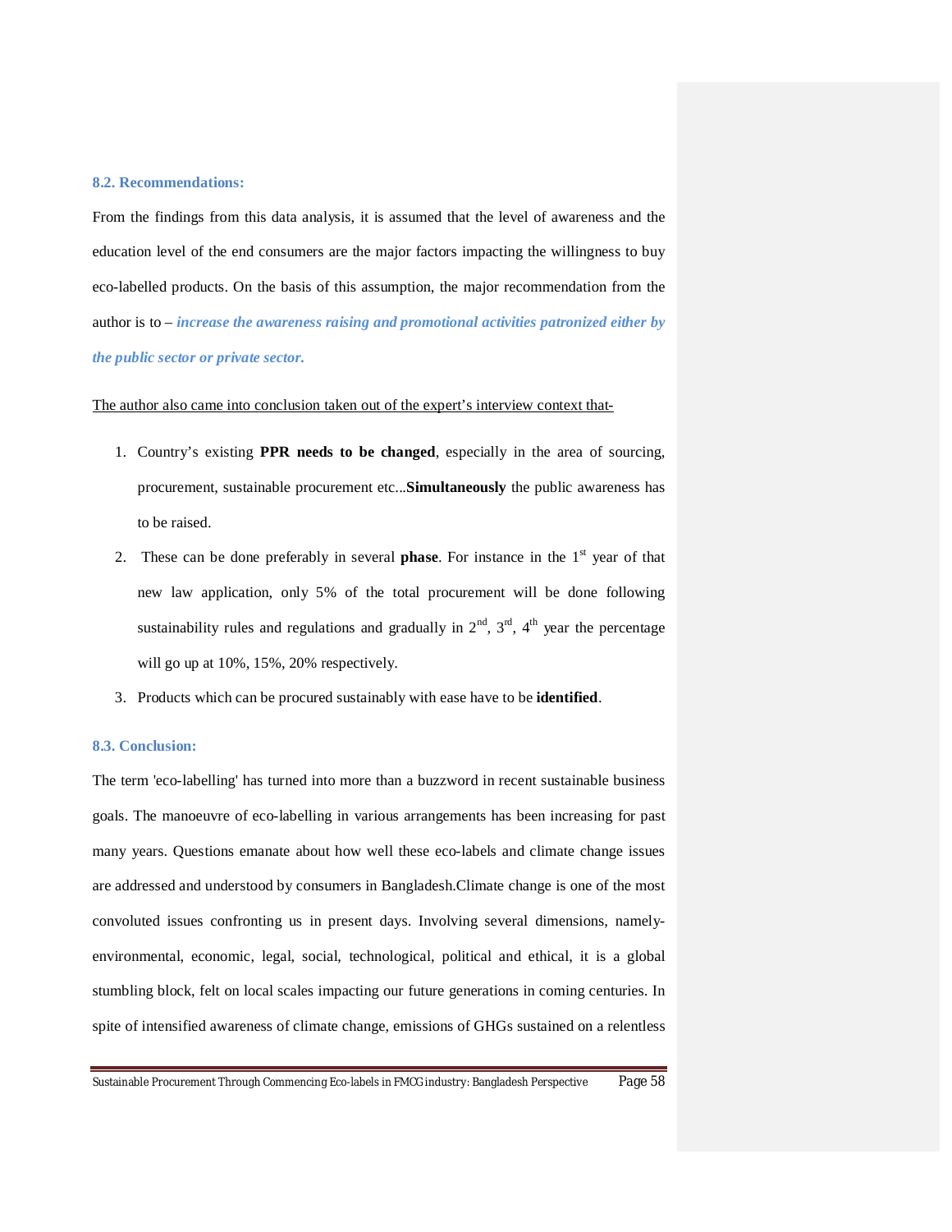### 8.2. Recommendations:

From the findings from this data analysis, it is assumed that the level of awareness and the education level of the end consumers are the major factors impacting the willingness to buy eco-labelled products. On the basis of this assumption, the major recommendation from the author is to – ***increase the awareness raising and promotional activities patronized either by the public sector or private sector.***

<u>The author also came into conclusion taken out of the expert's interview context that-</u>

1. Country's existing **PPR needs to be changed**, especially in the area of sourcing, procurement, sustainable procurement etc...**Simultaneously** the public awareness has to be raised.
2. These can be done preferably in several **phase**. For instance in the 1st year of that new law application, only 5% of the total procurement will be done following sustainability rules and regulations and gradually in 2nd, 3rd, 4th year the percentage will go up at 10%, 15%, 20% respectively.
3. Products which can be procured sustainably with ease have to be **identified**.

### 8.3. Conclusion:

The term 'eco-labelling' has turned into more than a buzzword in recent sustainable business goals. The manoeuvre of eco-labelling in various arrangements has been increasing for past many years. Questions emanate about how well these eco-labels and climate change issues are addressed and understood by consumers in Bangladesh.Climate change is one of the most convoluted issues confronting us in present days. Involving several dimensions, namely-environmental, economic, legal, social, technological, political and ethical, it is a global stumbling block, felt on local scales impacting our future generations in coming centuries. In spite of intensified awareness of climate change, emissions of GHGs sustained on a relentless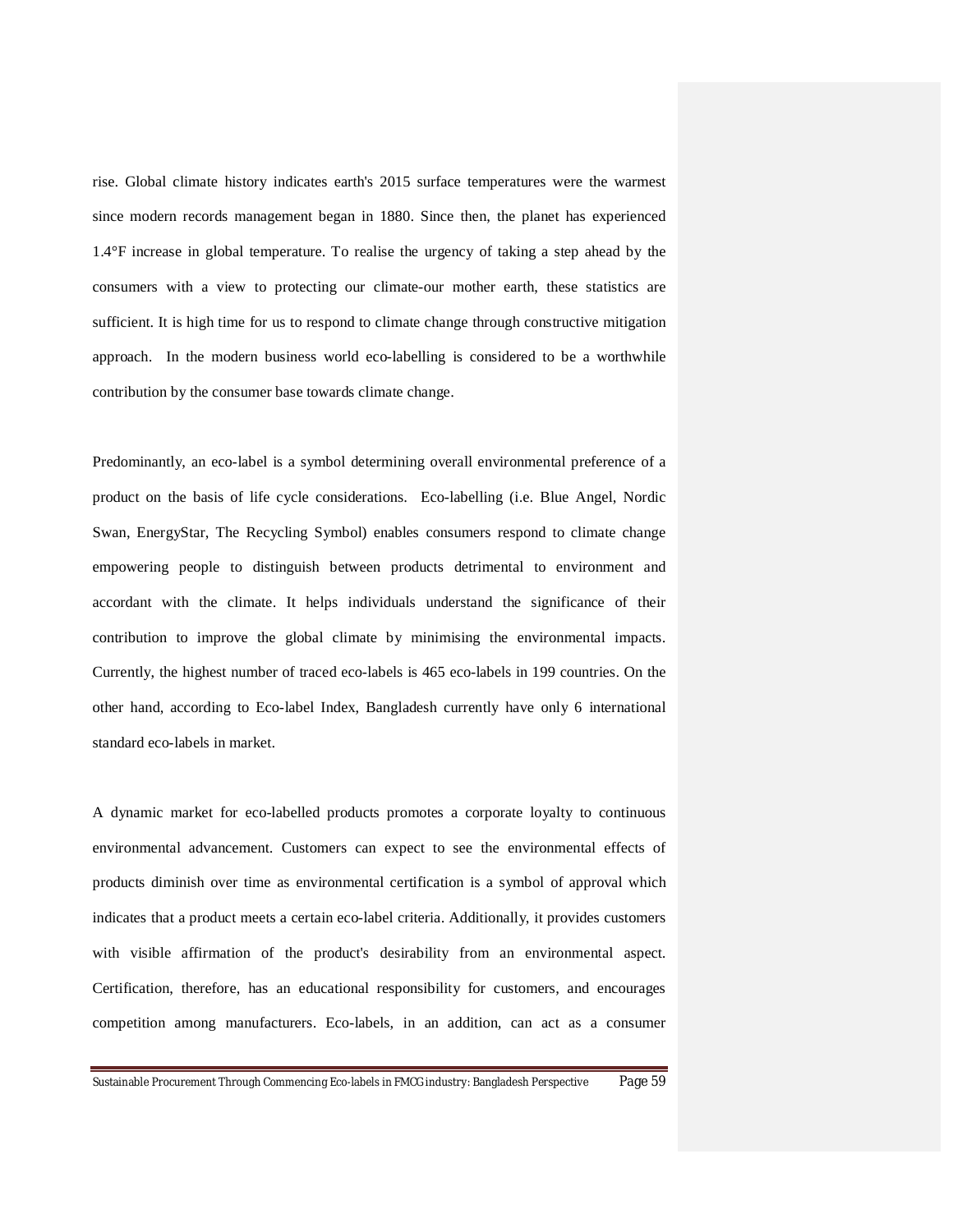rise. Global climate history indicates earth's 2015 surface temperatures were the warmest since modern records management began in 1880. Since then, the planet has experienced 1.4°F increase in global temperature. To realise the urgency of taking a step ahead by the consumers with a view to protecting our climate-our mother earth, these statistics are sufficient. It is high time for us to respond to climate change through constructive mitigation approach. In the modern business world eco-labelling is considered to be a worthwhile contribution by the consumer base towards climate change.

Predominantly, an eco-label is a symbol determining overall environmental preference of a product on the basis of life cycle considerations. Eco-labelling (i.e. Blue Angel, Nordic Swan, EnergyStar, The Recycling Symbol) enables consumers respond to climate change empowering people to distinguish between products detrimental to environment and accordant with the climate. It helps individuals understand the significance of their contribution to improve the global climate by minimising the environmental impacts. Currently, the highest number of traced eco-labels is 465 eco-labels in 199 countries. On the other hand, according to Eco-label Index, Bangladesh currently have only 6 international standard eco-labels in market.

A dynamic market for eco-labelled products promotes a corporate loyalty to continuous environmental advancement. Customers can expect to see the environmental effects of products diminish over time as environmental certification is a symbol of approval which indicates that a product meets a certain eco-label criteria. Additionally, it provides customers with visible affirmation of the product's desirability from an environmental aspect. Certification, therefore, has an educational responsibility for customers, and encourages competition among manufacturers. Eco-labels, in an addition, can act as a consumer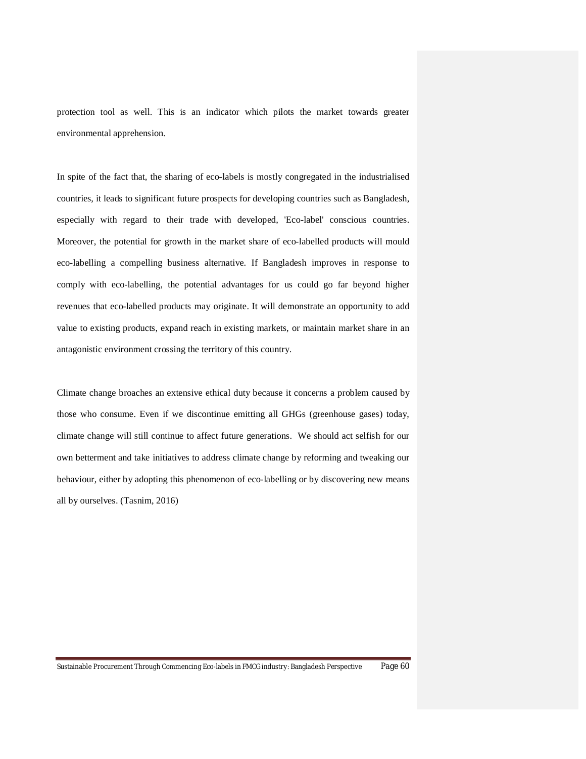protection tool as well. This is an indicator which pilots the market towards greater environmental apprehension.

In spite of the fact that, the sharing of eco-labels is mostly congregated in the industrialised countries, it leads to significant future prospects for developing countries such as Bangladesh, especially with regard to their trade with developed, 'Eco-label' conscious countries. Moreover, the potential for growth in the market share of eco-labelled products will mould eco-labelling a compelling business alternative. If Bangladesh improves in response to comply with eco-labelling, the potential advantages for us could go far beyond higher revenues that eco-labelled products may originate. It will demonstrate an opportunity to add value to existing products, expand reach in existing markets, or maintain market share in an antagonistic environment crossing the territory of this country.

Climate change broaches an extensive ethical duty because it concerns a problem caused by those who consume. Even if we discontinue emitting all GHGs (greenhouse gases) today, climate change will still continue to affect future generations. We should act selfish for our own betterment and take initiatives to address climate change by reforming and tweaking our behaviour, either by adopting this phenomenon of eco-labelling or by discovering new means all by ourselves. (Tasnim, 2016)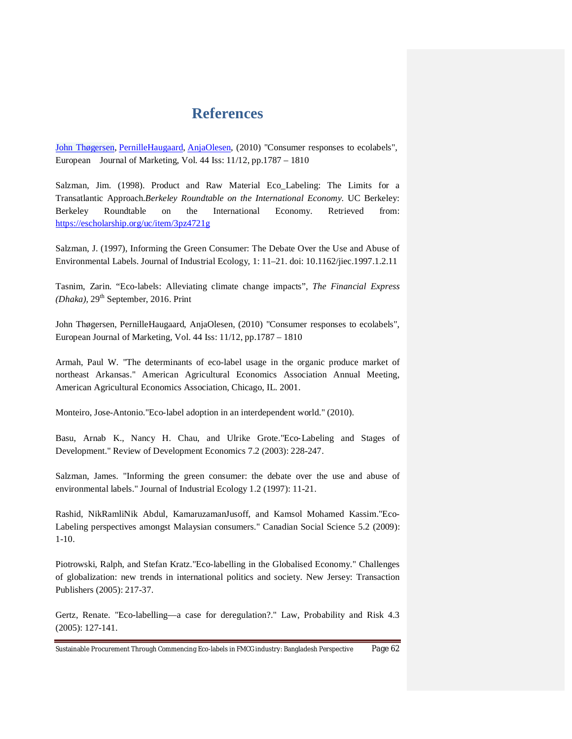# References

John Thøgersen, PernilleHaugaard, AnjaOlesen, (2010) "Consumer responses to ecolabels", European Journal of Marketing, Vol. 44 Iss: 11/12, pp.1787 – 1810

Salzman, Jim. (1998). Product and Raw Material Eco_Labeling: The Limits for a Transatlantic Approach.*Berkeley Roundtable on the International Economy*. UC Berkeley: Berkeley Roundtable on the International Economy. Retrieved from: https://escholarship.org/uc/item/3pz4721g

Salzman, J. (1997), Informing the Green Consumer: The Debate Over the Use and Abuse of Environmental Labels. Journal of Industrial Ecology, 1: 11–21. doi: 10.1162/jiec.1997.1.2.11

Tasnim, Zarin. “Eco-labels: Alleviating climate change impacts”, *The Financial Express (Dhaka)*, 29th September, 2016. Print

John Thøgersen, PernilleHaugaard, AnjaOlesen, (2010) "Consumer responses to ecolabels", European Journal of Marketing, Vol. 44 Iss: 11/12, pp.1787 – 1810

Armah, Paul W. "The determinants of eco-label usage in the organic produce market of northeast Arkansas." American Agricultural Economics Association Annual Meeting, American Agricultural Economics Association, Chicago, IL. 2001.

Monteiro, Jose-Antonio."Eco-label adoption in an interdependent world." (2010).

Basu, Arnab K., Nancy H. Chau, and Ulrike Grote."Eco‐Labeling and Stages of Development." Review of Development Economics 7.2 (2003): 228-247.

Salzman, James. "Informing the green consumer: the debate over the use and abuse of environmental labels." Journal of Industrial Ecology 1.2 (1997): 11-21.

Rashid, NikRamliNik Abdul, KamaruzamanJusoff, and Kamsol Mohamed Kassim."Eco-Labeling perspectives amongst Malaysian consumers." Canadian Social Science 5.2 (2009): 1-10.

Piotrowski, Ralph, and Stefan Kratz."Eco-labelling in the Globalised Economy." Challenges of globalization: new trends in international politics and society. New Jersey: Transaction Publishers (2005): 217-37.

Gertz, Renate. "Eco-labelling—a case for deregulation?." Law, Probability and Risk 4.3 (2005): 127-141.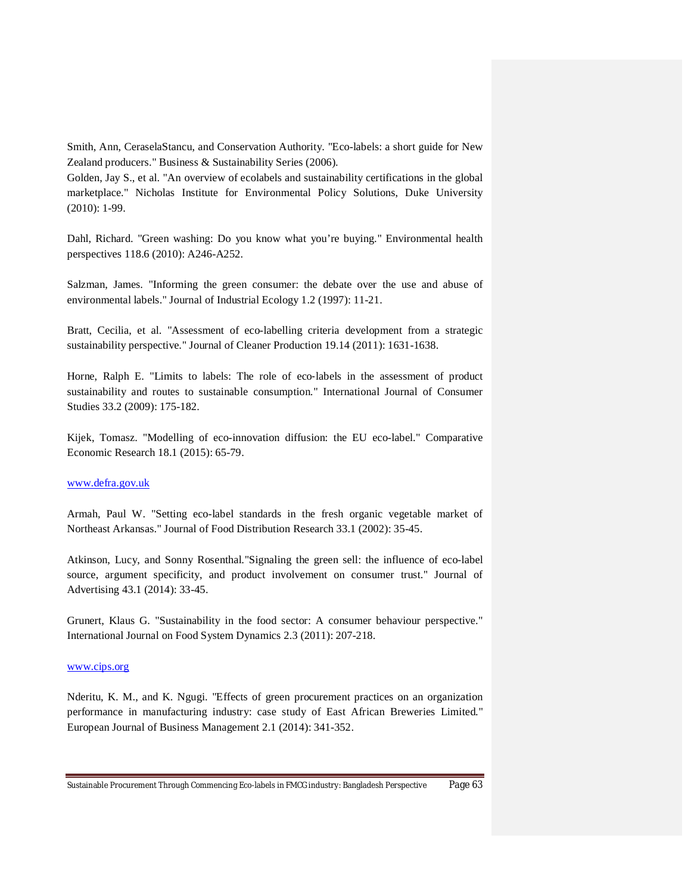Smith, Ann, CeraselaStancu, and Conservation Authority. "Eco-labels: a short guide for New Zealand producers." Business & Sustainability Series (2006).

Golden, Jay S., et al. "An overview of ecolabels and sustainability certifications in the global marketplace." Nicholas Institute for Environmental Policy Solutions, Duke University (2010): 1-99.

Dahl, Richard. "Green washing: Do you know what you're buying." Environmental health perspectives 118.6 (2010): A246-A252.

Salzman, James. "Informing the green consumer: the debate over the use and abuse of environmental labels." Journal of Industrial Ecology 1.2 (1997): 11-21.

Bratt, Cecilia, et al. "Assessment of eco-labelling criteria development from a strategic sustainability perspective." Journal of Cleaner Production 19.14 (2011): 1631-1638.

Horne, Ralph E. "Limits to labels: The role of eco-labels in the assessment of product sustainability and routes to sustainable consumption." International Journal of Consumer Studies 33.2 (2009): 175-182.

Kijek, Tomasz. "Modelling of eco-innovation diffusion: the EU eco-label." Comparative Economic Research 18.1 (2015): 65-79.

www.defra.gov.uk

Armah, Paul W. "Setting eco-label standards in the fresh organic vegetable market of Northeast Arkansas." Journal of Food Distribution Research 33.1 (2002): 35-45.

Atkinson, Lucy, and Sonny Rosenthal."Signaling the green sell: the influence of eco-label source, argument specificity, and product involvement on consumer trust." Journal of Advertising 43.1 (2014): 33-45.

Grunert, Klaus G. "Sustainability in the food sector: A consumer behaviour perspective." International Journal on Food System Dynamics 2.3 (2011): 207-218.

www.cips.org

Nderitu, K. M., and K. Ngugi. "Effects of green procurement practices on an organization performance in manufacturing industry: case study of East African Breweries Limited." European Journal of Business Management 2.1 (2014): 341-352.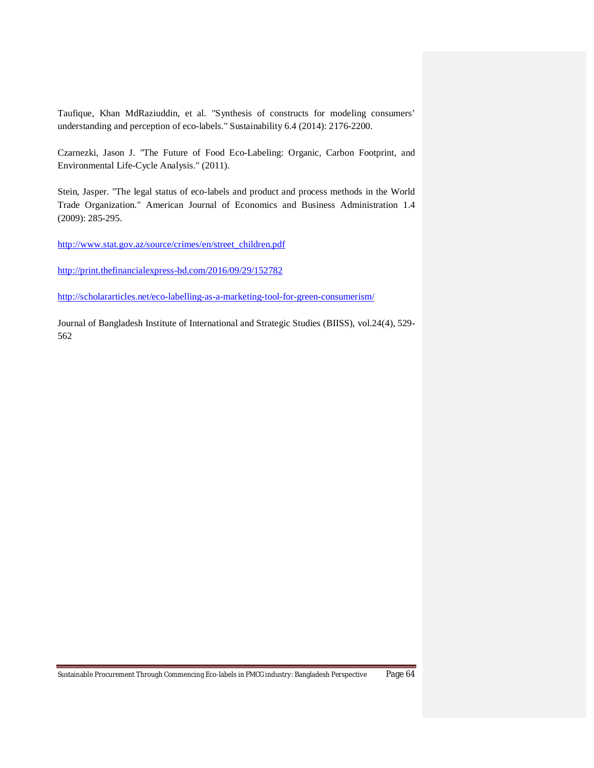Taufique, Khan MdRaziuddin, et al. "Synthesis of constructs for modeling consumers' understanding and perception of eco-labels." Sustainability 6.4 (2014): 2176-2200.

Czarnezki, Jason J. "The Future of Food Eco-Labeling: Organic, Carbon Footprint, and Environmental Life-Cycle Analysis." (2011).

Stein, Jasper. "The legal status of eco-labels and product and process methods in the World Trade Organization." American Journal of Economics and Business Administration 1.4 (2009): 285-295.

http://www.stat.gov.az/source/crimes/en/street_children.pdf

http://print.thefinancialexpress-bd.com/2016/09/29/152782

http://scholararticles.net/eco-labelling-as-a-marketing-tool-for-green-consumerism/

Journal of Bangladesh Institute of International and Strategic Studies (BIISS), vol.24(4), 529-562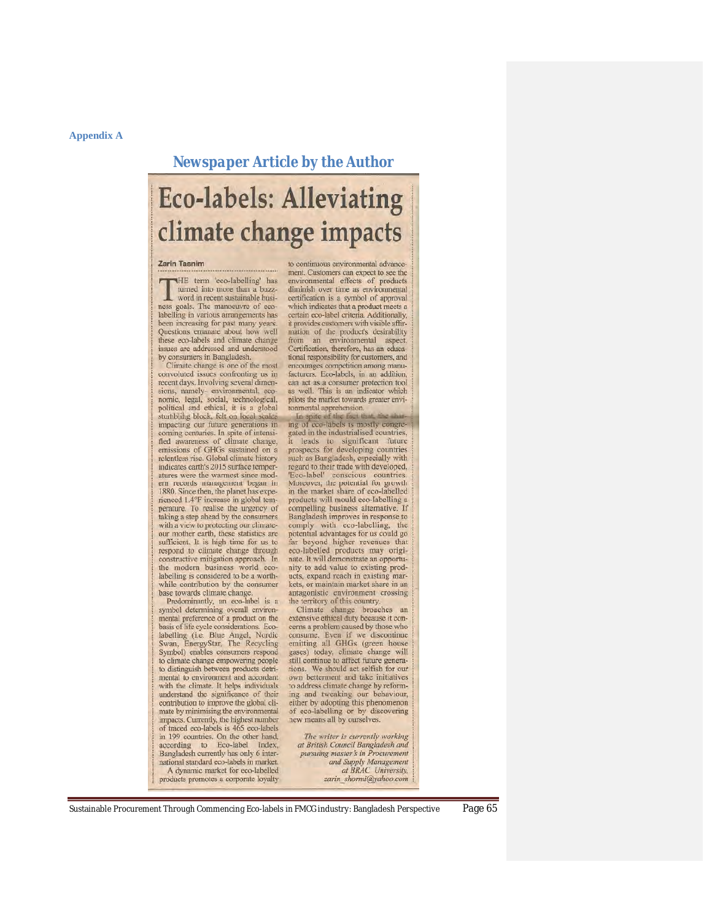## Appendix A

## *Newspaper Article by the Author*

# Eco-labels: Alleviating climate change impacts

**Zarin Tasnim**

THE term 'eco-labelling' has turned into more than a buzzword in recent sustainable business goals. The manoeuvre of eco-labelling in various arrangements has been increasing for past many years. Questions emanate about how well these eco-labels and climate change issues are addressed and understood by consumers in Bangladesh.

Climate change is one of the most convoluted issues confronting us in recent days. Involving several dimensions, namely- environmental, economic, legal, social, technological, political and ethical, it is a global stumbling block, felt on local scales impacting our future generations in coming centuries. In spite of intensified awareness of climate change, emissions of GHGs sustained on a relentless rise. Global climate history indicates earth's 2015 surface temperatures were the warmest since modern records management began in 1880. Since then, the planet has experienced 1.4°F increase in global temperature. To realise the urgency of taking a step ahead by the consumers with a view to protecting our climate-our mother earth, these statistics are sufficient. It is high time for us to respond to climate change through constructive mitigation approach. In the modern business world eco-labelling is considered to be a worthwhile contribution by the consumer base towards climate change.

Predominantly, an eco-label is a symbol determining overall environmental preference of a product on the basis of life cycle considerations. Eco-labelling (i.e. Blue Angel, Nordic Swan, EnergyStar, The Recycling Symbol) enables consumers respond to climate change empowering people to distinguish between products detrimental to environment and accordant with the climate. It helps individuals understand the significance of their contribution to improve the global climate by minimising the environmental impacts. Currently, the highest number of traced eco-labels is 465 eco-labels in 199 countries. On the other hand, according to Eco-label Index, Bangladesh currently has only 6 international standard eco-labels in market.

A dynamic market for eco-labelled products promotes a corporate loyalty to continuous environmental advancement. Customers can expect to see the environmental effects of products diminish over time as environmental certification is a symbol of approval which indicates that a product meets a certain eco-label criteria. Additionally, it provides customers with visible affirmation of the product's desirability from an environmental aspect. Certification, therefore, has an educational responsibility for customers, and encourages competition among manufacturers. Eco-labels, in an addition, can act as a consumer protection tool as well. This is an indicator which pilots the market towards greater environmental apprehension.

In spite of the fact that, the sharing of eco-labels is mostly congregated in the industrialised countries, it leads to significant future prospects for developing countries such as Bangladesh, especially with regard to their trade with developed, 'Eco-label' conscious countries. Moreover, the potential for growth in the market share of eco-labelled products will mould eco-labelling a compelling business alternative. If Bangladesh improves in response to comply with eco-labelling, the potential advantages for us could go far beyond higher revenues that eco-labelled products may originate. It will demonstrate an opportunity to add value to existing products, expand reach in existing markets, or maintain market share in an antagonistic environment crossing the territory of this country.

Climate change broaches an extensive ethical duty because it concerns a problem caused by those who consume. Even if we discontinue emitting all GHGs (green house gases) today, climate change will still continue to affect future generations. We should act selfish for our own betterment and take initiatives to address climate change by reforming and tweaking our behaviour, either by adopting this phenomenon of eco-labelling or by discovering new means all by ourselves.

*The writer is currently working at British Council Bangladesh and pursuing master's in Procurement and Supply Management at BRAC University. zarin_shormi@yahoo.com*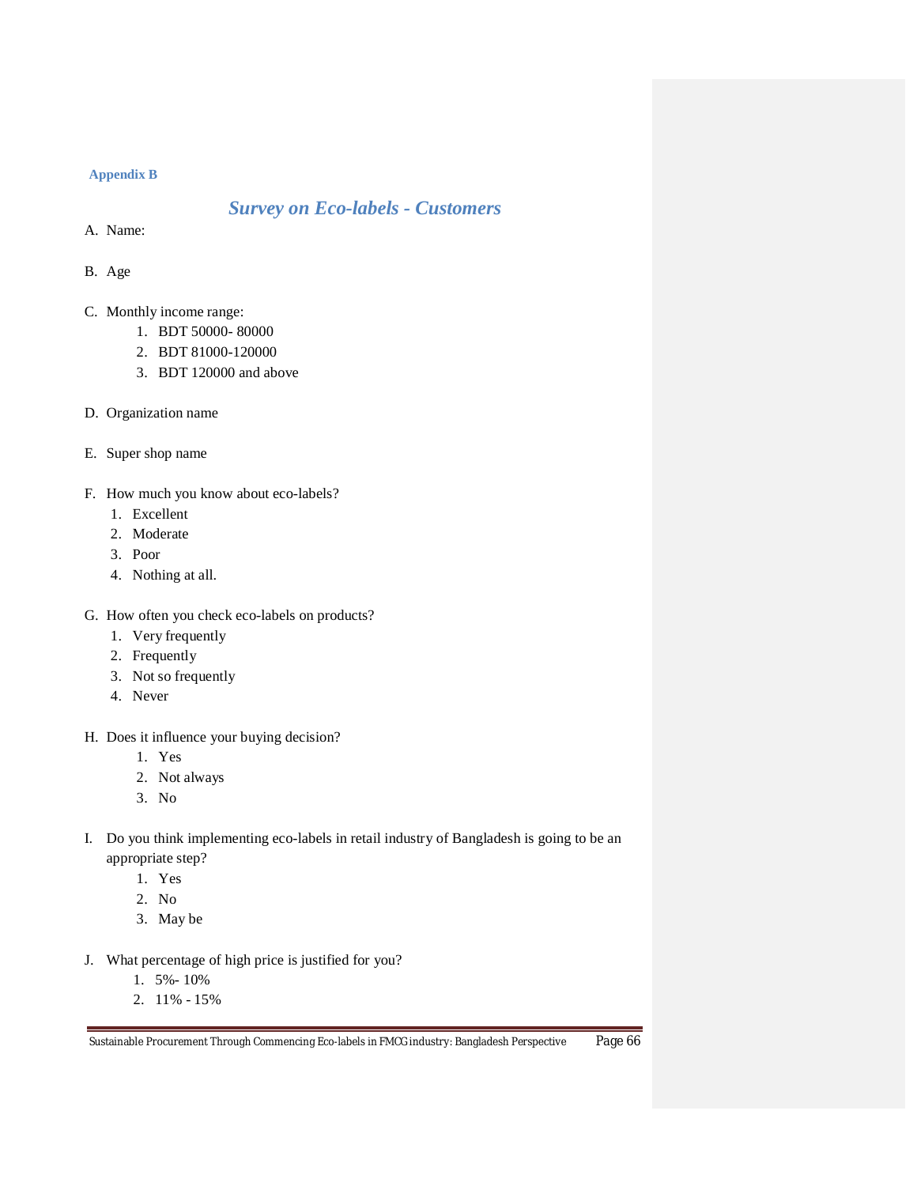**Appendix B**

## *Survey on Eco-labels - Customers*

A. Name:

B. Age

C. Monthly income range:
   1. BDT 50000- 80000
   2. BDT 81000-120000
   3. BDT 120000 and above

D. Organization name

E. Super shop name

F. How much you know about eco-labels?
   1. Excellent
   2. Moderate
   3. Poor
   4. Nothing at all.

G. How often you check eco-labels on products?
   1. Very frequently
   2. Frequently
   3. Not so frequently
   4. Never

H. Does it influence your buying decision?
   1. Yes
   2. Not always
   3. No

I. Do you think implementing eco-labels in retail industry of Bangladesh is going to be an appropriate step?
   1. Yes
   2. No
   3. May be

J. What percentage of high price is justified for you?
   1. 5%- 10%
   2. 11% - 15%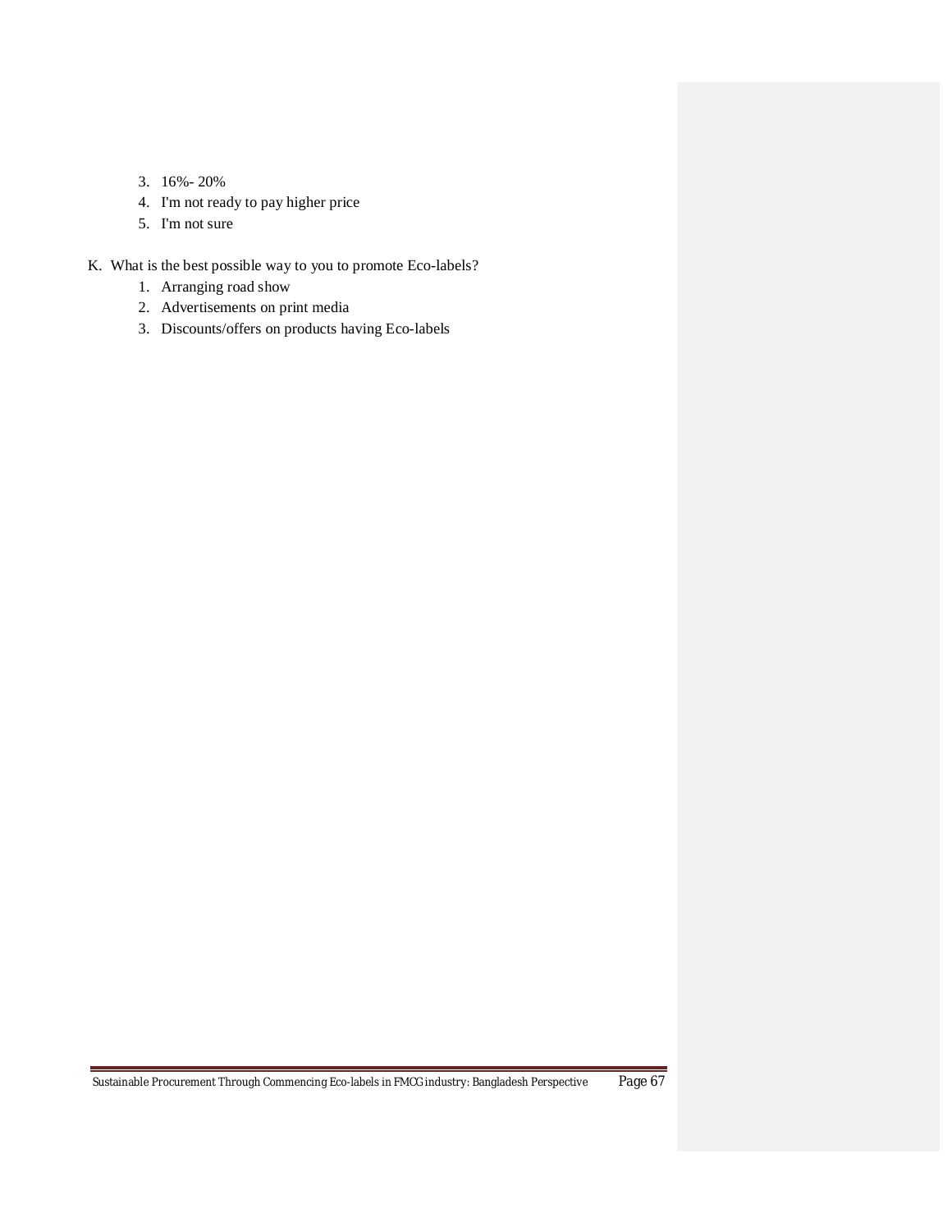3. 16%- 20%
4. I'm not ready to pay higher price
5. I'm not sure

K. What is the best possible way to you to promote Eco-labels?

1. Arranging road show
2. Advertisements on print media
3. Discounts/offers on products having Eco-labels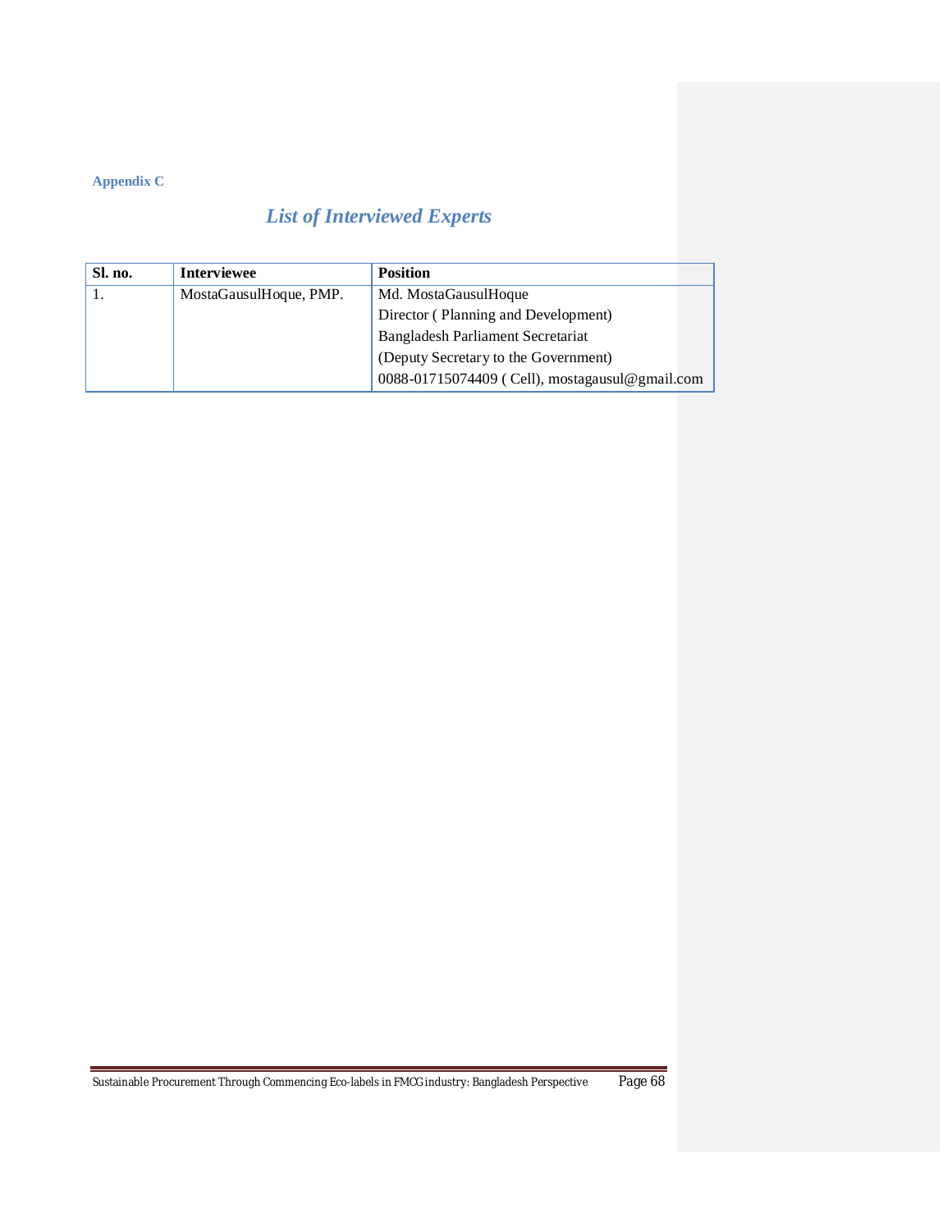**Appendix C**

## *List of Interviewed Experts*

| Sl. no. | Interviewee | Position |
|---|---|---|
| 1. | MostaGausulHoque, PMP. | Md. MostaGausulHoque<br>Director ( Planning and Development)<br>Bangladesh Parliament Secretariat<br>(Deputy Secretary to the Government)<br>0088-01715074409 ( Cell), mostagausul@gmail.com |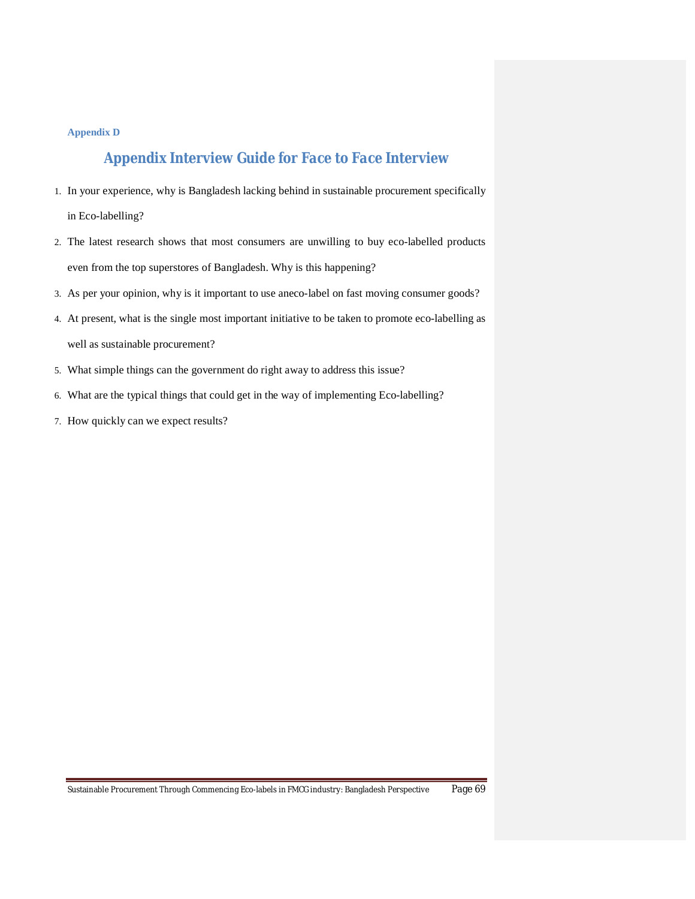Appendix D

## Appendix Interview Guide for Face to Face Interview

1. In your experience, why is Bangladesh lacking behind in sustainable procurement specifically in Eco-labelling?
2. The latest research shows that most consumers are unwilling to buy eco-labelled products even from the top superstores of Bangladesh. Why is this happening?
3. As per your opinion, why is it important to use aneco-label on fast moving consumer goods?
4. At present, what is the single most important initiative to be taken to promote eco-labelling as well as sustainable procurement?
5. What simple things can the government do right away to address this issue?
6. What are the typical things that could get in the way of implementing Eco-labelling?
7. How quickly can we expect results?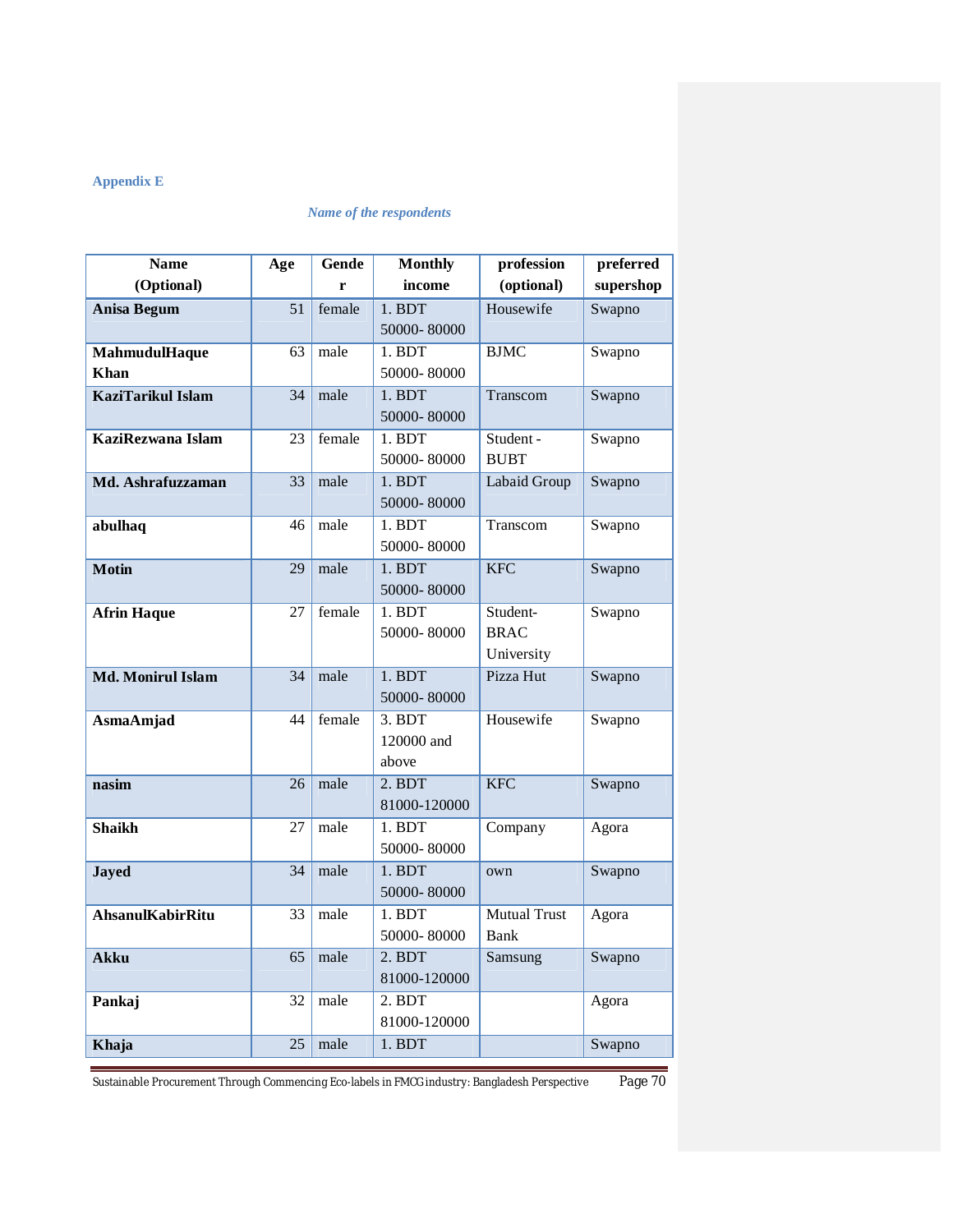**Appendix E**

*Name of the respondents*

| Name (Optional) | Age | Gender | Monthly income | profession (optional) | preferred supershop |
|---|---|---|---|---|---|
| **Anisa Begum** | 51 | female | 1. BDT 50000- 80000 | Housewife | Swapno |
| **MahmudulHaque Khan** | 63 | male | 1. BDT 50000- 80000 | BJMC | Swapno |
| **KaziTarikul Islam** | 34 | male | 1. BDT 50000- 80000 | Transcom | Swapno |
| **KaziRezwana Islam** | 23 | female | 1. BDT 50000- 80000 | Student - BUBT | Swapno |
| **Md. Ashrafuzzaman** | 33 | male | 1. BDT 50000- 80000 | Labaid Group | Swapno |
| **abulhaq** | 46 | male | 1. BDT 50000- 80000 | Transcom | Swapno |
| **Motin** | 29 | male | 1. BDT 50000- 80000 | KFC | Swapno |
| **Afrin Haque** | 27 | female | 1. BDT 50000- 80000 | Student- BRAC University | Swapno |
| **Md. Monirul Islam** | 34 | male | 1. BDT 50000- 80000 | Pizza Hut | Swapno |
| **AsmaAmjad** | 44 | female | 3. BDT 120000 and above | Housewife | Swapno |
| **nasim** | 26 | male | 2. BDT 81000-120000 | KFC | Swapno |
| **Shaikh** | 27 | male | 1. BDT 50000- 80000 | Company | Agora |
| **Jayed** | 34 | male | 1. BDT 50000- 80000 | own | Swapno |
| **AhsanulKabirRitu** | 33 | male | 1. BDT 50000- 80000 | Mutual Trust Bank | Agora |
| **Akku** | 65 | male | 2. BDT 81000-120000 | Samsung | Swapno |
| **Pankaj** | 32 | male | 2. BDT 81000-120000 | | Agora |
| **Khaja** | 25 | male | 1. BDT | | Swapno |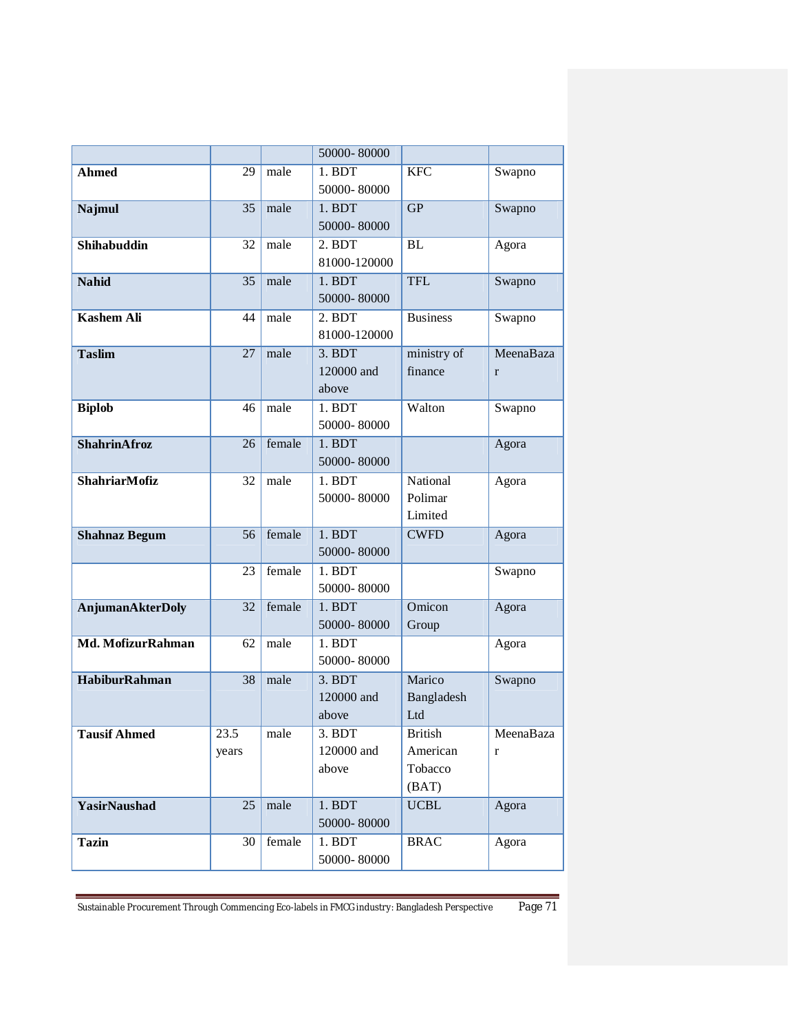| | | | 50000- 80000 | | |
|---|---|---|---|---|---|
| **Ahmed** | 29 | male | 1. BDT 50000- 80000 | KFC | Swapno |
| **Najmul** | 35 | male | 1. BDT 50000- 80000 | GP | Swapno |
| **Shihabuddin** | 32 | male | 2. BDT 81000-120000 | BL | Agora |
| **Nahid** | 35 | male | 1. BDT 50000- 80000 | TFL | Swapno |
| **Kashem Ali** | 44 | male | 2. BDT 81000-120000 | Business | Swapno |
| **Taslim** | 27 | male | 3. BDT 120000 and above | ministry of finance | MeenaBazar |
| **Biplob** | 46 | male | 1. BDT 50000- 80000 | Walton | Swapno |
| **ShahrinAfroz** | 26 | female | 1. BDT 50000- 80000 | | Agora |
| **ShahriarMofiz** | 32 | male | 1. BDT 50000- 80000 | National Polimar Limited | Agora |
| **Shahnaz Begum** | 56 | female | 1. BDT 50000- 80000 | CWFD | Agora |
| | 23 | female | 1. BDT 50000- 80000 | | Swapno |
| **AnjumanAkterDoly** | 32 | female | 1. BDT 50000- 80000 | Omicon Group | Agora |
| **Md. MofizurRahman** | 62 | male | 1. BDT 50000- 80000 | | Agora |
| **HabiburRahman** | 38 | male | 3. BDT 120000 and above | Marico Bangladesh Ltd | Swapno |
| **Tausif Ahmed** | 23.5 years | male | 3. BDT 120000 and above | British American Tobacco (BAT) | MeenaBazar |
| **YasirNaushad** | 25 | male | 1. BDT 50000- 80000 | UCBL | Agora |
| **Tazin** | 30 | female | 1. BDT 50000- 80000 | BRAC | Agora |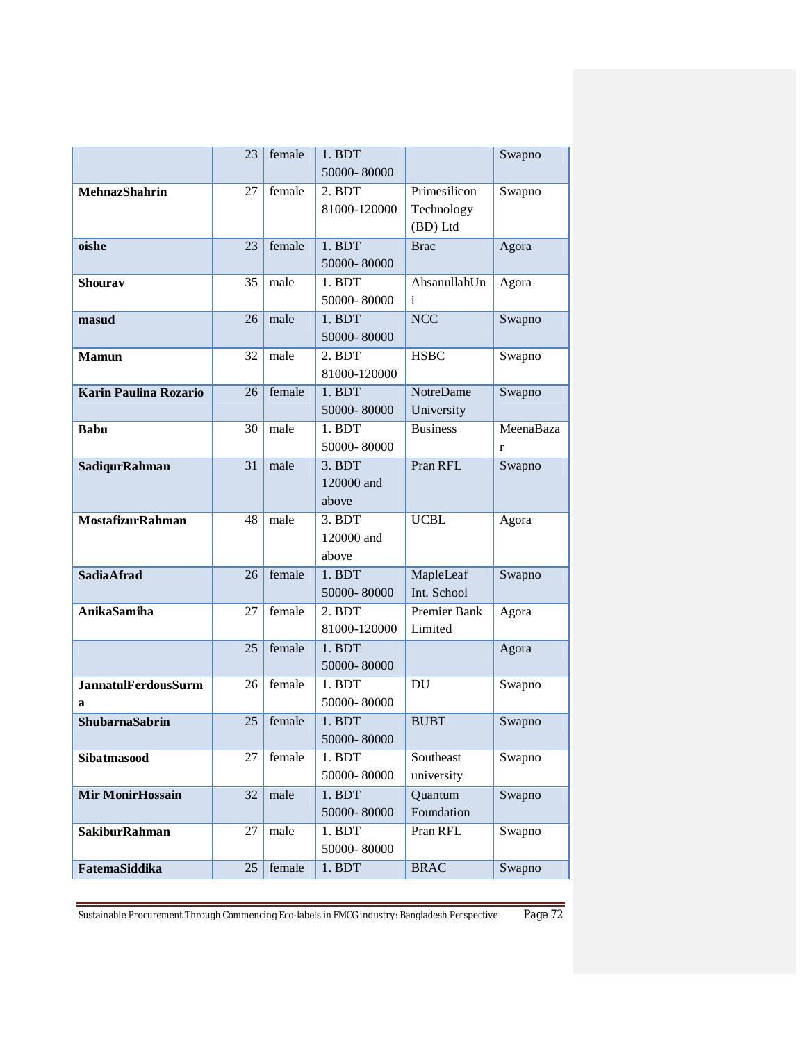| | | | | | |
|---|---|---|---|---|---|
| | 23 | female | 1. BDT 50000- 80000 | | Swapno |
| **MehnazShahrin** | 27 | female | 2. BDT 81000-120000 | Primesilicon Technology (BD) Ltd | Swapno |
| **oishe** | 23 | female | 1. BDT 50000- 80000 | Brac | Agora |
| **Shourav** | 35 | male | 1. BDT 50000- 80000 | AhsanullahUni | Agora |
| **masud** | 26 | male | 1. BDT 50000- 80000 | NCC | Swapno |
| **Mamun** | 32 | male | 2. BDT 81000-120000 | HSBC | Swapno |
| **Karin Paulina Rozario** | 26 | female | 1. BDT 50000- 80000 | NotreDame University | Swapno |
| **Babu** | 30 | male | 1. BDT 50000- 80000 | Business | MeenaBazar |
| **SadiqurRahman** | 31 | male | 3. BDT 120000 and above | Pran RFL | Swapno |
| **MostafizurRahman** | 48 | male | 3. BDT 120000 and above | UCBL | Agora |
| **SadiaAfrad** | 26 | female | 1. BDT 50000- 80000 | MapleLeaf Int. School | Swapno |
| **AnikaSamiha** | 27 | female | 2. BDT 81000-120000 | Premier Bank Limited | Agora |
| | 25 | female | 1. BDT 50000- 80000 | | Agora |
| **JannatulFerdousSurma** | 26 | female | 1. BDT 50000- 80000 | DU | Swapno |
| **ShubarnaSabrin** | 25 | female | 1. BDT 50000- 80000 | BUBT | Swapno |
| **Sibatmasood** | 27 | female | 1. BDT 50000- 80000 | Southeast university | Swapno |
| **Mir MonirHossain** | 32 | male | 1. BDT 50000- 80000 | Quantum Foundation | Swapno |
| **SakiburRahman** | 27 | male | 1. BDT 50000- 80000 | Pran RFL | Swapno |
| **FatemaSiddika** | 25 | female | 1. BDT | BRAC | Swapno |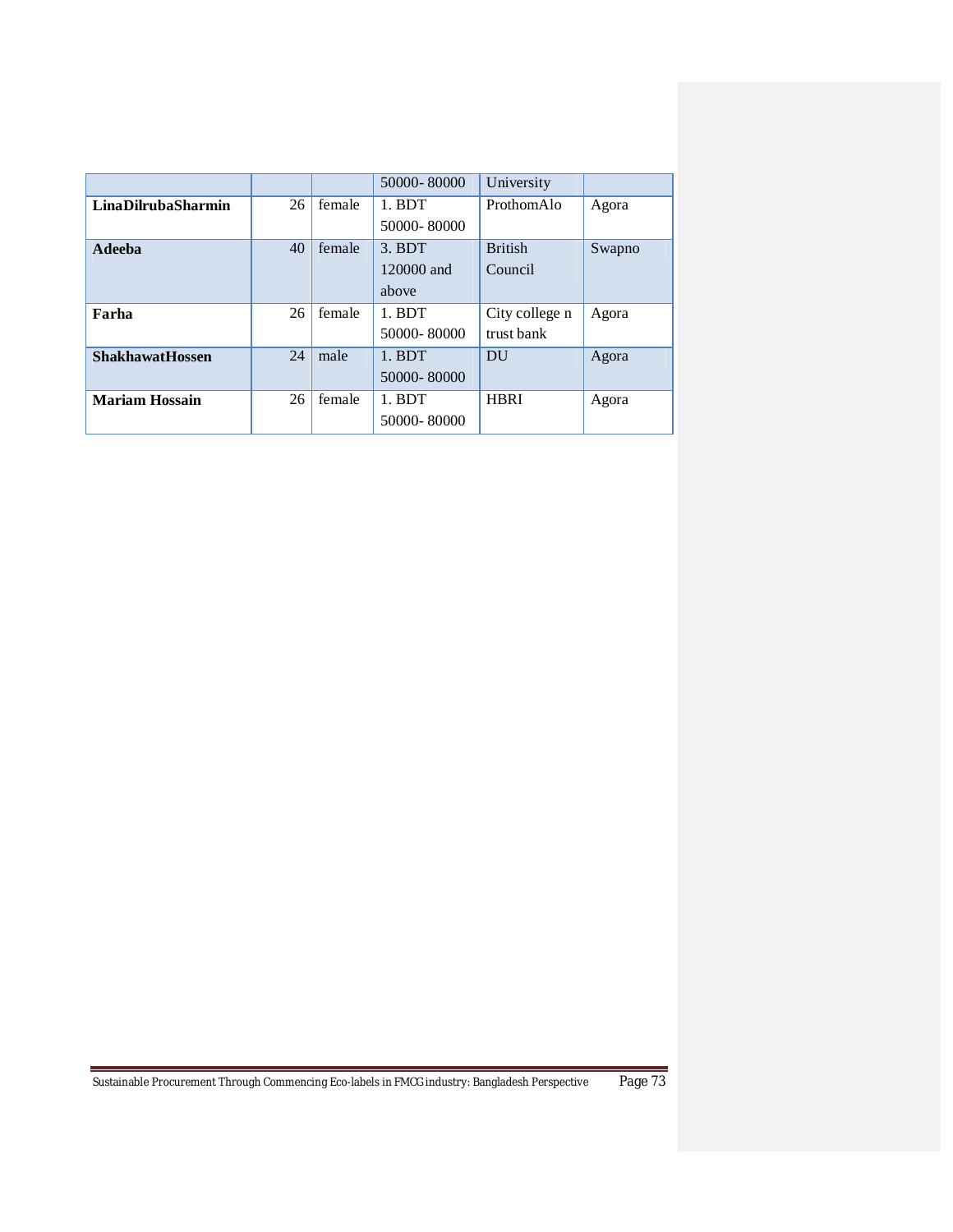| | | | | | |
|---|---|---|---|---|---|
| | | | 50000- 80000 | University | |
| **LinaDilrubaSharmin** | 26 | female | 1. BDT 50000- 80000 | ProthomAlo | Agora |
| **Adeeba** | 40 | female | 3. BDT 120000 and above | British Council | Swapno |
| **Farha** | 26 | female | 1. BDT 50000- 80000 | City college n trust bank | Agora |
| **ShakhawatHossen** | 24 | male | 1. BDT 50000- 80000 | DU | Agora |
| **Mariam Hossain** | 26 | female | 1. BDT 50000- 80000 | HBRI | Agora |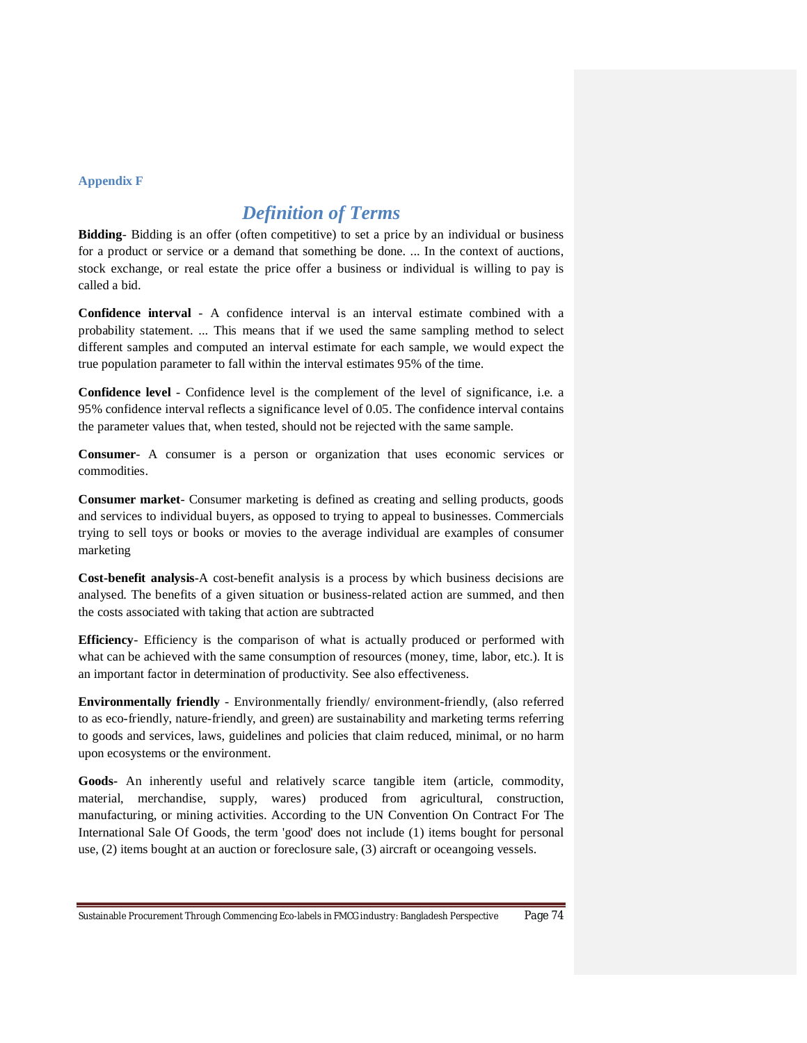**Appendix F**

# *Definition of Terms*

**Bidding**- Bidding is an offer (often competitive) to set a price by an individual or business for a product or service or a demand that something be done. ... In the context of auctions, stock exchange, or real estate the price offer a business or individual is willing to pay is called a bid.

**Confidence interval** - A confidence interval is an interval estimate combined with a probability statement. ... This means that if we used the same sampling method to select different samples and computed an interval estimate for each sample, we would expect the true population parameter to fall within the interval estimates 95% of the time.

**Confidence level** - Confidence level is the complement of the level of significance, i.e. a 95% confidence interval reflects a significance level of 0.05. The confidence interval contains the parameter values that, when tested, should not be rejected with the same sample.

**Consumer**- A consumer is a person or organization that uses economic services or commodities.

**Consumer market**- Consumer marketing is defined as creating and selling products, goods and services to individual buyers, as opposed to trying to appeal to businesses. Commercials trying to sell toys or books or movies to the average individual are examples of consumer marketing

**Cost-benefit analysis**-A cost-benefit analysis is a process by which business decisions are analysed. The benefits of a given situation or business-related action are summed, and then the costs associated with taking that action are subtracted

**Efficiency**- Efficiency is the comparison of what is actually produced or performed with what can be achieved with the same consumption of resources (money, time, labor, etc.). It is an important factor in determination of productivity. See also effectiveness.

**Environmentally friendly** - Environmentally friendly/ environment-friendly, (also referred to as eco-friendly, nature-friendly, and green) are sustainability and marketing terms referring to goods and services, laws, guidelines and policies that claim reduced, minimal, or no harm upon ecosystems or the environment.

**Goods-** An inherently useful and relatively scarce tangible item (article, commodity, material, merchandise, supply, wares) produced from agricultural, construction, manufacturing, or mining activities. According to the UN Convention On Contract For The International Sale Of Goods, the term 'good' does not include (1) items bought for personal use, (2) items bought at an auction or foreclosure sale, (3) aircraft or oceangoing vessels.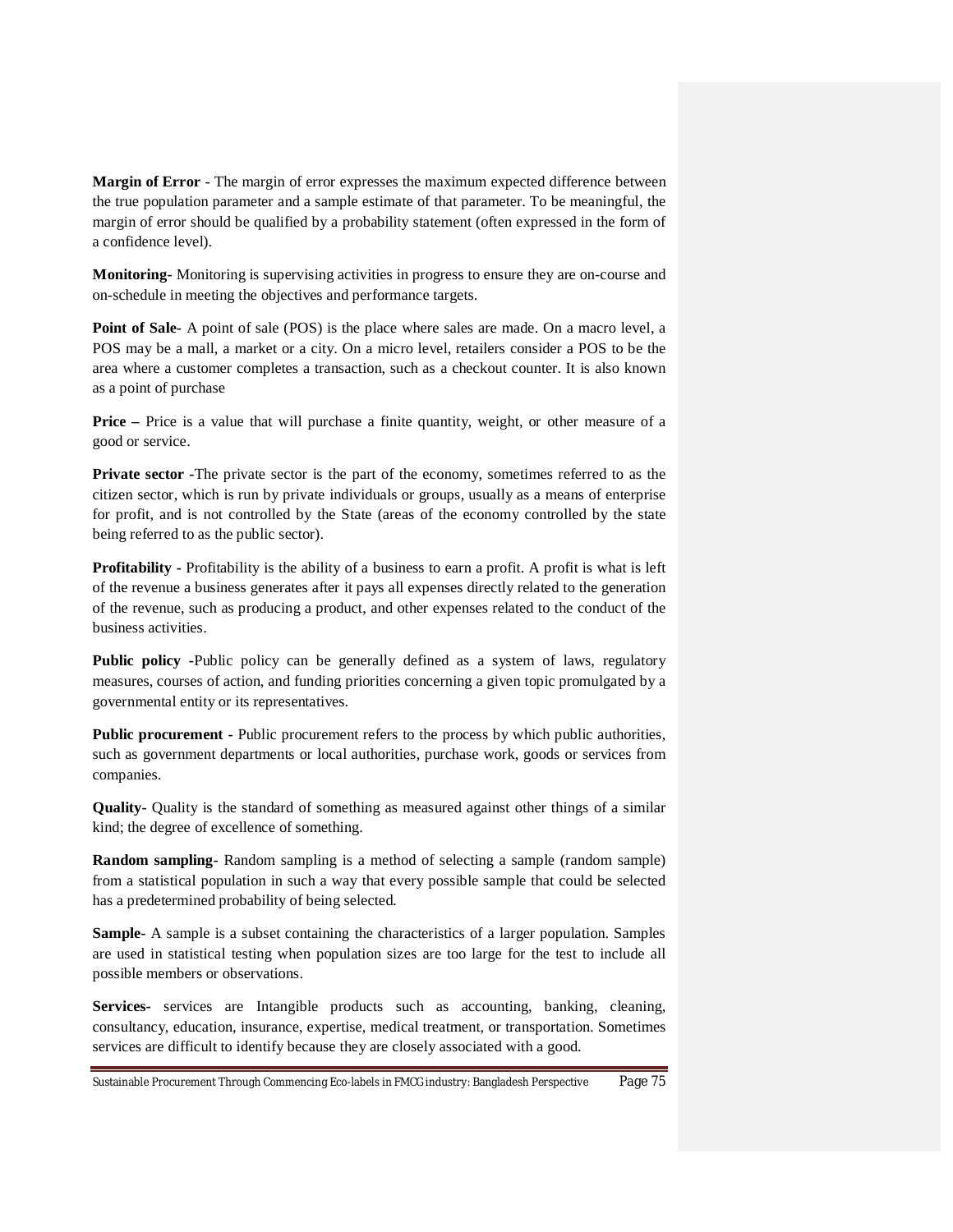**Margin of Error** - The margin of error expresses the maximum expected difference between the true population parameter and a sample estimate of that parameter. To be meaningful, the margin of error should be qualified by a probability statement (often expressed in the form of a confidence level).

**Monitoring**- Monitoring is supervising activities in progress to ensure they are on-course and on-schedule in meeting the objectives and performance targets.

**Point of Sale**- A point of sale (POS) is the place where sales are made. On a macro level, a POS may be a mall, a market or a city. On a micro level, retailers consider a POS to be the area where a customer completes a transaction, such as a checkout counter. It is also known as a point of purchase

**Price –** Price is a value that will purchase a finite quantity, weight, or other measure of a good or service.

**Private sector -**The private sector is the part of the economy, sometimes referred to as the citizen sector, which is run by private individuals or groups, usually as a means of enterprise for profit, and is not controlled by the State (areas of the economy controlled by the state being referred to as the public sector).

**Profitability** - Profitability is the ability of a business to earn a profit. A profit is what is left of the revenue a business generates after it pays all expenses directly related to the generation of the revenue, such as producing a product, and other expenses related to the conduct of the business activities.

**Public policy -**Public policy can be generally defined as a system of laws, regulatory measures, courses of action, and funding priorities concerning a given topic promulgated by a governmental entity or its representatives.

**Public procurement -** Public procurement refers to the process by which public authorities, such as government departments or local authorities, purchase work, goods or services from companies.

**Quality-** Quality is the standard of something as measured against other things of a similar kind; the degree of excellence of something.

**Random sampling**- Random sampling is a method of selecting a sample (random sample) from a statistical population in such a way that every possible sample that could be selected has a predetermined probability of being selected.

**Sample-** A sample is a subset containing the characteristics of a larger population. Samples are used in statistical testing when population sizes are too large for the test to include all possible members or observations.

**Services-** services are Intangible products such as accounting, banking, cleaning, consultancy, education, insurance, expertise, medical treatment, or transportation. Sometimes services are difficult to identify because they are closely associated with a good.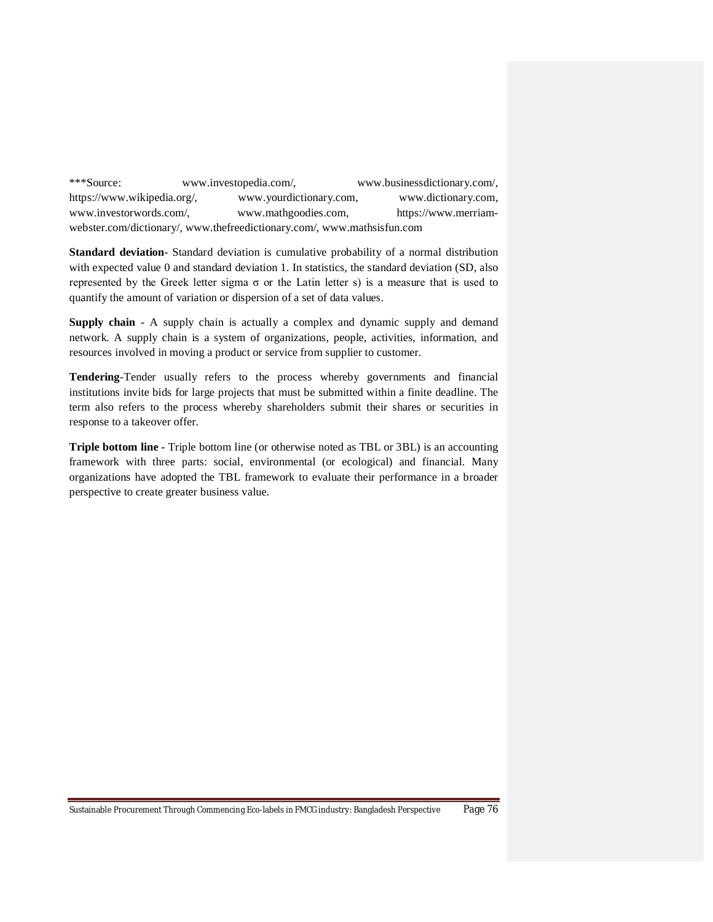***Source: www.investopedia.com/, www.businessdictionary.com/, https://www.wikipedia.org/, www.yourdictionary.com, www.dictionary.com, www.investorwords.com/, www.mathgoodies.com, https://www.merriam-webster.com/dictionary/, www.thefreedictionary.com/, www.mathsisfun.com

**Standard deviation-** Standard deviation is cumulative probability of a normal distribution with expected value 0 and standard deviation 1. In statistics, the standard deviation (SD, also represented by the Greek letter sigma σ or the Latin letter s) is a measure that is used to quantify the amount of variation or dispersion of a set of data values.

**Supply chain -** A supply chain is actually a complex and dynamic supply and demand network. A supply chain is a system of organizations, people, activities, information, and resources involved in moving a product or service from supplier to customer.

**Tendering**-Tender usually refers to the process whereby governments and financial institutions invite bids for large projects that must be submitted within a finite deadline. The term also refers to the process whereby shareholders submit their shares or securities in response to a takeover offer.

**Triple bottom line -** Triple bottom line (or otherwise noted as TBL or 3BL) is an accounting framework with three parts: social, environmental (or ecological) and financial. Many organizations have adopted the TBL framework to evaluate their performance in a broader perspective to create greater business value.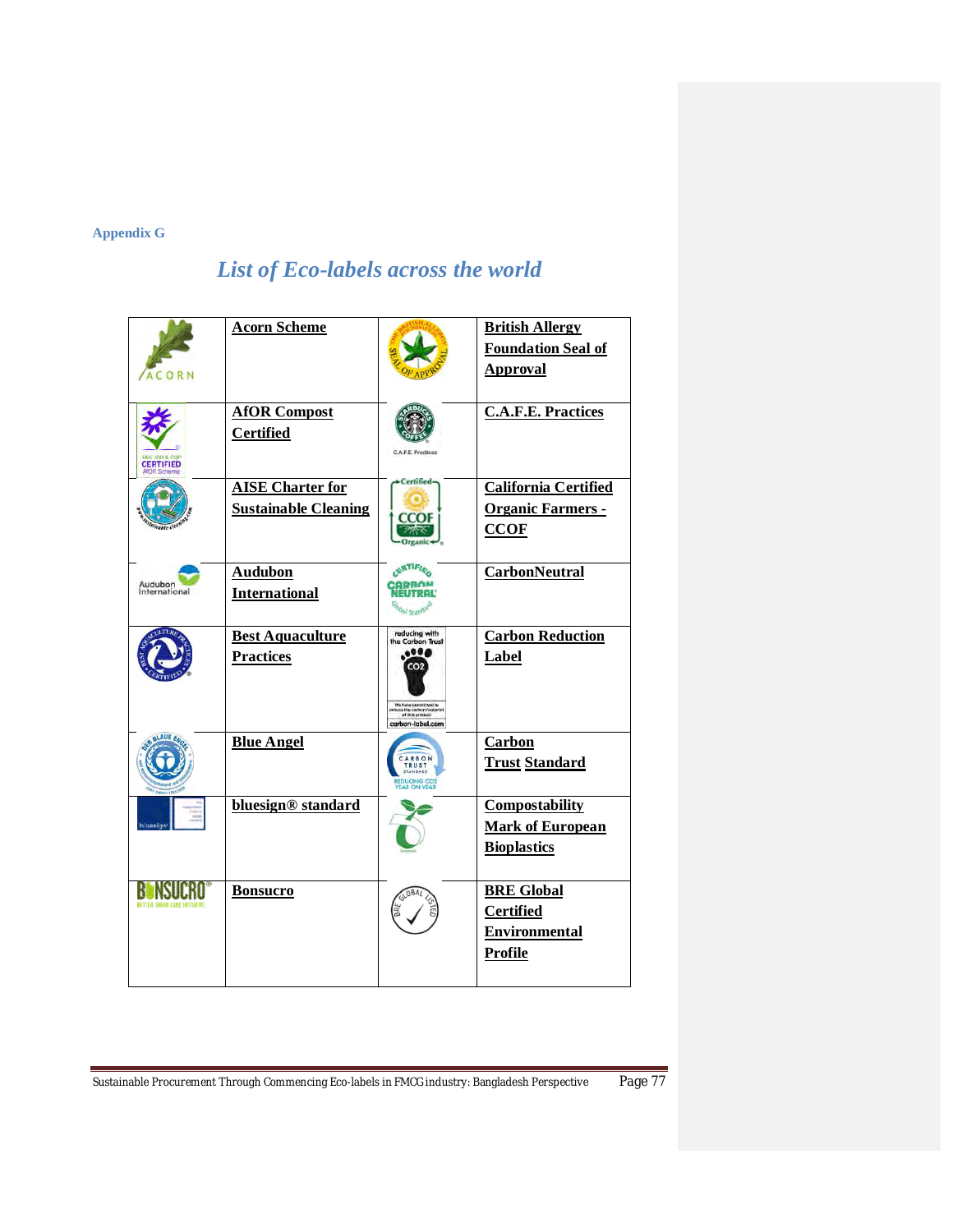Appendix G

## *List of Eco-labels across the world*

| | | | |
|---|---|---|---|
| | **Acorn Scheme** | | **British Allergy Foundation Seal of Approval** |
| | **AfOR Compost Certified** | | **C.A.F.E. Practices** |
| | **AISE Charter for Sustainable Cleaning** | | **California Certified Organic Farmers - CCOF** |
| | **Audubon International** | | **CarbonNeutral** |
| | **Best Aquaculture Practices** | | **Carbon Reduction Label** |
| | **Blue Angel** | | **Carbon Trust Standard** |
| | **bluesign® standard** | | **Compostability Mark of European Bioplastics** |
| | **Bonsucro** | | **BRE Global Certified Environmental Profile** |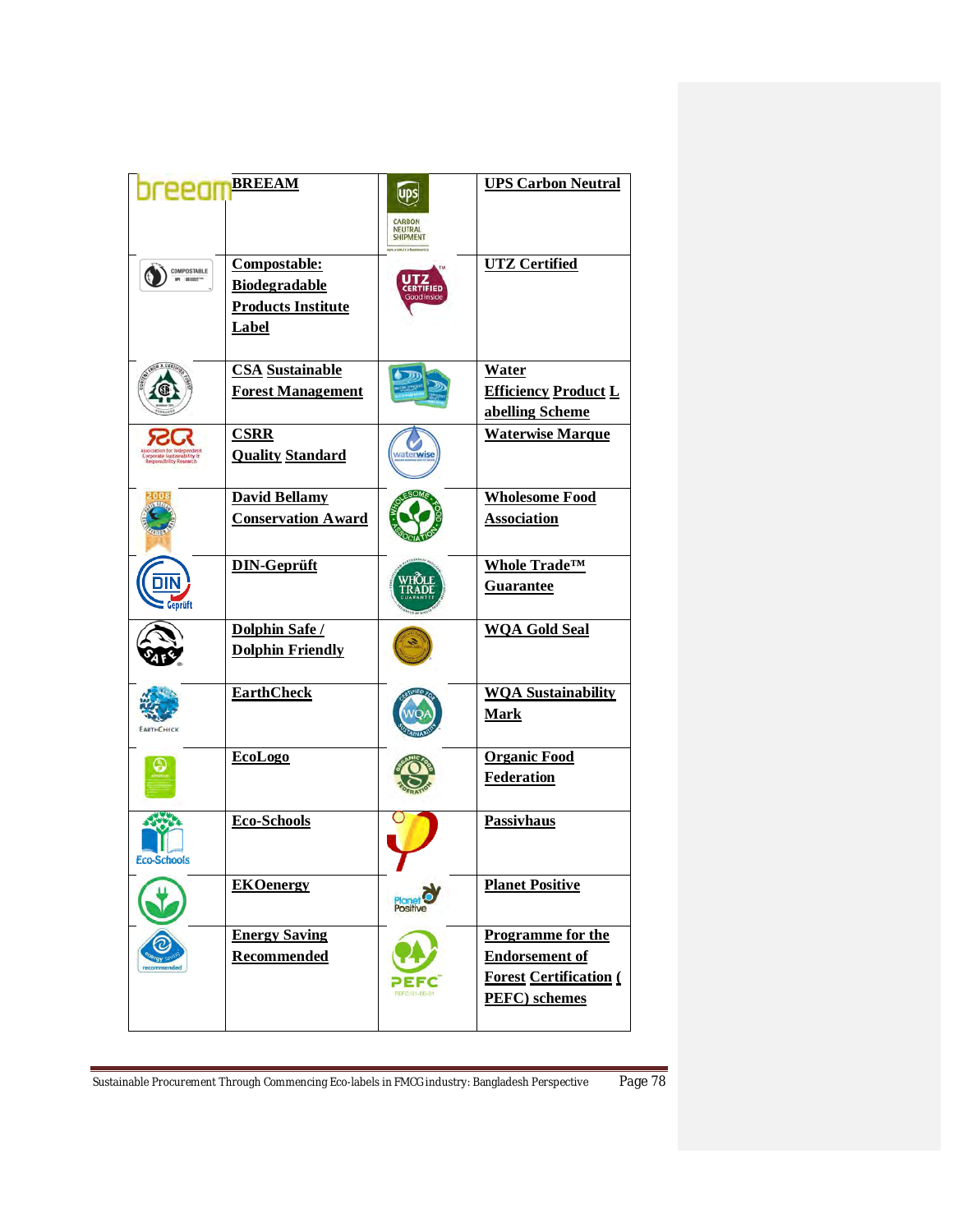| | | | |
|---|---|---|---|
| | **BREEAM** | | **UPS Carbon Neutral** |
| | **Compostable: Biodegradable Products Institute Label** | | **UTZ Certified** |
| | **CSA Sustainable Forest Management** | | **Water Efficiency Product Labelling Scheme** |
| | **CSRR Quality Standard** | | **Waterwise Marque** |
| | **David Bellamy Conservation Award** | | **Wholesome Food Association** |
| | **DIN-Geprüft** | | **Whole Trade™ Guarantee** |
| | **Dolphin Safe / Dolphin Friendly** | | **WQA Gold Seal** |
| | **EarthCheck** | | **WQA Sustainability Mark** |
| | **EcoLogo** | | **Organic Food Federation** |
| | **Eco-Schools** | | **Passivhaus** |
| | **EKOenergy** | | **Planet Positive** |
| | **Energy Saving Recommended** | | **Programme for the Endorsement of Forest Certification ( PEFC) schemes** |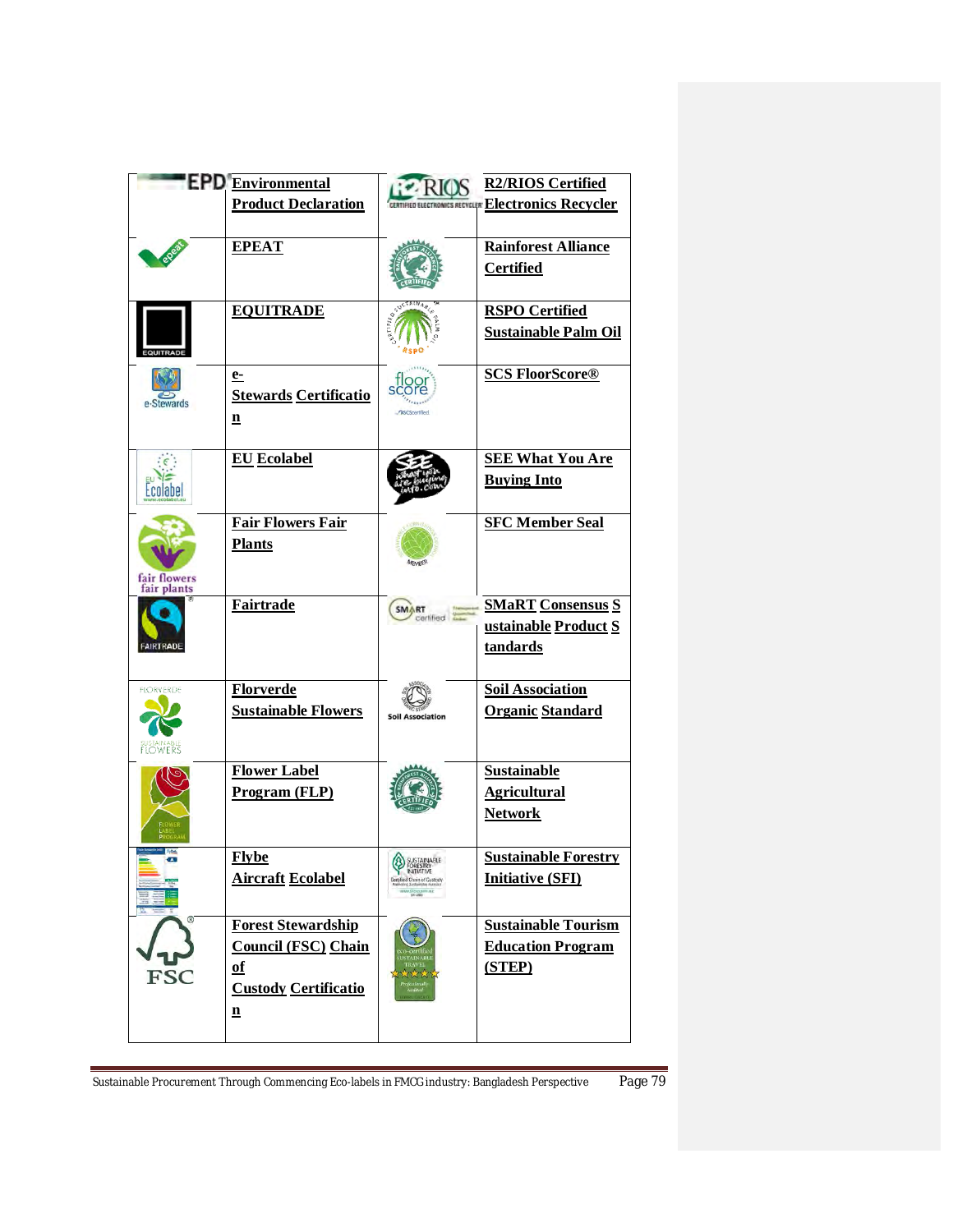| | | | |
|---|---|---|---|
| EPD | **Environmental Product Declaration** | R2 RIOS CERTIFIED ELECTRONICS RECYCLER | **R2/RIOS Certified Electronics Recycler** |
| epeat | **EPEAT** | | **Rainforest Alliance Certified** |
| EQUITRADE | **EQUITRADE** | RSPO | **RSPO Certified Sustainable Palm Oil** |
| e-Stewards | **e-Stewards Certification** | floor score | **SCS FloorScore®** |
| EU Ecolabel www.ecolabel.eu | **EU Ecolabel** | | **SEE What You Are Buying Into** |
| fair flowers fair plants | **Fair Flowers Fair Plants** | | **SFC Member Seal** |
| FAIRTRADE | **Fairtrade** | SMART certified | **SMaRT Consensus Sustainable Product Standards** |
| FLORVERDE SUSTAINABLE FLOWERS | **Florverde Sustainable Flowers** | Soil Association | **Soil Association Organic Standard** |
| FLOWER LABEL PROGRAM | **Flower Label Program (FLP)** | | **Sustainable Agricultural Network** |
| | **Flybe Aircraft Ecolabel** | SUSTAINABLE FORESTRY INITIATIVE | **Sustainable Forestry Initiative (SFI)** |
| FSC | **Forest Stewardship Council (FSC) Chain of Custody Certification** | eco-certified SUSTAINABLE TRAVEL | **Sustainable Tourism Education Program (STEP)** |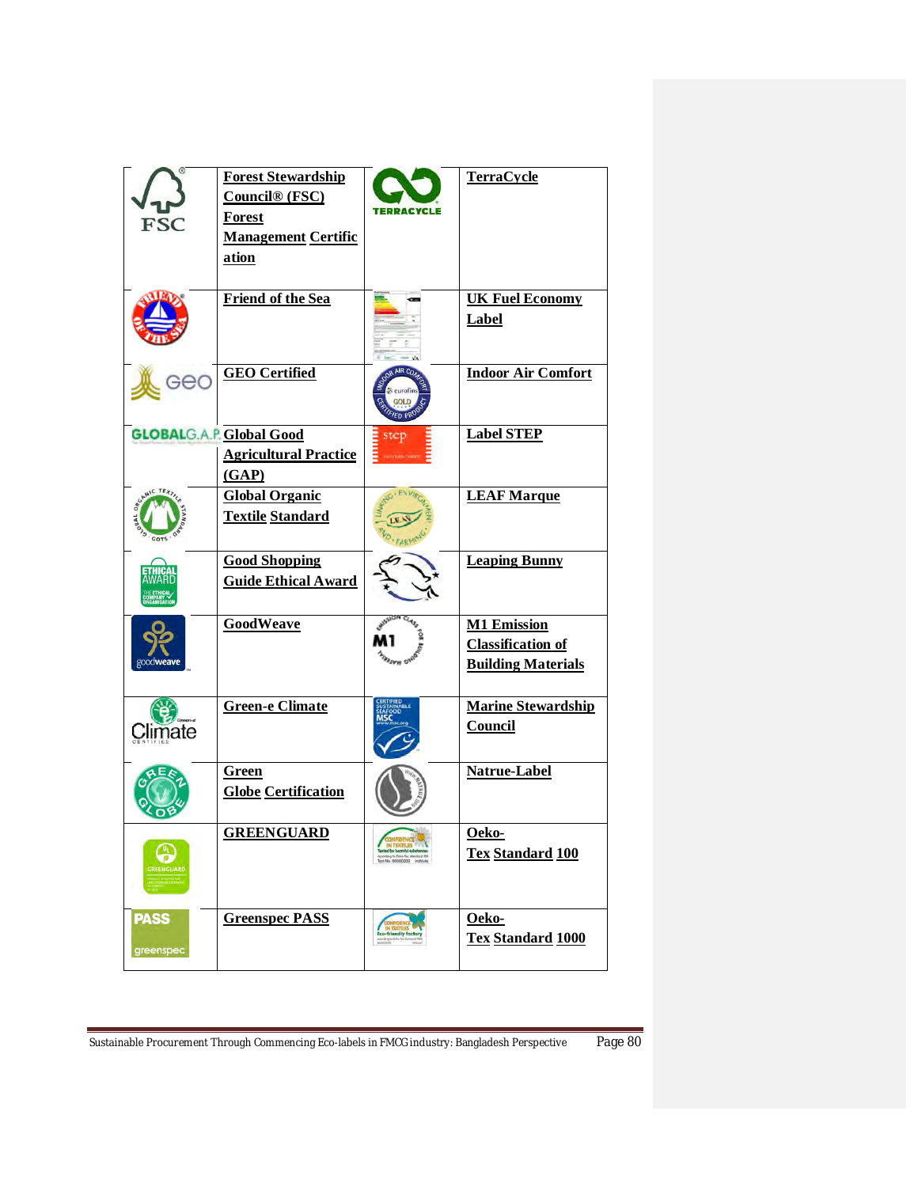| | | | |
|---|---|---|---|
| | **Forest Stewardship Council® (FSC) Forest Management Certification** | | **TerraCycle** |
| | **Friend of the Sea** | | **UK Fuel Economy Label** |
| | **GEO Certified** | | **Indoor Air Comfort** |
| | **Global Good Agricultural Practice (GAP)** | | **Label STEP** |
| | **Global Organic Textile Standard** | | **LEAF Marque** |
| | **Good Shopping Guide Ethical Award** | | **Leaping Bunny** |
| | **GoodWeave** | | **M1 Emission Classification of Building Materials** |
| | **Green-e Climate** | | **Marine Stewardship Council** |
| | **Green Globe Certification** | | **Natrue-Label** |
| | **GREENGUARD** | | **Oeko-Tex Standard 100** |
| | **Greenspec PASS** | | **Oeko-Tex Standard 1000** |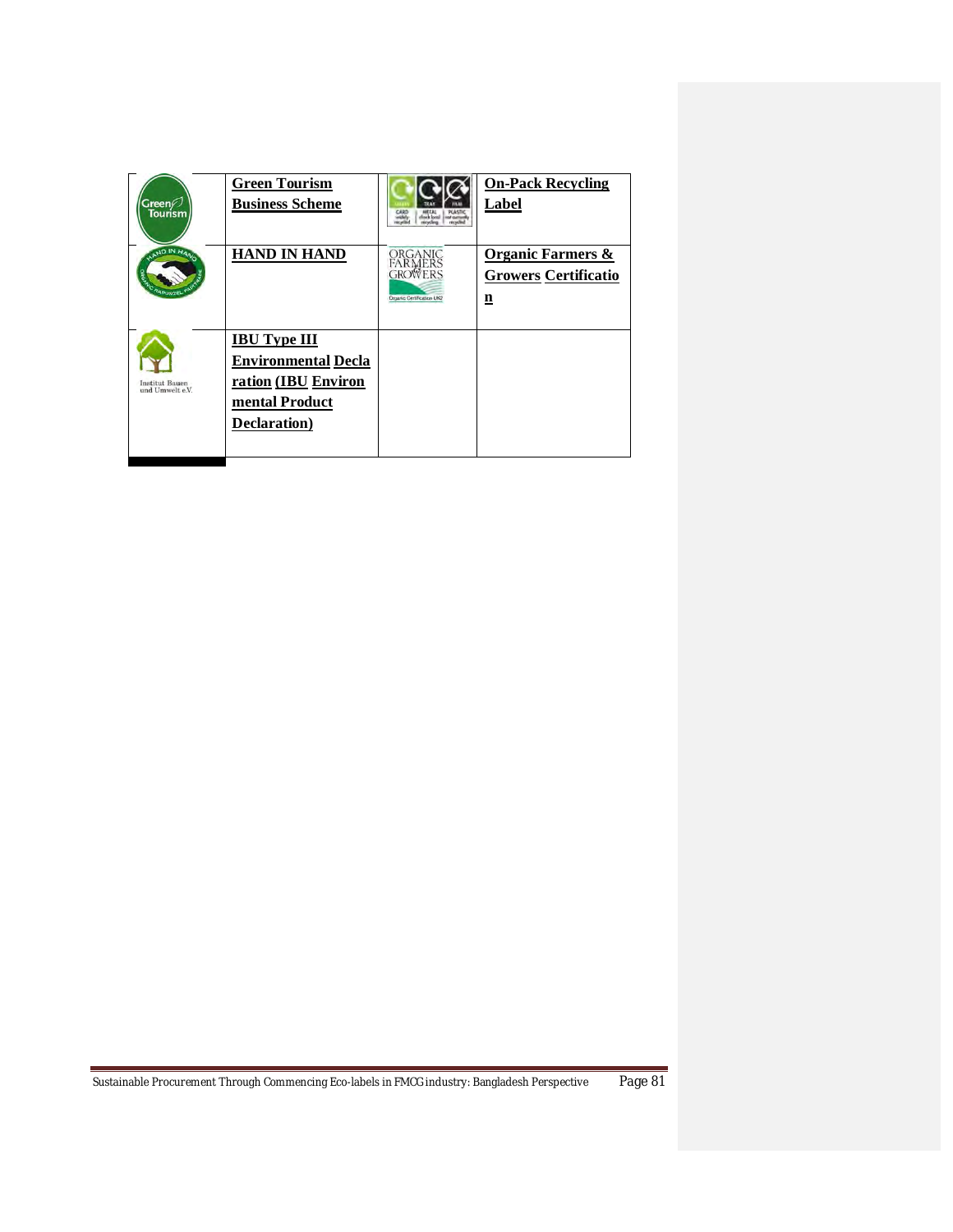| | | | |
|---|---|---|---|
| | **Green Tourism Business Scheme** | | **On-Pack Recycling Label** |
| | **HAND IN HAND** | | **Organic Farmers & Growers Certification** |
| Institut Bauen und Umwelt e.V. | **IBU Type III Environmental Declaration (IBU Environmental Product Declaration)** | | |